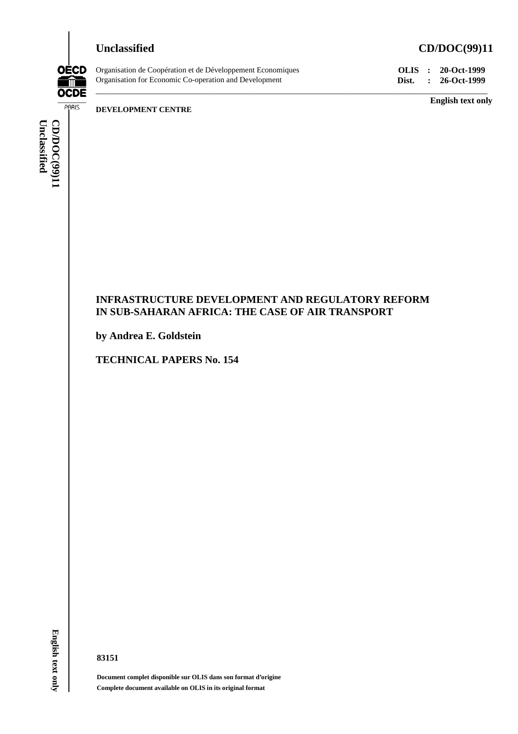**Unclassified** **CD/DOC(99)11**

Organisation de Coopération et de Développement Economiques
Organisation for Economic Co-operation and Development

**OLIS : 20-Oct-1999**
**Dist. : 26-Oct-1999**

**English text only**

**DEVELOPMENT CENTRE**

# INFRASTRUCTURE DEVELOPMENT AND REGULATORY REFORM IN SUB-SAHARAN AFRICA: THE CASE OF AIR TRANSPORT

**by Andrea E. Goldstein**

**TECHNICAL PAPERS No. 154**

**83151**

**Document complet disponible sur OLIS dans son format d'origine**
**Complete document available on OLIS in its original format**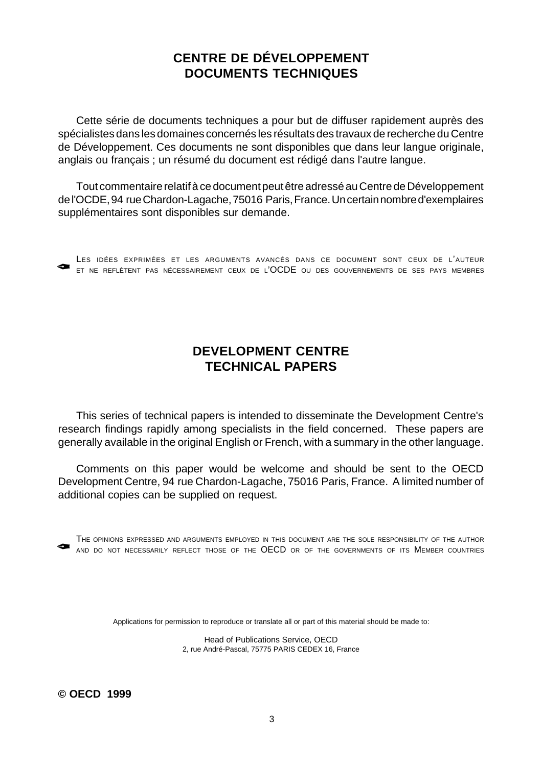# CENTRE DE DÉVELOPPEMENT
# DOCUMENTS TECHNIQUES

Cette série de documents techniques a pour but de diffuser rapidement auprès des spécialistes dans les domaines concernés les résultats des travaux de recherche du Centre de Développement. Ces documents ne sont disponibles que dans leur langue originale, anglais ou français ; un résumé du document est rédigé dans l'autre langue.

Tout commentaire relatif à ce document peut être adressé au Centre de Développement de l'OCDE, 94 rue Chardon-Lagache, 75016 Paris, France. Un certain nombre d'exemplaires supplémentaires sont disponibles sur demande.

LES IDÉES EXPRIMÉES ET LES ARGUMENTS AVANCÉS DANS CE DOCUMENT SONT CEUX DE L'AUTEUR ET NE REFLÈTENT PAS NÉCESSAIREMENT CEUX DE L'OCDE OU DES GOUVERNEMENTS DE SES PAYS MEMBRES

# DEVELOPMENT CENTRE
# TECHNICAL PAPERS

This series of technical papers is intended to disseminate the Development Centre's research findings rapidly among specialists in the field concerned. These papers are generally available in the original English or French, with a summary in the other language.

Comments on this paper would be welcome and should be sent to the OECD Development Centre, 94 rue Chardon-Lagache, 75016 Paris, France. A limited number of additional copies can be supplied on request.

THE OPINIONS EXPRESSED AND ARGUMENTS EMPLOYED IN THIS DOCUMENT ARE THE SOLE RESPONSIBILITY OF THE AUTHOR AND DO NOT NECESSARILY REFLECT THOSE OF THE OECD OR OF THE GOVERNMENTS OF ITS MEMBER COUNTRIES

Applications for permission to reproduce or translate all or part of this material should be made to:

Head of Publications Service, OECD
2, rue André-Pascal, 75775 PARIS CEDEX 16, France

**© OECD 1999**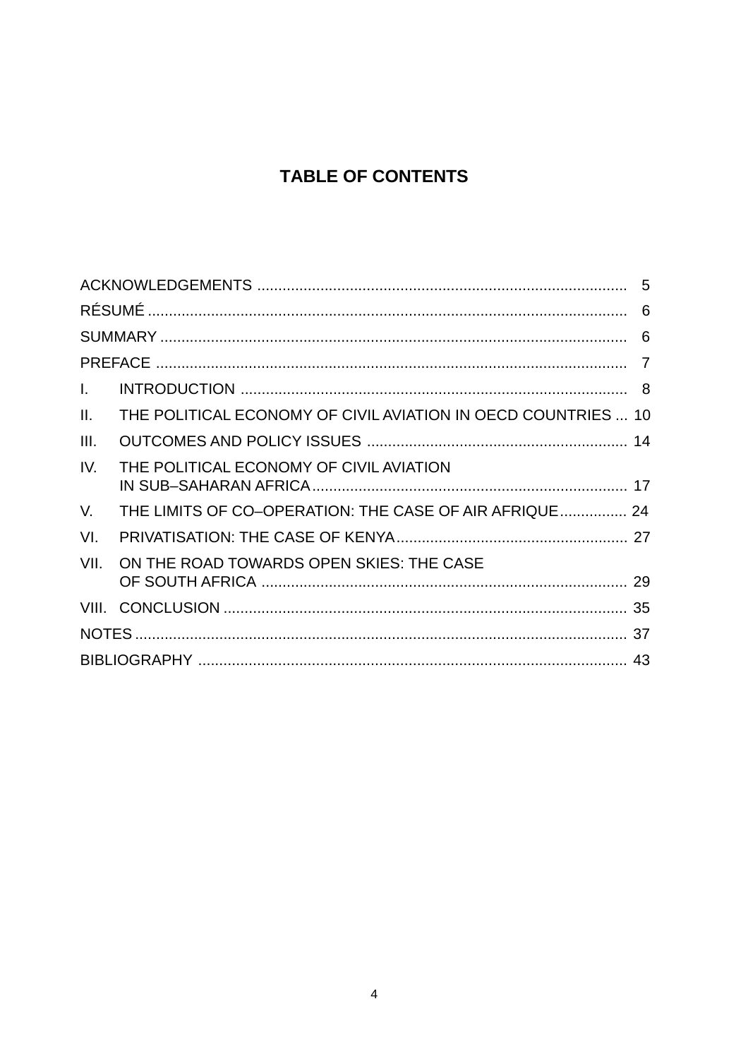# TABLE OF CONTENTS

| | | |
|---|---|---|
| ACKNOWLEDGEMENTS | | 5 |
| RÉSUMÉ | | 6 |
| SUMMARY | | 6 |
| PREFACE | | 7 |
| I. | INTRODUCTION | 8 |
| II. | THE POLITICAL ECONOMY OF CIVIL AVIATION IN OECD COUNTRIES | 10 |
| III. | OUTCOMES AND POLICY ISSUES | 14 |
| IV. | THE POLITICAL ECONOMY OF CIVIL AVIATION IN SUB–SAHARAN AFRICA | 17 |
| V. | THE LIMITS OF CO–OPERATION: THE CASE OF AIR AFRIQUE | 24 |
| VI. | PRIVATISATION: THE CASE OF KENYA | 27 |
| VII. | ON THE ROAD TOWARDS OPEN SKIES: THE CASE OF SOUTH AFRICA | 29 |
| VIII. | CONCLUSION | 35 |
| NOTES | | 37 |
| BIBLIOGRAPHY | | 43 |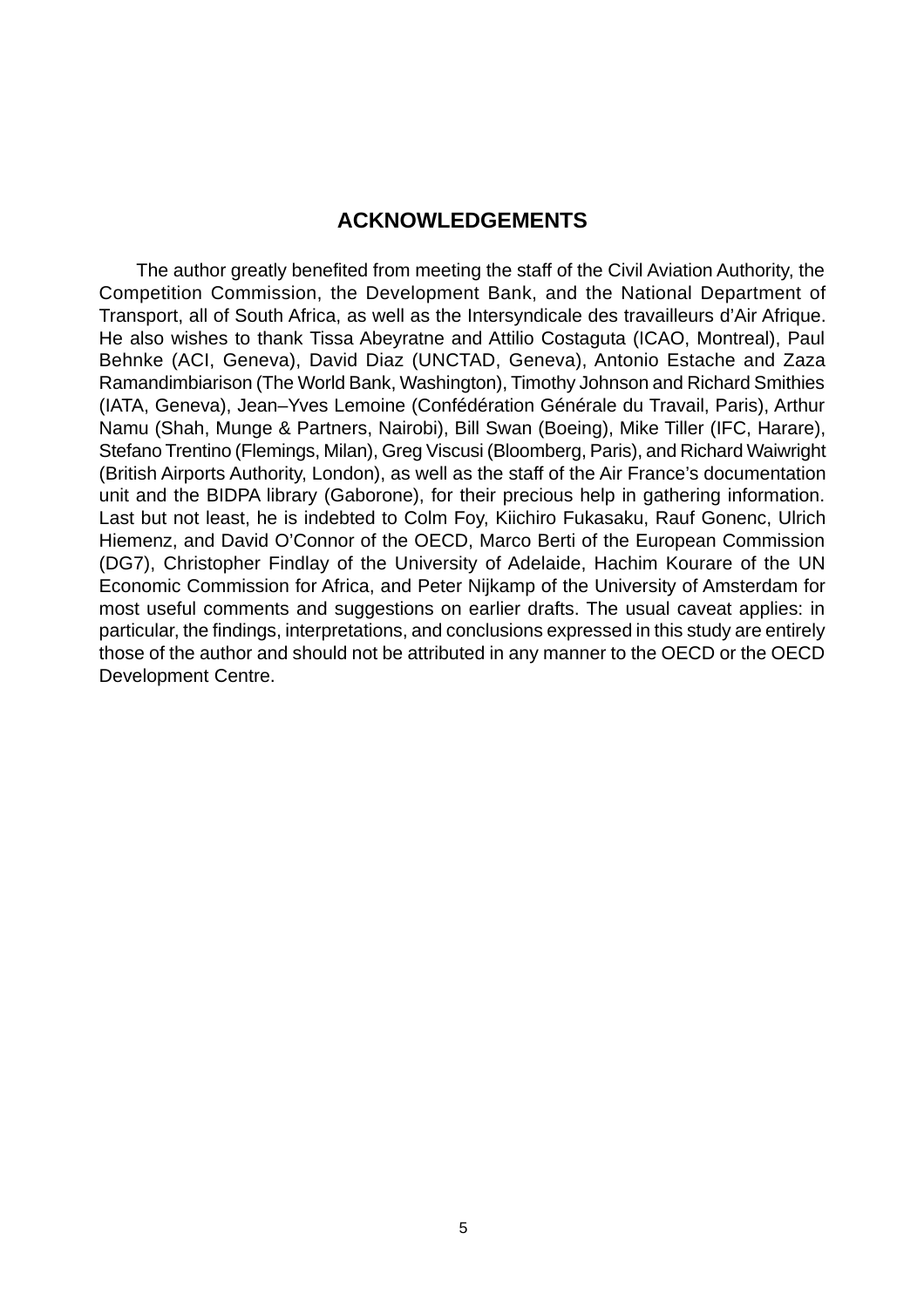# ACKNOWLEDGEMENTS

The author greatly benefited from meeting the staff of the Civil Aviation Authority, the Competition Commission, the Development Bank, and the National Department of Transport, all of South Africa, as well as the Intersyndicale des travailleurs d'Air Afrique. He also wishes to thank Tissa Abeyratne and Attilio Costaguta (ICAO, Montreal), Paul Behnke (ACI, Geneva), David Diaz (UNCTAD, Geneva), Antonio Estache and Zaza Ramandimbiarison (The World Bank, Washington), Timothy Johnson and Richard Smithies (IATA, Geneva), Jean–Yves Lemoine (Confédération Générale du Travail, Paris), Arthur Namu (Shah, Munge & Partners, Nairobi), Bill Swan (Boeing), Mike Tiller (IFC, Harare), Stefano Trentino (Flemings, Milan), Greg Viscusi (Bloomberg, Paris), and Richard Waiwright (British Airports Authority, London), as well as the staff of the Air France's documentation unit and the BIDPA library (Gaborone), for their precious help in gathering information. Last but not least, he is indebted to Colm Foy, Kiichiro Fukasaku, Rauf Gonenc, Ulrich Hiemenz, and David O'Connor of the OECD, Marco Berti of the European Commission (DG7), Christopher Findlay of the University of Adelaide, Hachim Kourare of the UN Economic Commission for Africa, and Peter Nijkamp of the University of Amsterdam for most useful comments and suggestions on earlier drafts. The usual caveat applies: in particular, the findings, interpretations, and conclusions expressed in this study are entirely those of the author and should not be attributed in any manner to the OECD or the OECD Development Centre.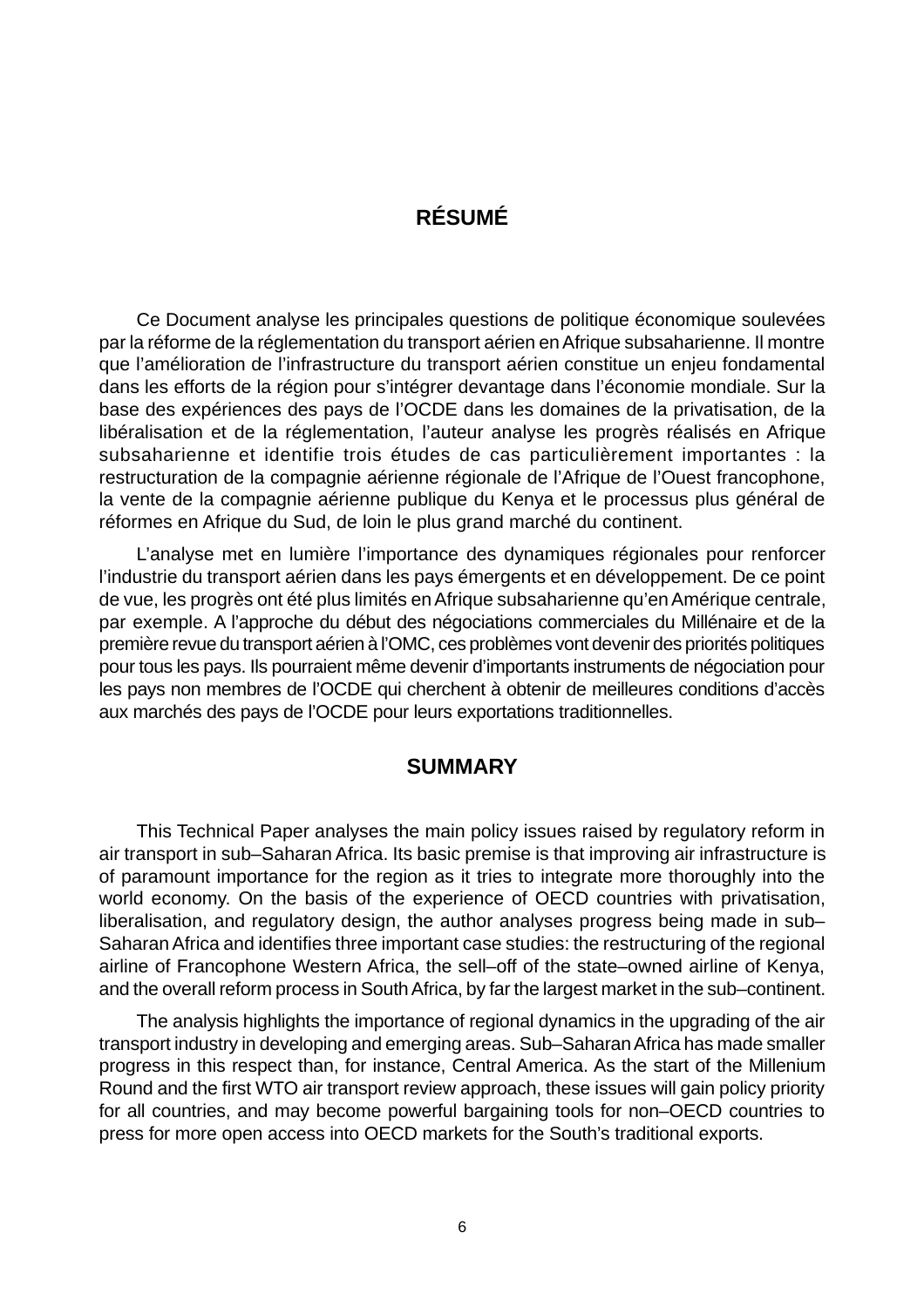## RÉSUMÉ

Ce Document analyse les principales questions de politique économique soulevées par la réforme de la réglementation du transport aérien en Afrique subsaharienne. Il montre que l'amélioration de l'infrastructure du transport aérien constitue un enjeu fondamental dans les efforts de la région pour s'intégrer devantage dans l'économie mondiale. Sur la base des expériences des pays de l'OCDE dans les domaines de la privatisation, de la libéralisation et de la réglementation, l'auteur analyse les progrès réalisés en Afrique subsaharienne et identifie trois études de cas particulièrement importantes : la restructuration de la compagnie aérienne régionale de l'Afrique de l'Ouest francophone, la vente de la compagnie aérienne publique du Kenya et le processus plus général de réformes en Afrique du Sud, de loin le plus grand marché du continent.

L'analyse met en lumière l'importance des dynamiques régionales pour renforcer l'industrie du transport aérien dans les pays émergents et en développement. De ce point de vue, les progrès ont été plus limités en Afrique subsaharienne qu'en Amérique centrale, par exemple. A l'approche du début des négociations commerciales du Millénaire et de la première revue du transport aérien à l'OMC, ces problèmes vont devenir des priorités politiques pour tous les pays. Ils pourraient même devenir d'importants instruments de négociation pour les pays non membres de l'OCDE qui cherchent à obtenir de meilleures conditions d'accès aux marchés des pays de l'OCDE pour leurs exportations traditionnelles.

## SUMMARY

This Technical Paper analyses the main policy issues raised by regulatory reform in air transport in sub–Saharan Africa. Its basic premise is that improving air infrastructure is of paramount importance for the region as it tries to integrate more thoroughly into the world economy. On the basis of the experience of OECD countries with privatisation, liberalisation, and regulatory design, the author analyses progress being made in sub–Saharan Africa and identifies three important case studies: the restructuring of the regional airline of Francophone Western Africa, the sell–off of the state–owned airline of Kenya, and the overall reform process in South Africa, by far the largest market in the sub–continent.

The analysis highlights the importance of regional dynamics in the upgrading of the air transport industry in developing and emerging areas. Sub–Saharan Africa has made smaller progress in this respect than, for instance, Central America. As the start of the Millenium Round and the first WTO air transport review approach, these issues will gain policy priority for all countries, and may become powerful bargaining tools for non–OECD countries to press for more open access into OECD markets for the South's traditional exports.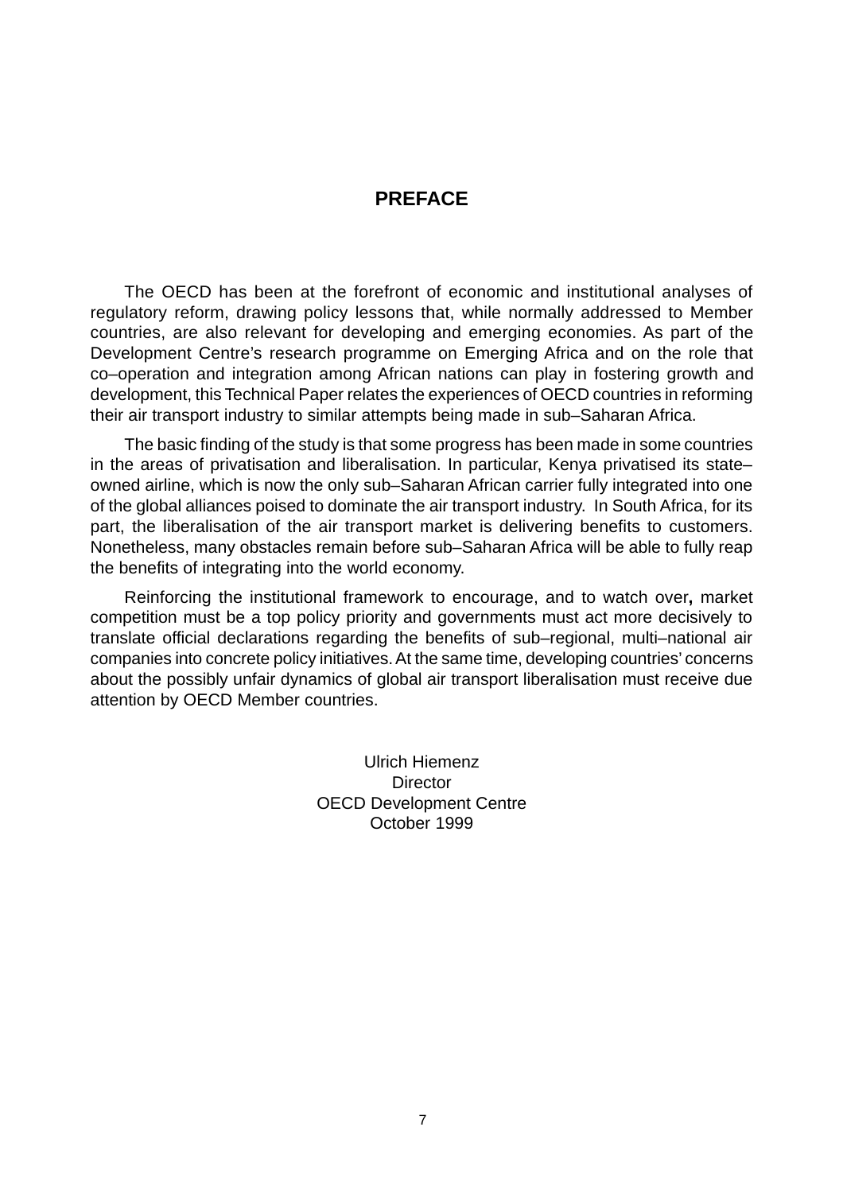# PREFACE

The OECD has been at the forefront of economic and institutional analyses of regulatory reform, drawing policy lessons that, while normally addressed to Member countries, are also relevant for developing and emerging economies. As part of the Development Centre's research programme on Emerging Africa and on the role that co–operation and integration among African nations can play in fostering growth and development, this Technical Paper relates the experiences of OECD countries in reforming their air transport industry to similar attempts being made in sub–Saharan Africa.

The basic finding of the study is that some progress has been made in some countries in the areas of privatisation and liberalisation. In particular, Kenya privatised its state–owned airline, which is now the only sub–Saharan African carrier fully integrated into one of the global alliances poised to dominate the air transport industry. In South Africa, for its part, the liberalisation of the air transport market is delivering benefits to customers. Nonetheless, many obstacles remain before sub–Saharan Africa will be able to fully reap the benefits of integrating into the world economy.

Reinforcing the institutional framework to encourage, and to watch over**,** market competition must be a top policy priority and governments must act more decisively to translate official declarations regarding the benefits of sub–regional, multi–national air companies into concrete policy initiatives. At the same time, developing countries' concerns about the possibly unfair dynamics of global air transport liberalisation must receive due attention by OECD Member countries.

Ulrich Hiemenz
Director
OECD Development Centre
October 1999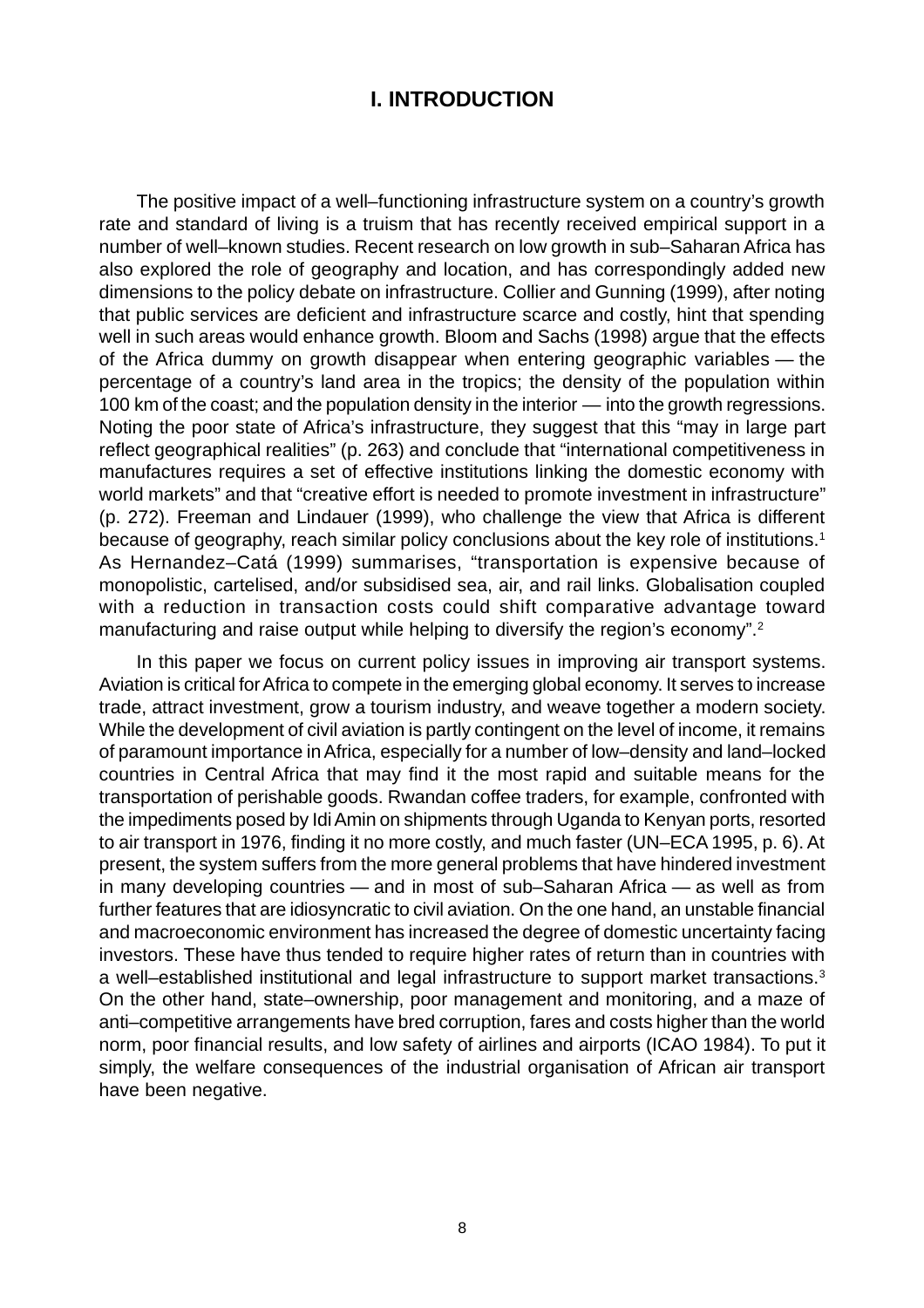# I. INTRODUCTION

The positive impact of a well–functioning infrastructure system on a country's growth rate and standard of living is a truism that has recently received empirical support in a number of well–known studies. Recent research on low growth in sub–Saharan Africa has also explored the role of geography and location, and has correspondingly added new dimensions to the policy debate on infrastructure. Collier and Gunning (1999), after noting that public services are deficient and infrastructure scarce and costly, hint that spending well in such areas would enhance growth. Bloom and Sachs (1998) argue that the effects of the Africa dummy on growth disappear when entering geographic variables — the percentage of a country's land area in the tropics; the density of the population within 100 km of the coast; and the population density in the interior — into the growth regressions. Noting the poor state of Africa's infrastructure, they suggest that this "may in large part reflect geographical realities" (p. 263) and conclude that "international competitiveness in manufactures requires a set of effective institutions linking the domestic economy with world markets" and that "creative effort is needed to promote investment in infrastructure" (p. 272). Freeman and Lindauer (1999), who challenge the view that Africa is different because of geography, reach similar policy conclusions about the key role of institutions.[1] As Hernandez–Catá (1999) summarises, "transportation is expensive because of monopolistic, cartelised, and/or subsidised sea, air, and rail links. Globalisation coupled with a reduction in transaction costs could shift comparative advantage toward manufacturing and raise output while helping to diversify the region's economy".[2]

In this paper we focus on current policy issues in improving air transport systems. Aviation is critical for Africa to compete in the emerging global economy. It serves to increase trade, attract investment, grow a tourism industry, and weave together a modern society. While the development of civil aviation is partly contingent on the level of income, it remains of paramount importance in Africa, especially for a number of low–density and land–locked countries in Central Africa that may find it the most rapid and suitable means for the transportation of perishable goods. Rwandan coffee traders, for example, confronted with the impediments posed by Idi Amin on shipments through Uganda to Kenyan ports, resorted to air transport in 1976, finding it no more costly, and much faster (UN–ECA 1995, p. 6). At present, the system suffers from the more general problems that have hindered investment in many developing countries — and in most of sub–Saharan Africa — as well as from further features that are idiosyncratic to civil aviation. On the one hand, an unstable financial and macroeconomic environment has increased the degree of domestic uncertainty facing investors. These have thus tended to require higher rates of return than in countries with a well–established institutional and legal infrastructure to support market transactions.[3] On the other hand, state–ownership, poor management and monitoring, and a maze of anti–competitive arrangements have bred corruption, fares and costs higher than the world norm, poor financial results, and low safety of airlines and airports (ICAO 1984). To put it simply, the welfare consequences of the industrial organisation of African air transport have been negative.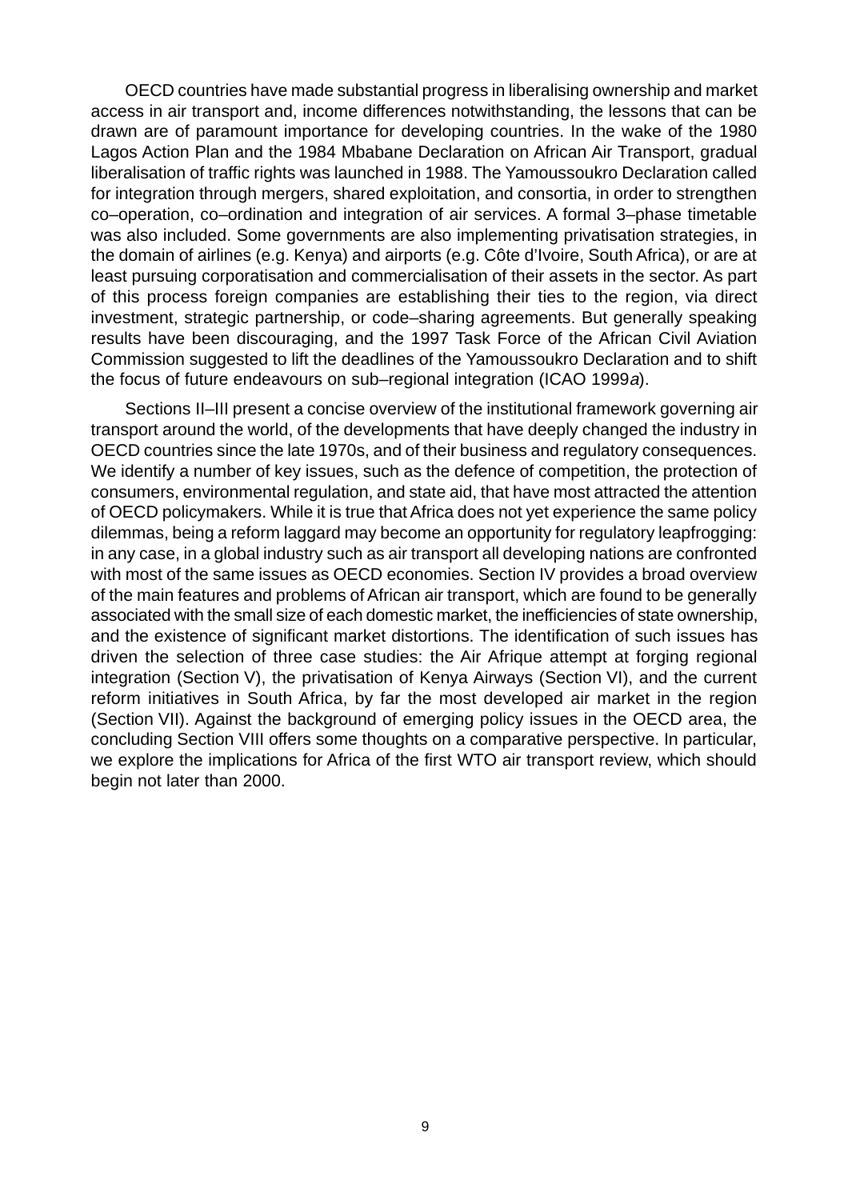OECD countries have made substantial progress in liberalising ownership and market access in air transport and, income differences notwithstanding, the lessons that can be drawn are of paramount importance for developing countries. In the wake of the 1980 Lagos Action Plan and the 1984 Mbabane Declaration on African Air Transport, gradual liberalisation of traffic rights was launched in 1988. The Yamoussoukro Declaration called for integration through mergers, shared exploitation, and consortia, in order to strengthen co–operation, co–ordination and integration of air services. A formal 3–phase timetable was also included. Some governments are also implementing privatisation strategies, in the domain of airlines (e.g. Kenya) and airports (e.g. Côte d'Ivoire, South Africa), or are at least pursuing corporatisation and commercialisation of their assets in the sector. As part of this process foreign companies are establishing their ties to the region, via direct investment, strategic partnership, or code–sharing agreements. But generally speaking results have been discouraging, and the 1997 Task Force of the African Civil Aviation Commission suggested to lift the deadlines of the Yamoussoukro Declaration and to shift the focus of future endeavours on sub–regional integration (ICAO 1999*a*).

Sections II–III present a concise overview of the institutional framework governing air transport around the world, of the developments that have deeply changed the industry in OECD countries since the late 1970s, and of their business and regulatory consequences. We identify a number of key issues, such as the defence of competition, the protection of consumers, environmental regulation, and state aid, that have most attracted the attention of OECD policymakers. While it is true that Africa does not yet experience the same policy dilemmas, being a reform laggard may become an opportunity for regulatory leapfrogging: in any case, in a global industry such as air transport all developing nations are confronted with most of the same issues as OECD economies. Section IV provides a broad overview of the main features and problems of African air transport, which are found to be generally associated with the small size of each domestic market, the inefficiencies of state ownership, and the existence of significant market distortions. The identification of such issues has driven the selection of three case studies: the Air Afrique attempt at forging regional integration (Section V), the privatisation of Kenya Airways (Section VI), and the current reform initiatives in South Africa, by far the most developed air market in the region (Section VII). Against the background of emerging policy issues in the OECD area, the concluding Section VIII offers some thoughts on a comparative perspective. In particular, we explore the implications for Africa of the first WTO air transport review, which should begin not later than 2000.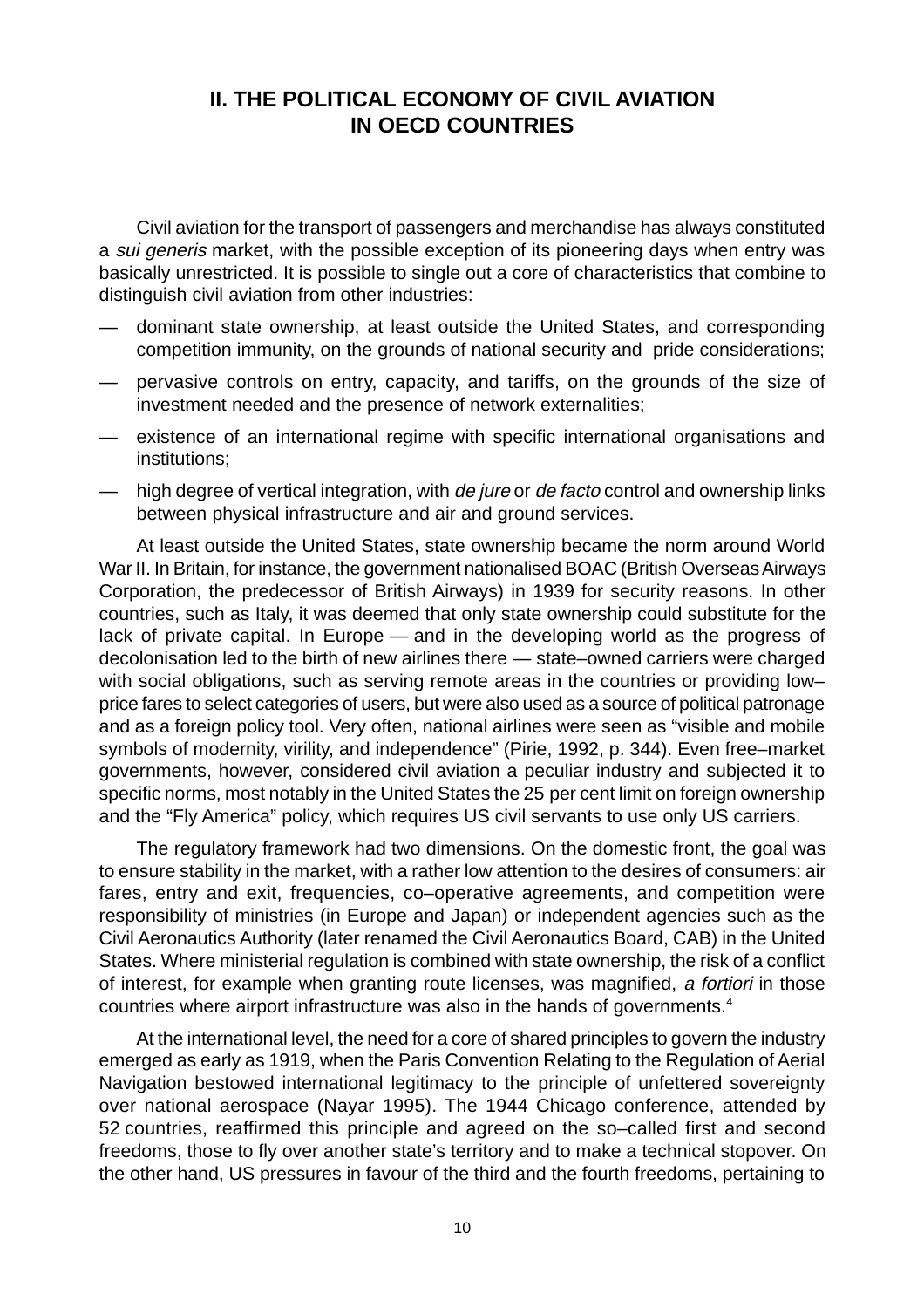## II. THE POLITICAL ECONOMY OF CIVIL AVIATION IN OECD COUNTRIES

Civil aviation for the transport of passengers and merchandise has always constituted a *sui generis* market, with the possible exception of its pioneering days when entry was basically unrestricted. It is possible to single out a core of characteristics that combine to distinguish civil aviation from other industries:

- dominant state ownership, at least outside the United States, and corresponding competition immunity, on the grounds of national security and pride considerations;
- pervasive controls on entry, capacity, and tariffs, on the grounds of the size of investment needed and the presence of network externalities;
- existence of an international regime with specific international organisations and institutions;
- high degree of vertical integration, with *de jure* or *de facto* control and ownership links between physical infrastructure and air and ground services.

At least outside the United States, state ownership became the norm around World War II. In Britain, for instance, the government nationalised BOAC (British Overseas Airways Corporation, the predecessor of British Airways) in 1939 for security reasons. In other countries, such as Italy, it was deemed that only state ownership could substitute for the lack of private capital. In Europe — and in the developing world as the progress of decolonisation led to the birth of new airlines there — state–owned carriers were charged with social obligations, such as serving remote areas in the countries or providing low–price fares to select categories of users, but were also used as a source of political patronage and as a foreign policy tool. Very often, national airlines were seen as "visible and mobile symbols of modernity, virility, and independence" (Pirie, 1992, p. 344). Even free–market governments, however, considered civil aviation a peculiar industry and subjected it to specific norms, most notably in the United States the 25 per cent limit on foreign ownership and the "Fly America" policy, which requires US civil servants to use only US carriers.

The regulatory framework had two dimensions. On the domestic front, the goal was to ensure stability in the market, with a rather low attention to the desires of consumers: air fares, entry and exit, frequencies, co–operative agreements, and competition were responsibility of ministries (in Europe and Japan) or independent agencies such as the Civil Aeronautics Authority (later renamed the Civil Aeronautics Board, CAB) in the United States. Where ministerial regulation is combined with state ownership, the risk of a conflict of interest, for example when granting route licenses, was magnified, *a fortiori* in those countries where airport infrastructure was also in the hands of governments.[4]

At the international level, the need for a core of shared principles to govern the industry emerged as early as 1919, when the Paris Convention Relating to the Regulation of Aerial Navigation bestowed international legitimacy to the principle of unfettered sovereignty over national aerospace (Nayar 1995). The 1944 Chicago conference, attended by 52 countries, reaffirmed this principle and agreed on the so–called first and second freedoms, those to fly over another state's territory and to make a technical stopover. On the other hand, US pressures in favour of the third and the fourth freedoms, pertaining to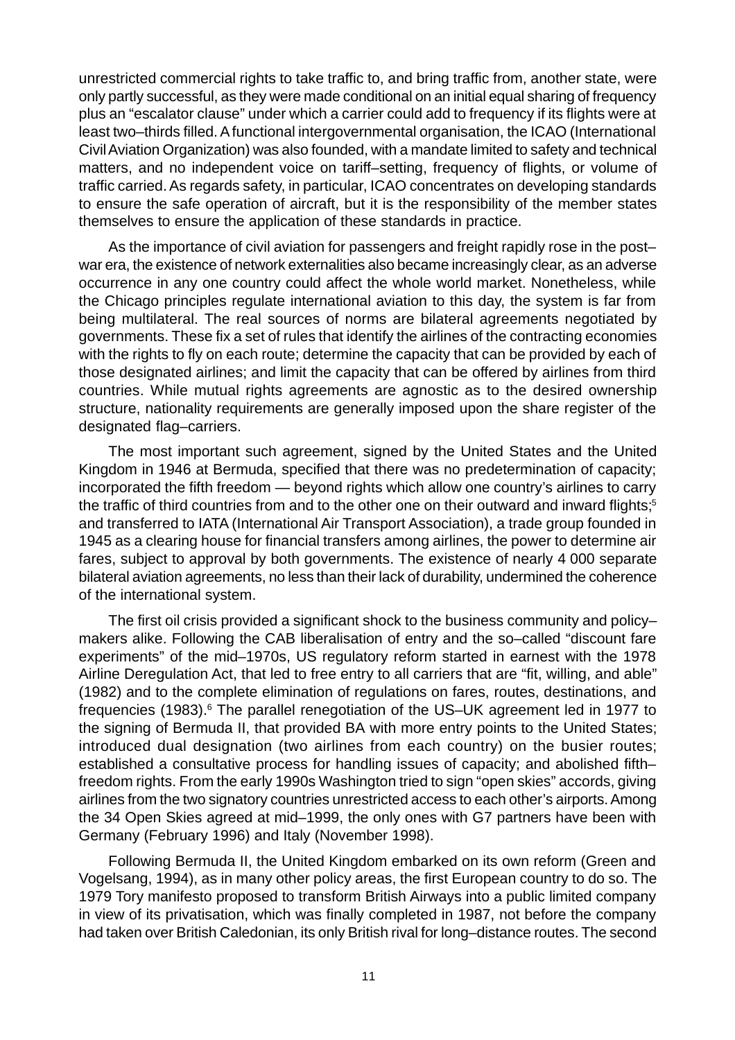unrestricted commercial rights to take traffic to, and bring traffic from, another state, were only partly successful, as they were made conditional on an initial equal sharing of frequency plus an "escalator clause" under which a carrier could add to frequency if its flights were at least two–thirds filled. A functional intergovernmental organisation, the ICAO (International Civil Aviation Organization) was also founded, with a mandate limited to safety and technical matters, and no independent voice on tariff–setting, frequency of flights, or volume of traffic carried. As regards safety, in particular, ICAO concentrates on developing standards to ensure the safe operation of aircraft, but it is the responsibility of the member states themselves to ensure the application of these standards in practice.

As the importance of civil aviation for passengers and freight rapidly rose in the post–war era, the existence of network externalities also became increasingly clear, as an adverse occurrence in any one country could affect the whole world market. Nonetheless, while the Chicago principles regulate international aviation to this day, the system is far from being multilateral. The real sources of norms are bilateral agreements negotiated by governments. These fix a set of rules that identify the airlines of the contracting economies with the rights to fly on each route; determine the capacity that can be provided by each of those designated airlines; and limit the capacity that can be offered by airlines from third countries. While mutual rights agreements are agnostic as to the desired ownership structure, nationality requirements are generally imposed upon the share register of the designated flag–carriers.

The most important such agreement, signed by the United States and the United Kingdom in 1946 at Bermuda, specified that there was no predetermination of capacity; incorporated the fifth freedom — beyond rights which allow one country's airlines to carry the traffic of third countries from and to the other one on their outward and inward flights;[5] and transferred to IATA (International Air Transport Association), a trade group founded in 1945 as a clearing house for financial transfers among airlines, the power to determine air fares, subject to approval by both governments. The existence of nearly 4 000 separate bilateral aviation agreements, no less than their lack of durability, undermined the coherence of the international system.

The first oil crisis provided a significant shock to the business community and policy–makers alike. Following the CAB liberalisation of entry and the so–called "discount fare experiments" of the mid–1970s, US regulatory reform started in earnest with the 1978 Airline Deregulation Act, that led to free entry to all carriers that are "fit, willing, and able" (1982) and to the complete elimination of regulations on fares, routes, destinations, and frequencies (1983).[6] The parallel renegotiation of the US–UK agreement led in 1977 to the signing of Bermuda II, that provided BA with more entry points to the United States; introduced dual designation (two airlines from each country) on the busier routes; established a consultative process for handling issues of capacity; and abolished fifth–freedom rights. From the early 1990s Washington tried to sign "open skies" accords, giving airlines from the two signatory countries unrestricted access to each other's airports. Among the 34 Open Skies agreed at mid–1999, the only ones with G7 partners have been with Germany (February 1996) and Italy (November 1998).

Following Bermuda II, the United Kingdom embarked on its own reform (Green and Vogelsang, 1994), as in many other policy areas, the first European country to do so. The 1979 Tory manifesto proposed to transform British Airways into a public limited company in view of its privatisation, which was finally completed in 1987, not before the company had taken over British Caledonian, its only British rival for long–distance routes. The second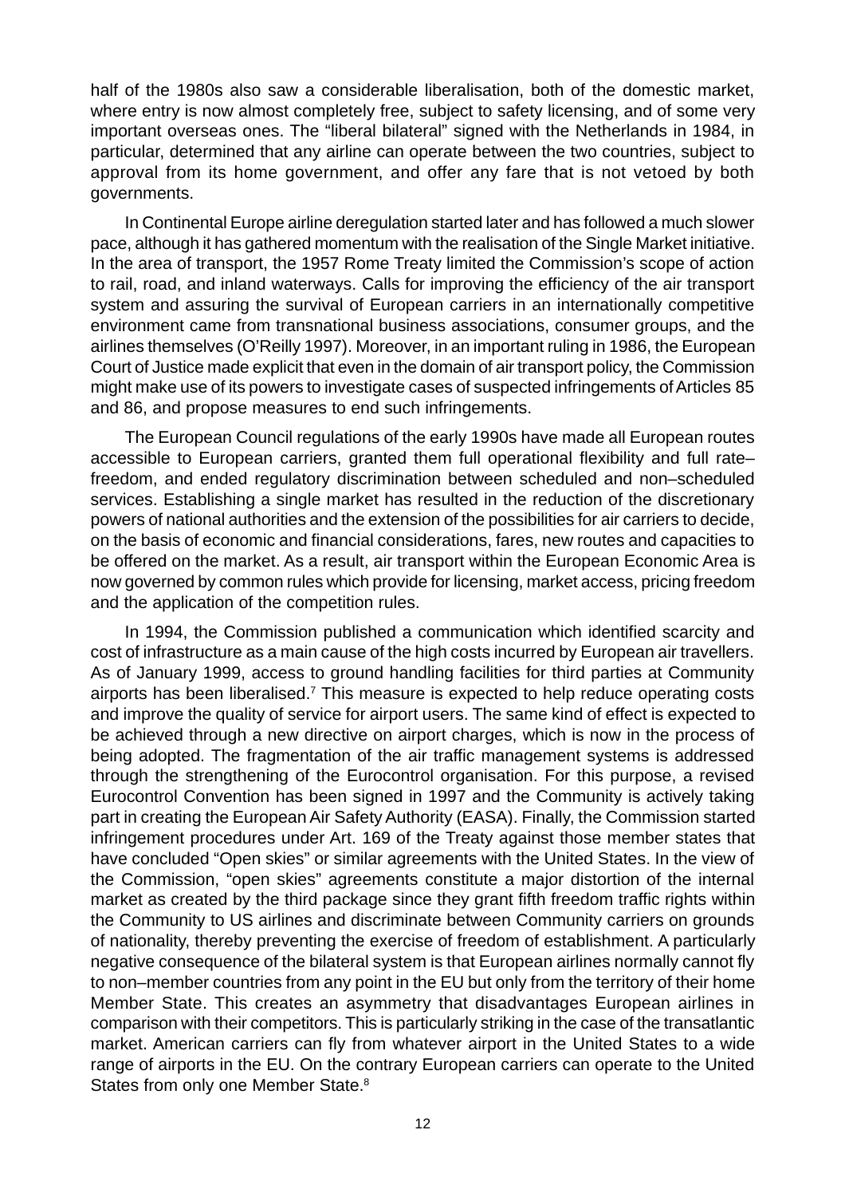half of the 1980s also saw a considerable liberalisation, both of the domestic market, where entry is now almost completely free, subject to safety licensing, and of some very important overseas ones. The "liberal bilateral" signed with the Netherlands in 1984, in particular, determined that any airline can operate between the two countries, subject to approval from its home government, and offer any fare that is not vetoed by both governments.

In Continental Europe airline deregulation started later and has followed a much slower pace, although it has gathered momentum with the realisation of the Single Market initiative. In the area of transport, the 1957 Rome Treaty limited the Commission's scope of action to rail, road, and inland waterways. Calls for improving the efficiency of the air transport system and assuring the survival of European carriers in an internationally competitive environment came from transnational business associations, consumer groups, and the airlines themselves (O'Reilly 1997). Moreover, in an important ruling in 1986, the European Court of Justice made explicit that even in the domain of air transport policy, the Commission might make use of its powers to investigate cases of suspected infringements of Articles 85 and 86, and propose measures to end such infringements.

The European Council regulations of the early 1990s have made all European routes accessible to European carriers, granted them full operational flexibility and full rate–freedom, and ended regulatory discrimination between scheduled and non–scheduled services. Establishing a single market has resulted in the reduction of the discretionary powers of national authorities and the extension of the possibilities for air carriers to decide, on the basis of economic and financial considerations, fares, new routes and capacities to be offered on the market. As a result, air transport within the European Economic Area is now governed by common rules which provide for licensing, market access, pricing freedom and the application of the competition rules.

In 1994, the Commission published a communication which identified scarcity and cost of infrastructure as a main cause of the high costs incurred by European air travellers. As of January 1999, access to ground handling facilities for third parties at Community airports has been liberalised.[7] This measure is expected to help reduce operating costs and improve the quality of service for airport users. The same kind of effect is expected to be achieved through a new directive on airport charges, which is now in the process of being adopted. The fragmentation of the air traffic management systems is addressed through the strengthening of the Eurocontrol organisation. For this purpose, a revised Eurocontrol Convention has been signed in 1997 and the Community is actively taking part in creating the European Air Safety Authority (EASA). Finally, the Commission started infringement procedures under Art. 169 of the Treaty against those member states that have concluded "Open skies" or similar agreements with the United States. In the view of the Commission, "open skies" agreements constitute a major distortion of the internal market as created by the third package since they grant fifth freedom traffic rights within the Community to US airlines and discriminate between Community carriers on grounds of nationality, thereby preventing the exercise of freedom of establishment. A particularly negative consequence of the bilateral system is that European airlines normally cannot fly to non–member countries from any point in the EU but only from the territory of their home Member State. This creates an asymmetry that disadvantages European airlines in comparison with their competitors. This is particularly striking in the case of the transatlantic market. American carriers can fly from whatever airport in the United States to a wide range of airports in the EU. On the contrary European carriers can operate to the United States from only one Member State.[8]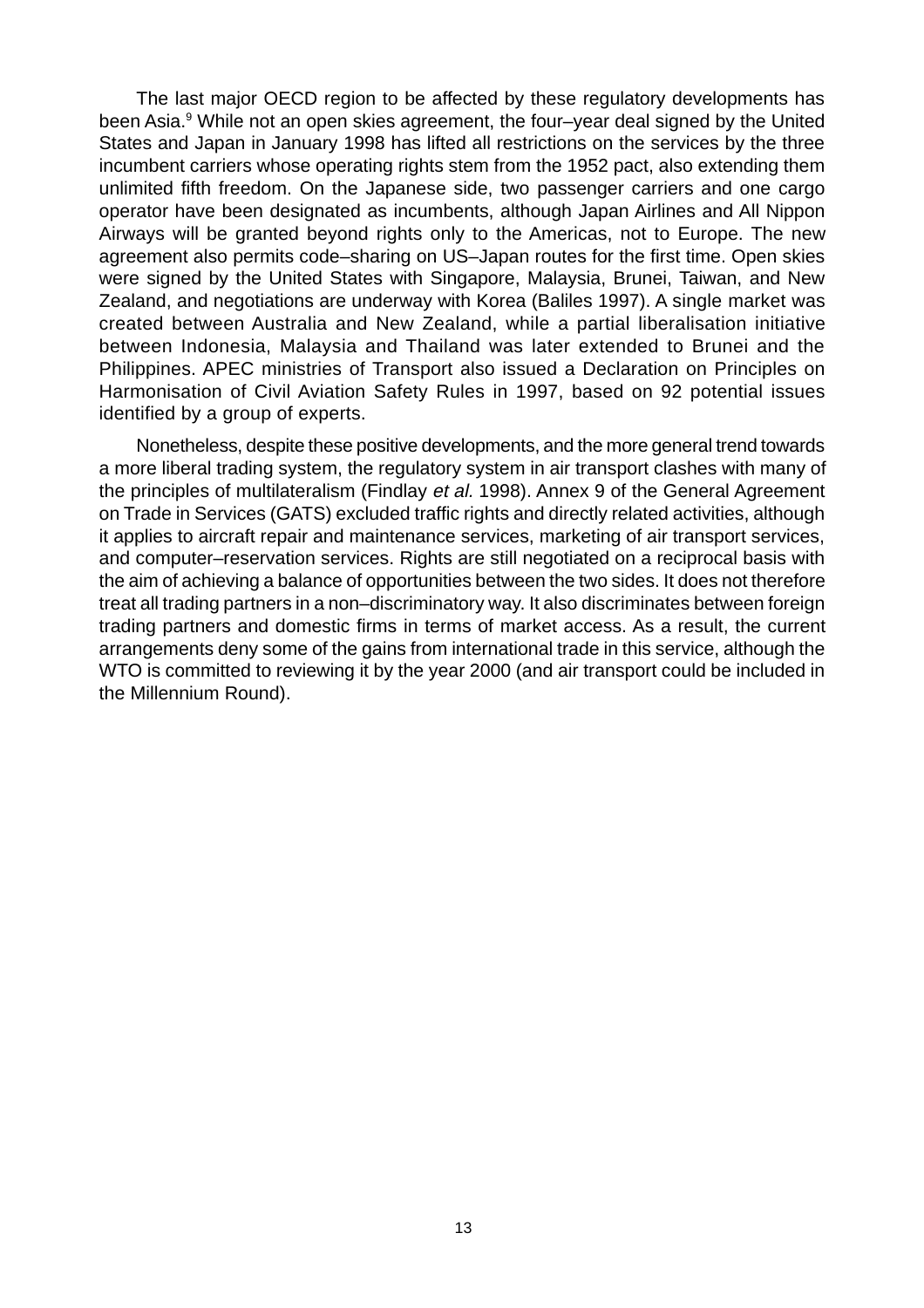The last major OECD region to be affected by these regulatory developments has been Asia.[9] While not an open skies agreement, the four–year deal signed by the United States and Japan in January 1998 has lifted all restrictions on the services by the three incumbent carriers whose operating rights stem from the 1952 pact, also extending them unlimited fifth freedom. On the Japanese side, two passenger carriers and one cargo operator have been designated as incumbents, although Japan Airlines and All Nippon Airways will be granted beyond rights only to the Americas, not to Europe. The new agreement also permits code–sharing on US–Japan routes for the first time. Open skies were signed by the United States with Singapore, Malaysia, Brunei, Taiwan, and New Zealand, and negotiations are underway with Korea (Baliles 1997). A single market was created between Australia and New Zealand, while a partial liberalisation initiative between Indonesia, Malaysia and Thailand was later extended to Brunei and the Philippines. APEC ministries of Transport also issued a Declaration on Principles on Harmonisation of Civil Aviation Safety Rules in 1997, based on 92 potential issues identified by a group of experts.

Nonetheless, despite these positive developments, and the more general trend towards a more liberal trading system, the regulatory system in air transport clashes with many of the principles of multilateralism (Findlay *et al.* 1998). Annex 9 of the General Agreement on Trade in Services (GATS) excluded traffic rights and directly related activities, although it applies to aircraft repair and maintenance services, marketing of air transport services, and computer–reservation services. Rights are still negotiated on a reciprocal basis with the aim of achieving a balance of opportunities between the two sides. It does not therefore treat all trading partners in a non–discriminatory way. It also discriminates between foreign trading partners and domestic firms in terms of market access. As a result, the current arrangements deny some of the gains from international trade in this service, although the WTO is committed to reviewing it by the year 2000 (and air transport could be included in the Millennium Round).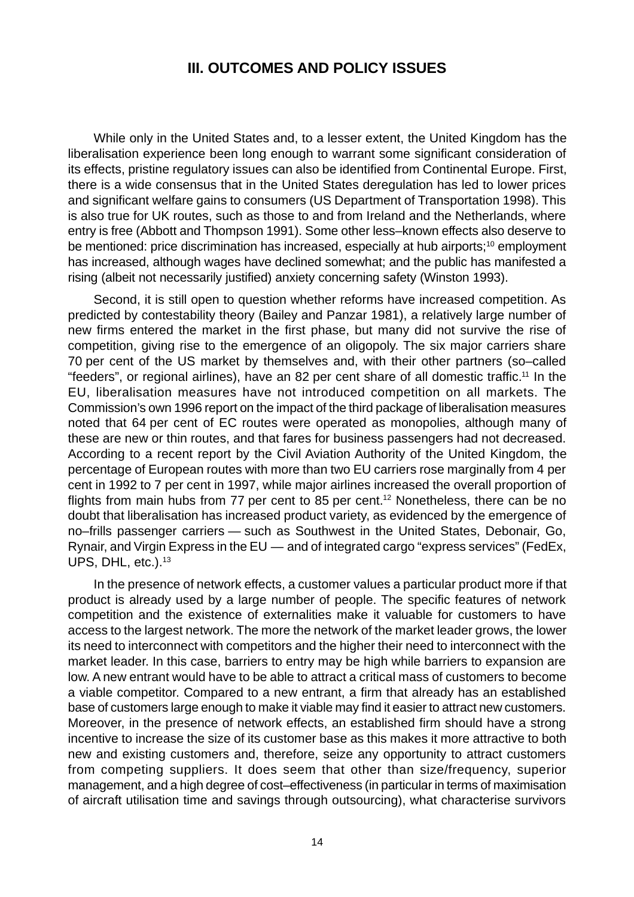## III. OUTCOMES AND POLICY ISSUES

While only in the United States and, to a lesser extent, the United Kingdom has the liberalisation experience been long enough to warrant some significant consideration of its effects, pristine regulatory issues can also be identified from Continental Europe. First, there is a wide consensus that in the United States deregulation has led to lower prices and significant welfare gains to consumers (US Department of Transportation 1998). This is also true for UK routes, such as those to and from Ireland and the Netherlands, where entry is free (Abbott and Thompson 1991). Some other less–known effects also deserve to be mentioned: price discrimination has increased, especially at hub airports;[10] employment has increased, although wages have declined somewhat; and the public has manifested a rising (albeit not necessarily justified) anxiety concerning safety (Winston 1993).

Second, it is still open to question whether reforms have increased competition. As predicted by contestability theory (Bailey and Panzar 1981), a relatively large number of new firms entered the market in the first phase, but many did not survive the rise of competition, giving rise to the emergence of an oligopoly. The six major carriers share 70 per cent of the US market by themselves and, with their other partners (so–called "feeders", or regional airlines), have an 82 per cent share of all domestic traffic.[11] In the EU, liberalisation measures have not introduced competition on all markets. The Commission's own 1996 report on the impact of the third package of liberalisation measures noted that 64 per cent of EC routes were operated as monopolies, although many of these are new or thin routes, and that fares for business passengers had not decreased. According to a recent report by the Civil Aviation Authority of the United Kingdom, the percentage of European routes with more than two EU carriers rose marginally from 4 per cent in 1992 to 7 per cent in 1997, while major airlines increased the overall proportion of flights from main hubs from 77 per cent to 85 per cent.[12] Nonetheless, there can be no doubt that liberalisation has increased product variety, as evidenced by the emergence of no–frills passenger carriers — such as Southwest in the United States, Debonair, Go, Rynair, and Virgin Express in the EU — and of integrated cargo "express services" (FedEx, UPS, DHL, etc.).[13]

In the presence of network effects, a customer values a particular product more if that product is already used by a large number of people. The specific features of network competition and the existence of externalities make it valuable for customers to have access to the largest network. The more the network of the market leader grows, the lower its need to interconnect with competitors and the higher their need to interconnect with the market leader. In this case, barriers to entry may be high while barriers to expansion are low. A new entrant would have to be able to attract a critical mass of customers to become a viable competitor. Compared to a new entrant, a firm that already has an established base of customers large enough to make it viable may find it easier to attract new customers. Moreover, in the presence of network effects, an established firm should have a strong incentive to increase the size of its customer base as this makes it more attractive to both new and existing customers and, therefore, seize any opportunity to attract customers from competing suppliers. It does seem that other than size/frequency, superior management, and a high degree of cost–effectiveness (in particular in terms of maximisation of aircraft utilisation time and savings through outsourcing), what characterise survivors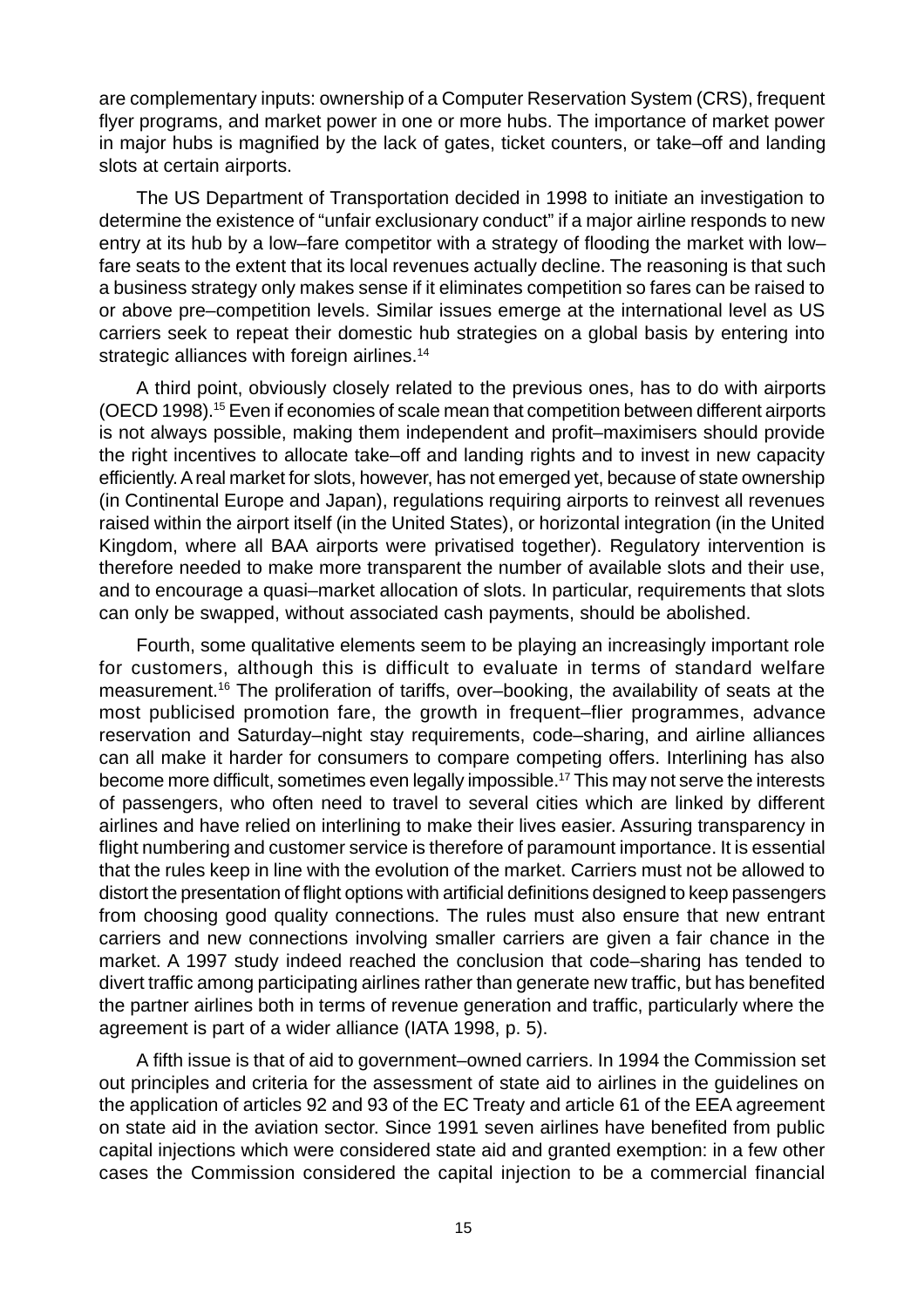are complementary inputs: ownership of a Computer Reservation System (CRS), frequent flyer programs, and market power in one or more hubs. The importance of market power in major hubs is magnified by the lack of gates, ticket counters, or take–off and landing slots at certain airports.

The US Department of Transportation decided in 1998 to initiate an investigation to determine the existence of "unfair exclusionary conduct" if a major airline responds to new entry at its hub by a low–fare competitor with a strategy of flooding the market with low–fare seats to the extent that its local revenues actually decline. The reasoning is that such a business strategy only makes sense if it eliminates competition so fares can be raised to or above pre–competition levels. Similar issues emerge at the international level as US carriers seek to repeat their domestic hub strategies on a global basis by entering into strategic alliances with foreign airlines.[14]

A third point, obviously closely related to the previous ones, has to do with airports (OECD 1998).[15] Even if economies of scale mean that competition between different airports is not always possible, making them independent and profit–maximisers should provide the right incentives to allocate take–off and landing rights and to invest in new capacity efficiently. A real market for slots, however, has not emerged yet, because of state ownership (in Continental Europe and Japan), regulations requiring airports to reinvest all revenues raised within the airport itself (in the United States), or horizontal integration (in the United Kingdom, where all BAA airports were privatised together). Regulatory intervention is therefore needed to make more transparent the number of available slots and their use, and to encourage a quasi–market allocation of slots. In particular, requirements that slots can only be swapped, without associated cash payments, should be abolished.

Fourth, some qualitative elements seem to be playing an increasingly important role for customers, although this is difficult to evaluate in terms of standard welfare measurement.[16] The proliferation of tariffs, over–booking, the availability of seats at the most publicised promotion fare, the growth in frequent–flier programmes, advance reservation and Saturday–night stay requirements, code–sharing, and airline alliances can all make it harder for consumers to compare competing offers. Interlining has also become more difficult, sometimes even legally impossible.[17] This may not serve the interests of passengers, who often need to travel to several cities which are linked by different airlines and have relied on interlining to make their lives easier. Assuring transparency in flight numbering and customer service is therefore of paramount importance. It is essential that the rules keep in line with the evolution of the market. Carriers must not be allowed to distort the presentation of flight options with artificial definitions designed to keep passengers from choosing good quality connections. The rules must also ensure that new entrant carriers and new connections involving smaller carriers are given a fair chance in the market. A 1997 study indeed reached the conclusion that code–sharing has tended to divert traffic among participating airlines rather than generate new traffic, but has benefited the partner airlines both in terms of revenue generation and traffic, particularly where the agreement is part of a wider alliance (IATA 1998, p. 5).

A fifth issue is that of aid to government–owned carriers. In 1994 the Commission set out principles and criteria for the assessment of state aid to airlines in the guidelines on the application of articles 92 and 93 of the EC Treaty and article 61 of the EEA agreement on state aid in the aviation sector. Since 1991 seven airlines have benefited from public capital injections which were considered state aid and granted exemption: in a few other cases the Commission considered the capital injection to be a commercial financial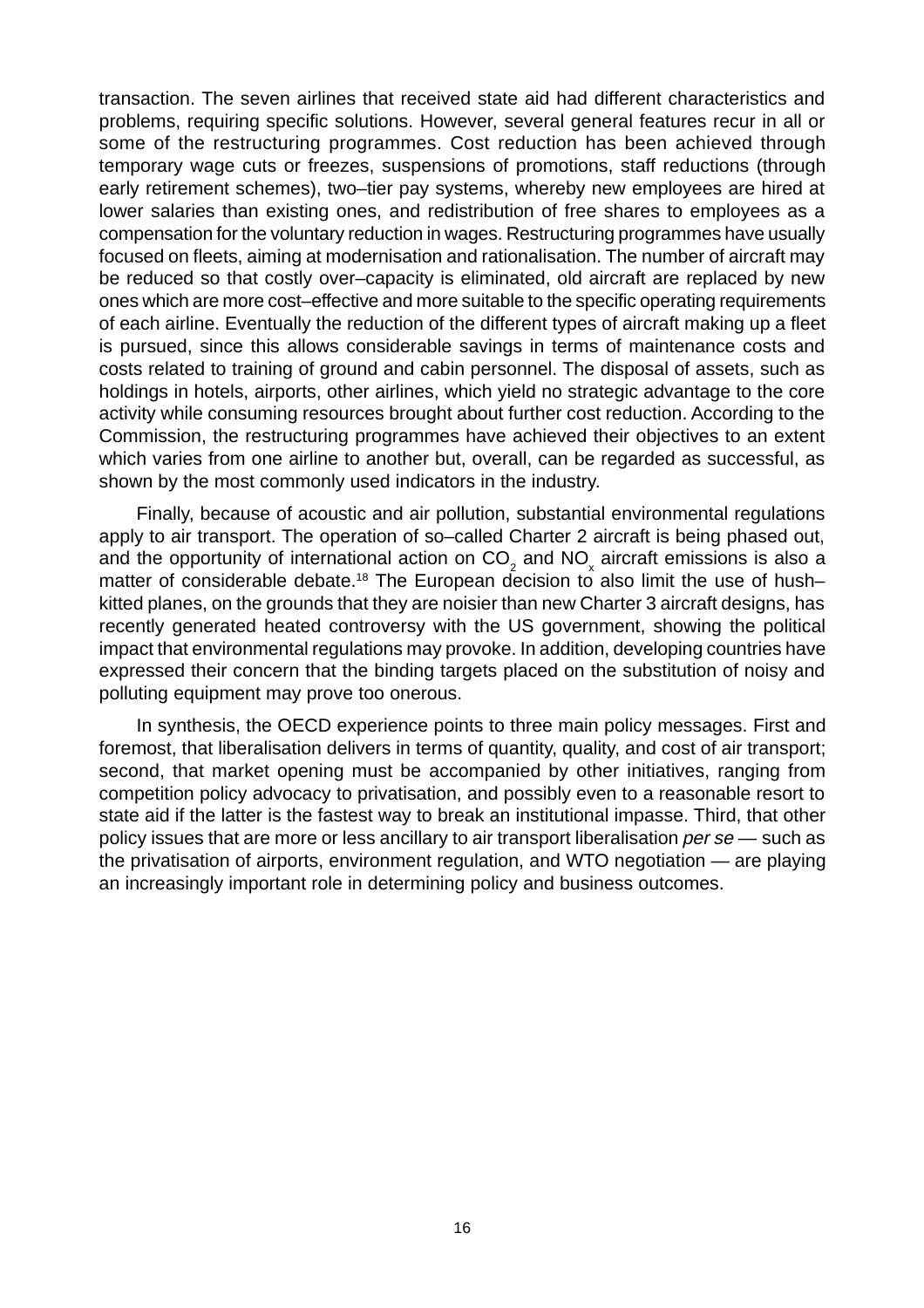transaction. The seven airlines that received state aid had different characteristics and problems, requiring specific solutions. However, several general features recur in all or some of the restructuring programmes. Cost reduction has been achieved through temporary wage cuts or freezes, suspensions of promotions, staff reductions (through early retirement schemes), two–tier pay systems, whereby new employees are hired at lower salaries than existing ones, and redistribution of free shares to employees as a compensation for the voluntary reduction in wages. Restructuring programmes have usually focused on fleets, aiming at modernisation and rationalisation. The number of aircraft may be reduced so that costly over–capacity is eliminated, old aircraft are replaced by new ones which are more cost–effective and more suitable to the specific operating requirements of each airline. Eventually the reduction of the different types of aircraft making up a fleet is pursued, since this allows considerable savings in terms of maintenance costs and costs related to training of ground and cabin personnel. The disposal of assets, such as holdings in hotels, airports, other airlines, which yield no strategic advantage to the core activity while consuming resources brought about further cost reduction. According to the Commission, the restructuring programmes have achieved their objectives to an extent which varies from one airline to another but, overall, can be regarded as successful, as shown by the most commonly used indicators in the industry.

Finally, because of acoustic and air pollution, substantial environmental regulations apply to air transport. The operation of so–called Charter 2 aircraft is being phased out, and the opportunity of international action on $CO_2$ and $NO_x$ aircraft emissions is also a matter of considerable debate.[18] The European decision to also limit the use of hush–kitted planes, on the grounds that they are noisier than new Charter 3 aircraft designs, has recently generated heated controversy with the US government, showing the political impact that environmental regulations may provoke. In addition, developing countries have expressed their concern that the binding targets placed on the substitution of noisy and polluting equipment may prove too onerous.

In synthesis, the OECD experience points to three main policy messages. First and foremost, that liberalisation delivers in terms of quantity, quality, and cost of air transport; second, that market opening must be accompanied by other initiatives, ranging from competition policy advocacy to privatisation, and possibly even to a reasonable resort to state aid if the latter is the fastest way to break an institutional impasse. Third, that other policy issues that are more or less ancillary to air transport liberalisation *per se* — such as the privatisation of airports, environment regulation, and WTO negotiation — are playing an increasingly important role in determining policy and business outcomes.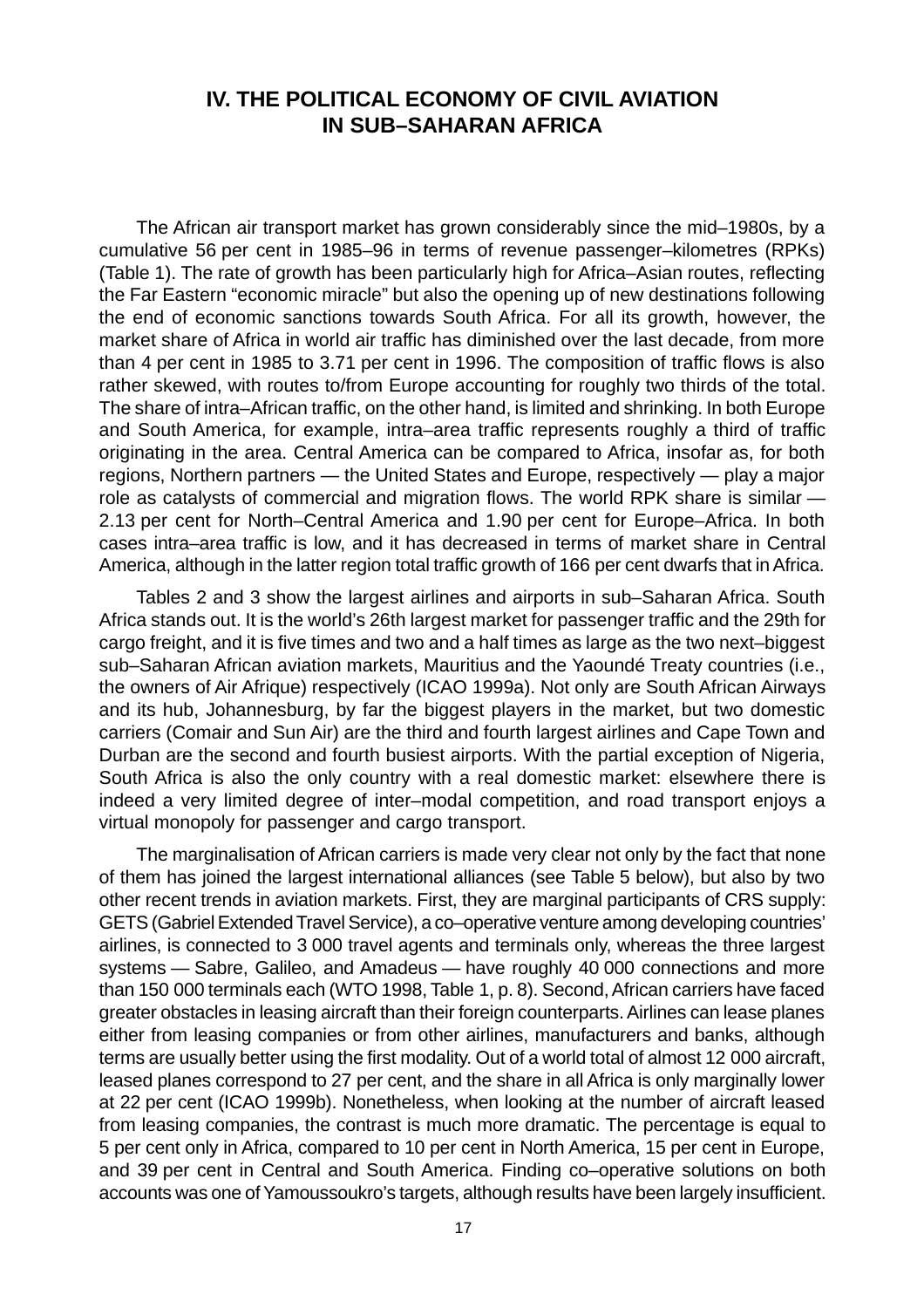# IV. THE POLITICAL ECONOMY OF CIVIL AVIATION IN SUB–SAHARAN AFRICA

The African air transport market has grown considerably since the mid–1980s, by a cumulative 56 per cent in 1985–96 in terms of revenue passenger–kilometres (RPKs) (Table 1). The rate of growth has been particularly high for Africa–Asian routes, reflecting the Far Eastern "economic miracle" but also the opening up of new destinations following the end of economic sanctions towards South Africa. For all its growth, however, the market share of Africa in world air traffic has diminished over the last decade, from more than 4 per cent in 1985 to 3.71 per cent in 1996. The composition of traffic flows is also rather skewed, with routes to/from Europe accounting for roughly two thirds of the total. The share of intra–African traffic, on the other hand, is limited and shrinking. In both Europe and South America, for example, intra–area traffic represents roughly a third of traffic originating in the area. Central America can be compared to Africa, insofar as, for both regions, Northern partners — the United States and Europe, respectively — play a major role as catalysts of commercial and migration flows. The world RPK share is similar — 2.13 per cent for North–Central America and 1.90 per cent for Europe–Africa. In both cases intra–area traffic is low, and it has decreased in terms of market share in Central America, although in the latter region total traffic growth of 166 per cent dwarfs that in Africa.

Tables 2 and 3 show the largest airlines and airports in sub–Saharan Africa. South Africa stands out. It is the world's 26th largest market for passenger traffic and the 29th for cargo freight, and it is five times and two and a half times as large as the two next–biggest sub–Saharan African aviation markets, Mauritius and the Yaoundé Treaty countries (i.e., the owners of Air Afrique) respectively (ICAO 1999a). Not only are South African Airways and its hub, Johannesburg, by far the biggest players in the market, but two domestic carriers (Comair and Sun Air) are the third and fourth largest airlines and Cape Town and Durban are the second and fourth busiest airports. With the partial exception of Nigeria, South Africa is also the only country with a real domestic market: elsewhere there is indeed a very limited degree of inter–modal competition, and road transport enjoys a virtual monopoly for passenger and cargo transport.

The marginalisation of African carriers is made very clear not only by the fact that none of them has joined the largest international alliances (see Table 5 below), but also by two other recent trends in aviation markets. First, they are marginal participants of CRS supply: GETS (Gabriel Extended Travel Service), a co–operative venture among developing countries' airlines, is connected to 3 000 travel agents and terminals only, whereas the three largest systems — Sabre, Galileo, and Amadeus — have roughly 40 000 connections and more than 150 000 terminals each (WTO 1998, Table 1, p. 8). Second, African carriers have faced greater obstacles in leasing aircraft than their foreign counterparts. Airlines can lease planes either from leasing companies or from other airlines, manufacturers and banks, although terms are usually better using the first modality. Out of a world total of almost 12 000 aircraft, leased planes correspond to 27 per cent, and the share in all Africa is only marginally lower at 22 per cent (ICAO 1999b). Nonetheless, when looking at the number of aircraft leased from leasing companies, the contrast is much more dramatic. The percentage is equal to 5 per cent only in Africa, compared to 10 per cent in North America, 15 per cent in Europe, and 39 per cent in Central and South America. Finding co–operative solutions on both accounts was one of Yamoussoukro's targets, although results have been largely insufficient.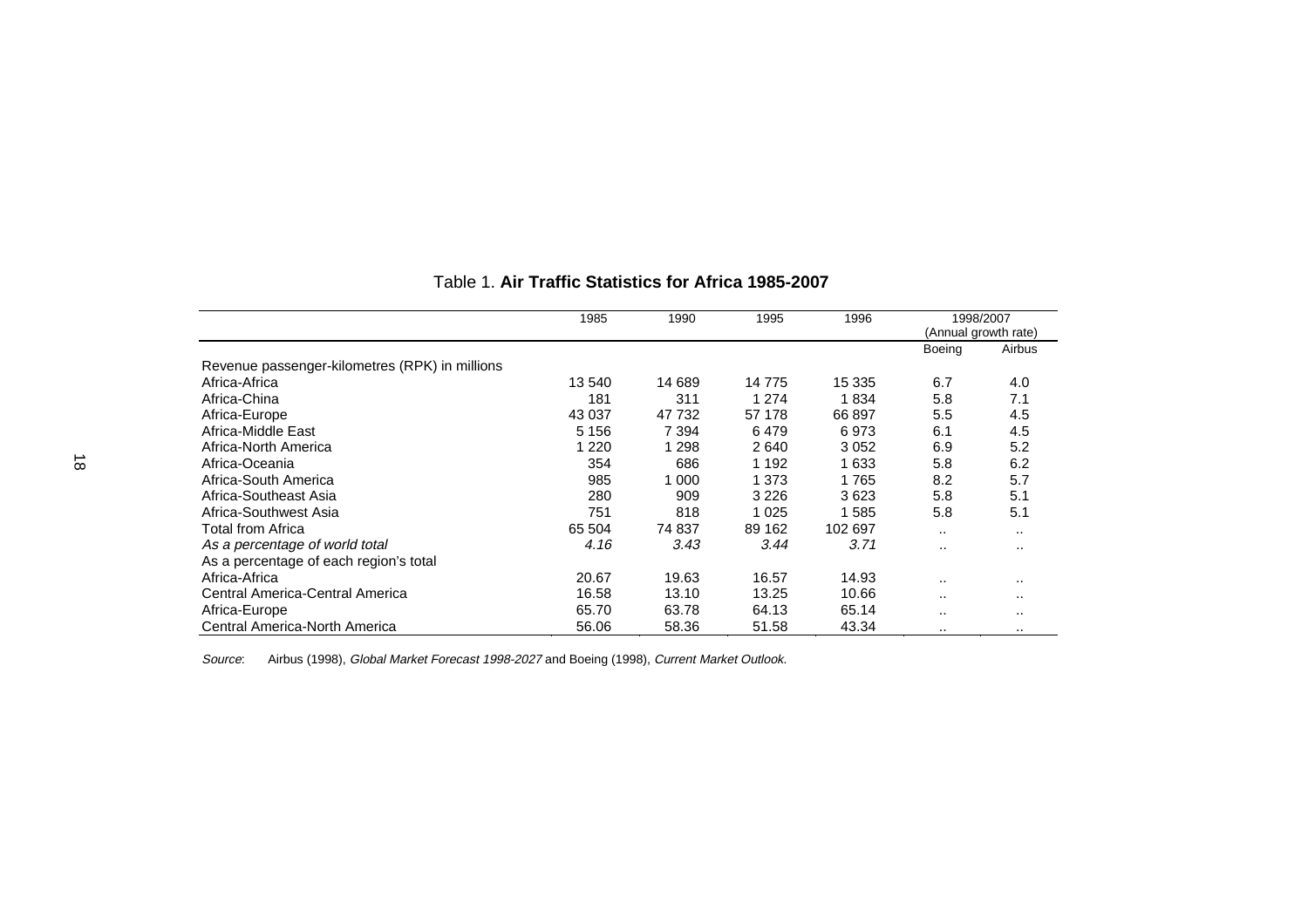Table 1. **Air Traffic Statistics for Africa 1985-2007**

| | 1985 | 1990 | 1995 | 1996 | 1998/2007 (Annual growth rate) | |
|---|---|---|---|---|---|---|
| | | | | | Boeing | Airbus |
| Revenue passenger-kilometres (RPK) in millions | | | | | | |
| Africa-Africa | 13 540 | 14 689 | 14 775 | 15 335 | 6.7 | 4.0 |
| Africa-China | 181 | 311 | 1 274 | 1 834 | 5.8 | 7.1 |
| Africa-Europe | 43 037 | 47 732 | 57 178 | 66 897 | 5.5 | 4.5 |
| Africa-Middle East | 5 156 | 7 394 | 6 479 | 6 973 | 6.1 | 4.5 |
| Africa-North America | 1 220 | 1 298 | 2 640 | 3 052 | 6.9 | 5.2 |
| Africa-Oceania | 354 | 686 | 1 192 | 1 633 | 5.8 | 6.2 |
| Africa-South America | 985 | 1 000 | 1 373 | 1 765 | 8.2 | 5.7 |
| Africa-Southeast Asia | 280 | 909 | 3 226 | 3 623 | 5.8 | 5.1 |
| Africa-Southwest Asia | 751 | 818 | 1 025 | 1 585 | 5.8 | 5.1 |
| Total from Africa | 65 504 | 74 837 | 89 162 | 102 697 | .. | .. |
| *As a percentage of world total* | *4.16* | *3.43* | *3.44* | *3.71* | .. | .. |
| As a percentage of each region's total | | | | | | |
| Africa-Africa | 20.67 | 19.63 | 16.57 | 14.93 | .. | .. |
| Central America-Central America | 16.58 | 13.10 | 13.25 | 10.66 | .. | .. |
| Africa-Europe | 65.70 | 63.78 | 64.13 | 65.14 | .. | .. |
| Central America-North America | 56.06 | 58.36 | 51.58 | 43.34 | .. | .. |

*Source*: Airbus (1998), *Global Market Forecast 1998-2027* and Boeing (1998), *Current Market Outlook.*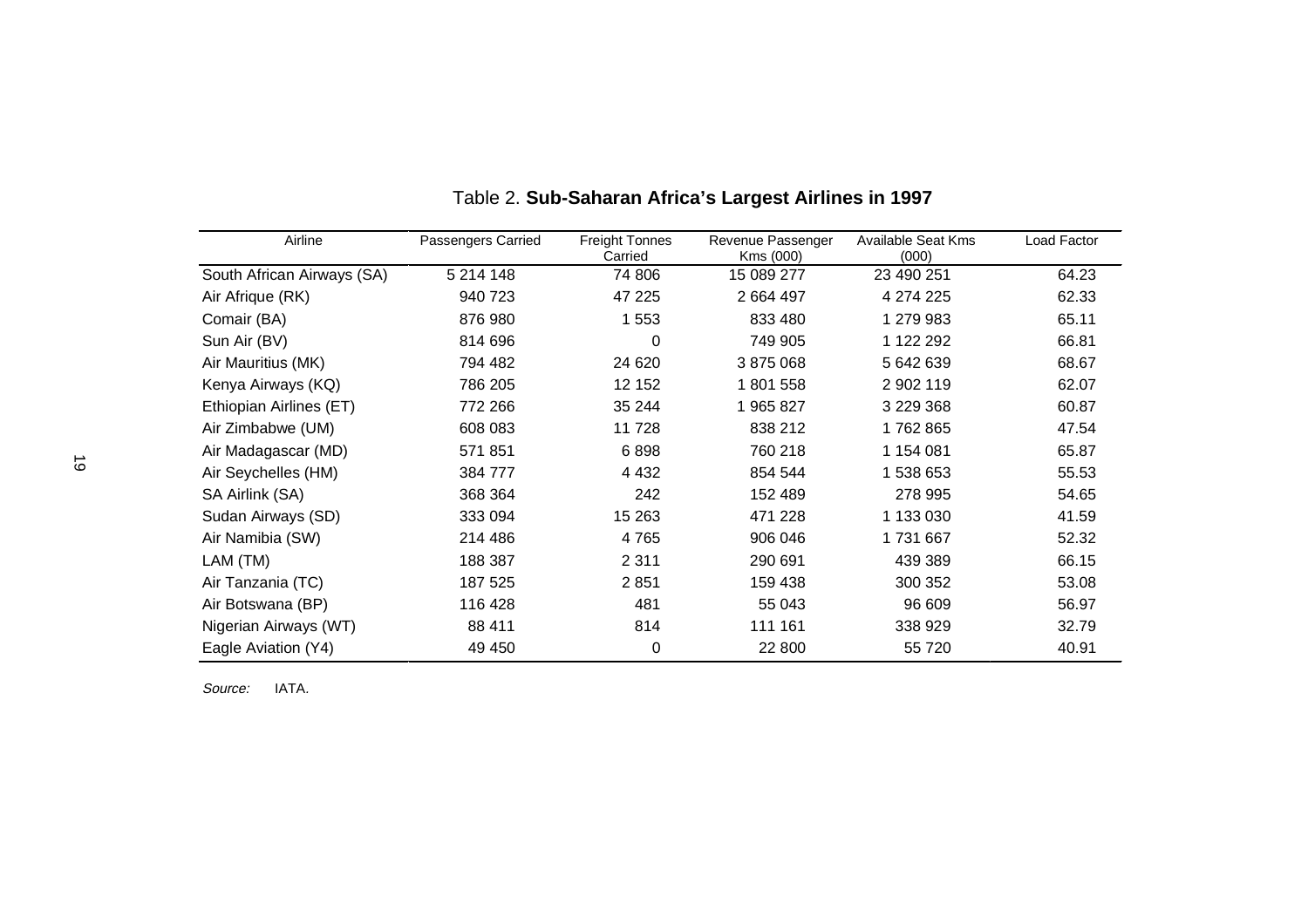Table 2. **Sub-Saharan Africa's Largest Airlines in 1997**

| Airline | Passengers Carried | Freight Tonnes Carried | Revenue Passenger Kms (000) | Available Seat Kms (000) | Load Factor |
|---|---|---|---|---|---|
| South African Airways (SA) | 5 214 148 | 74 806 | 15 089 277 | 23 490 251 | 64.23 |
| Air Afrique (RK) | 940 723 | 47 225 | 2 664 497 | 4 274 225 | 62.33 |
| Comair (BA) | 876 980 | 1 553 | 833 480 | 1 279 983 | 65.11 |
| Sun Air (BV) | 814 696 | 0 | 749 905 | 1 122 292 | 66.81 |
| Air Mauritius (MK) | 794 482 | 24 620 | 3 875 068 | 5 642 639 | 68.67 |
| Kenya Airways (KQ) | 786 205 | 12 152 | 1 801 558 | 2 902 119 | 62.07 |
| Ethiopian Airlines (ET) | 772 266 | 35 244 | 1 965 827 | 3 229 368 | 60.87 |
| Air Zimbabwe (UM) | 608 083 | 11 728 | 838 212 | 1 762 865 | 47.54 |
| Air Madagascar (MD) | 571 851 | 6 898 | 760 218 | 1 154 081 | 65.87 |
| Air Seychelles (HM) | 384 777 | 4 432 | 854 544 | 1 538 653 | 55.53 |
| SA Airlink (SA) | 368 364 | 242 | 152 489 | 278 995 | 54.65 |
| Sudan Airways (SD) | 333 094 | 15 263 | 471 228 | 1 133 030 | 41.59 |
| Air Namibia (SW) | 214 486 | 4 765 | 906 046 | 1 731 667 | 52.32 |
| LAM (TM) | 188 387 | 2 311 | 290 691 | 439 389 | 66.15 |
| Air Tanzania (TC) | 187 525 | 2 851 | 159 438 | 300 352 | 53.08 |
| Air Botswana (BP) | 116 428 | 481 | 55 043 | 96 609 | 56.97 |
| Nigerian Airways (WT) | 88 411 | 814 | 111 161 | 338 929 | 32.79 |
| Eagle Aviation (Y4) | 49 450 | 0 | 22 800 | 55 720 | 40.91 |

*Source:* IATA.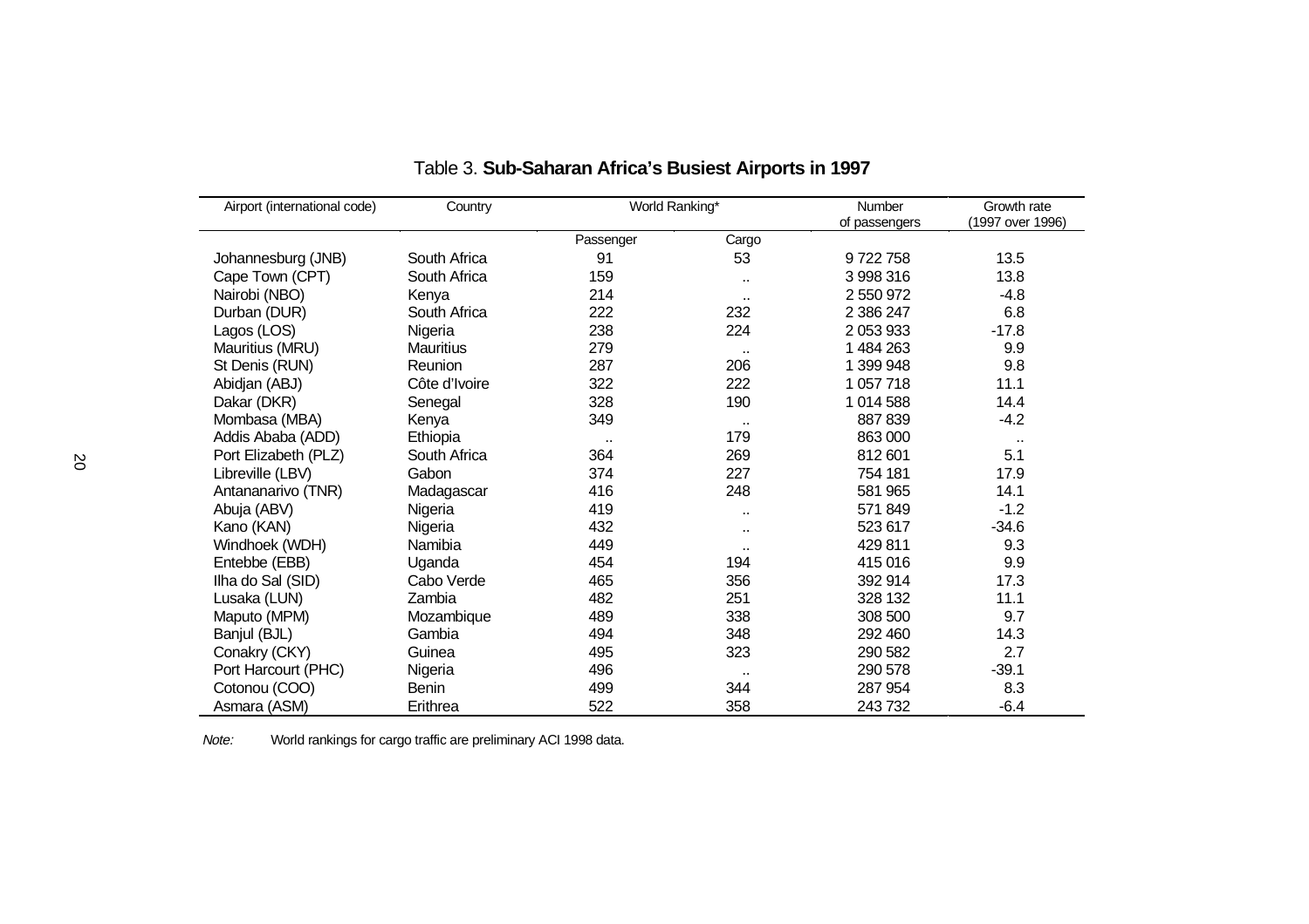Table 3. **Sub-Saharan Africa's Busiest Airports in 1997**

| Airport (international code) | Country | World Ranking* | | Number of passengers | Growth rate (1997 over 1996) |
|---|---|---|---|---|---|
| | | Passenger | Cargo | | |
| Johannesburg (JNB) | South Africa | 91 | 53 | 9 722 758 | 13.5 |
| Cape Town (CPT) | South Africa | 159 | .. | 3 998 316 | 13.8 |
| Nairobi (NBO) | Kenya | 214 | .. | 2 550 972 | -4.8 |
| Durban (DUR) | South Africa | 222 | 232 | 2 386 247 | 6.8 |
| Lagos (LOS) | Nigeria | 238 | 224 | 2 053 933 | -17.8 |
| Mauritius (MRU) | Mauritius | 279 | .. | 1 484 263 | 9.9 |
| St Denis (RUN) | Reunion | 287 | 206 | 1 399 948 | 9.8 |
| Abidjan (ABJ) | Côte d'Ivoire | 322 | 222 | 1 057 718 | 11.1 |
| Dakar (DKR) | Senegal | 328 | 190 | 1 014 588 | 14.4 |
| Mombasa (MBA) | Kenya | 349 | .. | 887 839 | -4.2 |
| Addis Ababa (ADD) | Ethiopia | .. | 179 | 863 000 | .. |
| Port Elizabeth (PLZ) | South Africa | 364 | 269 | 812 601 | 5.1 |
| Libreville (LBV) | Gabon | 374 | 227 | 754 181 | 17.9 |
| Antananarivo (TNR) | Madagascar | 416 | 248 | 581 965 | 14.1 |
| Abuja (ABV) | Nigeria | 419 | .. | 571 849 | -1.2 |
| Kano (KAN) | Nigeria | 432 | .. | 523 617 | -34.6 |
| Windhoek (WDH) | Namibia | 449 | .. | 429 811 | 9.3 |
| Entebbe (EBB) | Uganda | 454 | 194 | 415 016 | 9.9 |
| Ilha do Sal (SID) | Cabo Verde | 465 | 356 | 392 914 | 17.3 |
| Lusaka (LUN) | Zambia | 482 | 251 | 328 132 | 11.1 |
| Maputo (MPM) | Mozambique | 489 | 338 | 308 500 | 9.7 |
| Banjul (BJL) | Gambia | 494 | 348 | 292 460 | 14.3 |
| Conakry (CKY) | Guinea | 495 | 323 | 290 582 | 2.7 |
| Port Harcourt (PHC) | Nigeria | 496 | .. | 290 578 | -39.1 |
| Cotonou (COO) | Benin | 499 | 344 | 287 954 | 8.3 |
| Asmara (ASM) | Erithrea | 522 | 358 | 243 732 | -6.4 |

*Note:* World rankings for cargo traffic are preliminary ACI 1998 data.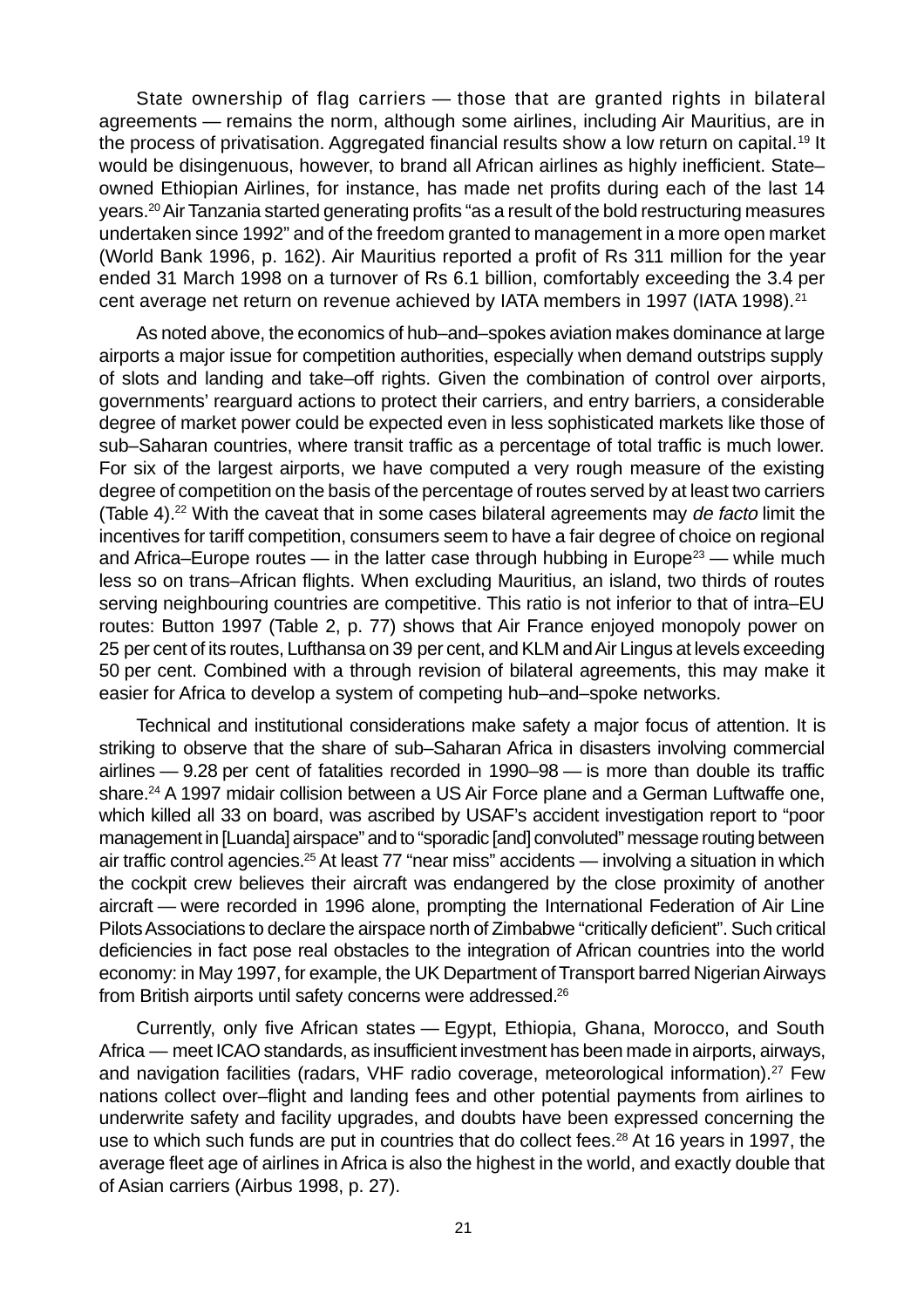State ownership of flag carriers — those that are granted rights in bilateral agreements — remains the norm, although some airlines, including Air Mauritius, are in the process of privatisation. Aggregated financial results show a low return on capital.[19] It would be disingenuous, however, to brand all African airlines as highly inefficient. State–owned Ethiopian Airlines, for instance, has made net profits during each of the last 14 years.[20] Air Tanzania started generating profits "as a result of the bold restructuring measures undertaken since 1992" and of the freedom granted to management in a more open market (World Bank 1996, p. 162). Air Mauritius reported a profit of Rs 311 million for the year ended 31 March 1998 on a turnover of Rs 6.1 billion, comfortably exceeding the 3.4 per cent average net return on revenue achieved by IATA members in 1997 (IATA 1998).[21]

As noted above, the economics of hub–and–spokes aviation makes dominance at large airports a major issue for competition authorities, especially when demand outstrips supply of slots and landing and take–off rights. Given the combination of control over airports, governments' rearguard actions to protect their carriers, and entry barriers, a considerable degree of market power could be expected even in less sophisticated markets like those of sub–Saharan countries, where transit traffic as a percentage of total traffic is much lower. For six of the largest airports, we have computed a very rough measure of the existing degree of competition on the basis of the percentage of routes served by at least two carriers (Table 4).[22] With the caveat that in some cases bilateral agreements may *de facto* limit the incentives for tariff competition, consumers seem to have a fair degree of choice on regional and Africa–Europe routes — in the latter case through hubbing in Europe[23] — while much less so on trans–African flights. When excluding Mauritius, an island, two thirds of routes serving neighbouring countries are competitive. This ratio is not inferior to that of intra–EU routes: Button 1997 (Table 2, p. 77) shows that Air France enjoyed monopoly power on 25 per cent of its routes, Lufthansa on 39 per cent, and KLM and Air Lingus at levels exceeding 50 per cent. Combined with a through revision of bilateral agreements, this may make it easier for Africa to develop a system of competing hub–and–spoke networks.

Technical and institutional considerations make safety a major focus of attention. It is striking to observe that the share of sub–Saharan Africa in disasters involving commercial airlines — 9.28 per cent of fatalities recorded in 1990–98 — is more than double its traffic share.[24] A 1997 midair collision between a US Air Force plane and a German Luftwaffe one, which killed all 33 on board, was ascribed by USAF's accident investigation report to "poor management in [Luanda] airspace" and to "sporadic [and] convoluted" message routing between air traffic control agencies.[25] At least 77 "near miss" accidents — involving a situation in which the cockpit crew believes their aircraft was endangered by the close proximity of another aircraft — were recorded in 1996 alone, prompting the International Federation of Air Line Pilots Associations to declare the airspace north of Zimbabwe "critically deficient". Such critical deficiencies in fact pose real obstacles to the integration of African countries into the world economy: in May 1997, for example, the UK Department of Transport barred Nigerian Airways from British airports until safety concerns were addressed.[26]

Currently, only five African states — Egypt, Ethiopia, Ghana, Morocco, and South Africa — meet ICAO standards, as insufficient investment has been made in airports, airways, and navigation facilities (radars, VHF radio coverage, meteorological information).[27] Few nations collect over–flight and landing fees and other potential payments from airlines to underwrite safety and facility upgrades, and doubts have been expressed concerning the use to which such funds are put in countries that do collect fees.[28] At 16 years in 1997, the average fleet age of airlines in Africa is also the highest in the world, and exactly double that of Asian carriers (Airbus 1998, p. 27).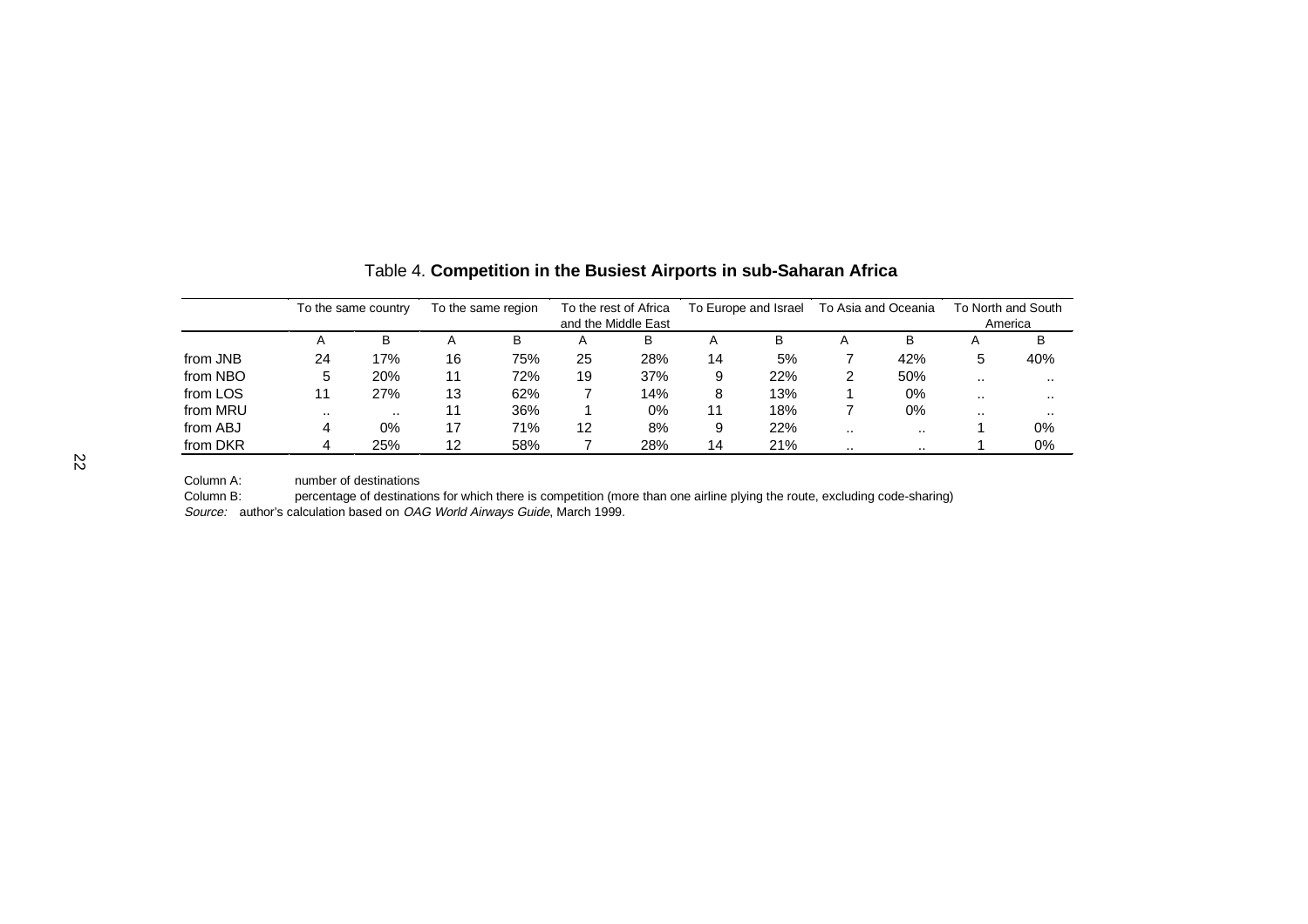Table 4. **Competition in the Busiest Airports in sub-Saharan Africa**

| | To the same country | | To the same region | | To the rest of Africa and the Middle East | | To Europe and Israel | | To Asia and Oceania | | To North and South America | |
|---|---|---|---|---|---|---|---|---|---|---|---|---|
| | A | B | A | B | A | B | A | B | A | B | A | B |
| from JNB | 24 | 17% | 16 | 75% | 25 | 28% | 14 | 5% | 7 | 42% | 5 | 40% |
| from NBO | 5 | 20% | 11 | 72% | 19 | 37% | 9 | 22% | 2 | 50% | .. | .. |
| from LOS | 11 | 27% | 13 | 62% | 7 | 14% | 8 | 13% | 1 | 0% | .. | .. |
| from MRU | .. | .. | 11 | 36% | 1 | 0% | 11 | 18% | 7 | 0% | .. | .. |
| from ABJ | 4 | 0% | 17 | 71% | 12 | 8% | 9 | 22% | .. | .. | 1 | 0% |
| from DKR | 4 | 25% | 12 | 58% | 7 | 28% | 14 | 21% | .. | .. | 1 | 0% |

Column A: number of destinations

Column B: percentage of destinations for which there is competition (more than one airline plying the route, excluding code-sharing)

*Source:* author's calculation based on *OAG World Airways Guide*, March 1999.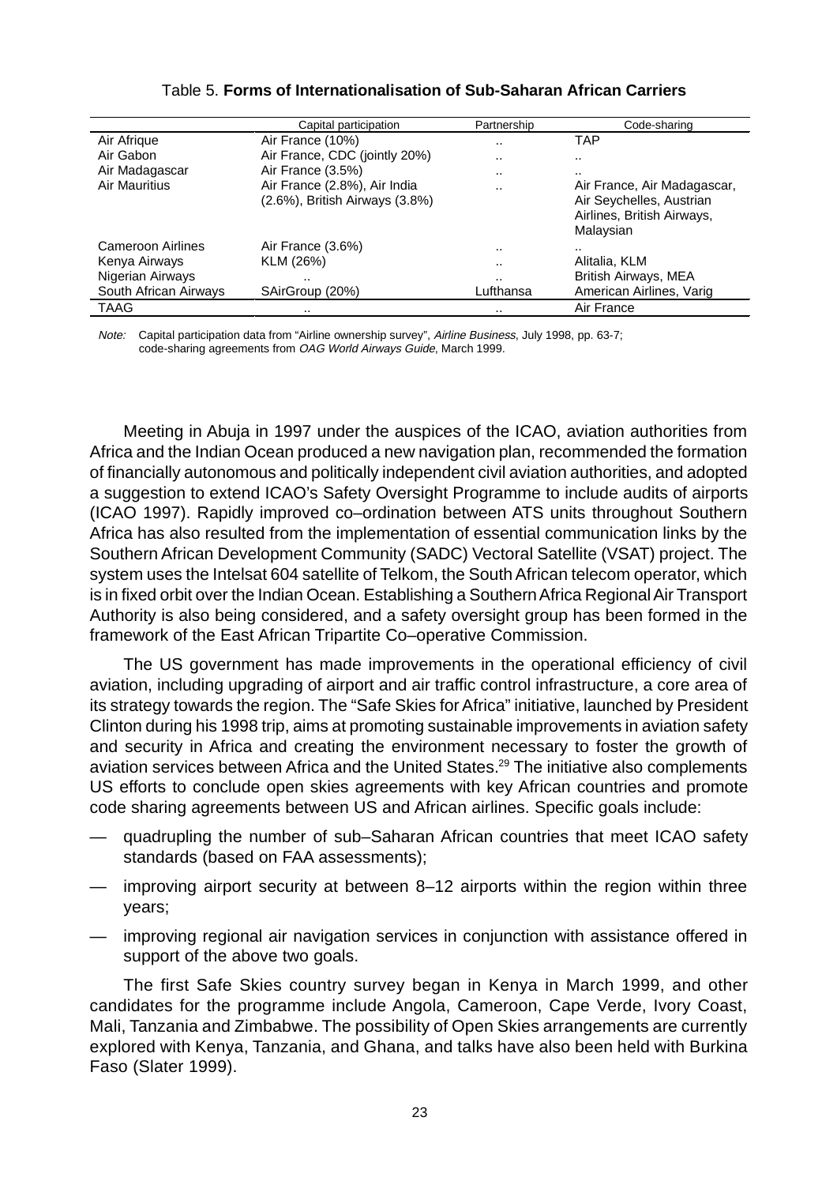Table 5. **Forms of Internationalisation of Sub-Saharan African Carriers**

| | Capital participation | Partnership | Code-sharing |
|---|---|---|---|
| Air Afrique | Air France (10%) | .. | TAP |
| Air Gabon | Air France, CDC (jointly 20%) | .. | .. |
| Air Madagascar | Air France (3.5%) | .. | .. |
| Air Mauritius | Air France (2.8%), Air India (2.6%), British Airways (3.8%) | .. | Air France, Air Madagascar, Air Seychelles, Austrian Airlines, British Airways, Malaysian |
| Cameroon Airlines | Air France (3.6%) | .. | .. |
| Kenya Airways | KLM (26%) | .. | Alitalia, KLM |
| Nigerian Airways | .. | .. | British Airways, MEA |
| South African Airways | SAirGroup (20%) | Lufthansa | American Airlines, Varig |
| TAAG | .. | .. | Air France |

*Note:* Capital participation data from "Airline ownership survey", *Airline Business,* July 1998, pp. 63-7; code-sharing agreements from *OAG World Airways Guide*, March 1999.

Meeting in Abuja in 1997 under the auspices of the ICAO, aviation authorities from Africa and the Indian Ocean produced a new navigation plan, recommended the formation of financially autonomous and politically independent civil aviation authorities, and adopted a suggestion to extend ICAO's Safety Oversight Programme to include audits of airports (ICAO 1997). Rapidly improved co–ordination between ATS units throughout Southern Africa has also resulted from the implementation of essential communication links by the Southern African Development Community (SADC) Vectoral Satellite (VSAT) project. The system uses the Intelsat 604 satellite of Telkom, the South African telecom operator, which is in fixed orbit over the Indian Ocean. Establishing a Southern Africa Regional Air Transport Authority is also being considered, and a safety oversight group has been formed in the framework of the East African Tripartite Co–operative Commission.

The US government has made improvements in the operational efficiency of civil aviation, including upgrading of airport and air traffic control infrastructure, a core area of its strategy towards the region. The "Safe Skies for Africa" initiative, launched by President Clinton during his 1998 trip, aims at promoting sustainable improvements in aviation safety and security in Africa and creating the environment necessary to foster the growth of aviation services between Africa and the United States.[29] The initiative also complements US efforts to conclude open skies agreements with key African countries and promote code sharing agreements between US and African airlines. Specific goals include:

- quadrupling the number of sub–Saharan African countries that meet ICAO safety standards (based on FAA assessments);
- improving airport security at between 8–12 airports within the region within three years;
- improving regional air navigation services in conjunction with assistance offered in support of the above two goals.

The first Safe Skies country survey began in Kenya in March 1999, and other candidates for the programme include Angola, Cameroon, Cape Verde, Ivory Coast, Mali, Tanzania and Zimbabwe. The possibility of Open Skies arrangements are currently explored with Kenya, Tanzania, and Ghana, and talks have also been held with Burkina Faso (Slater 1999).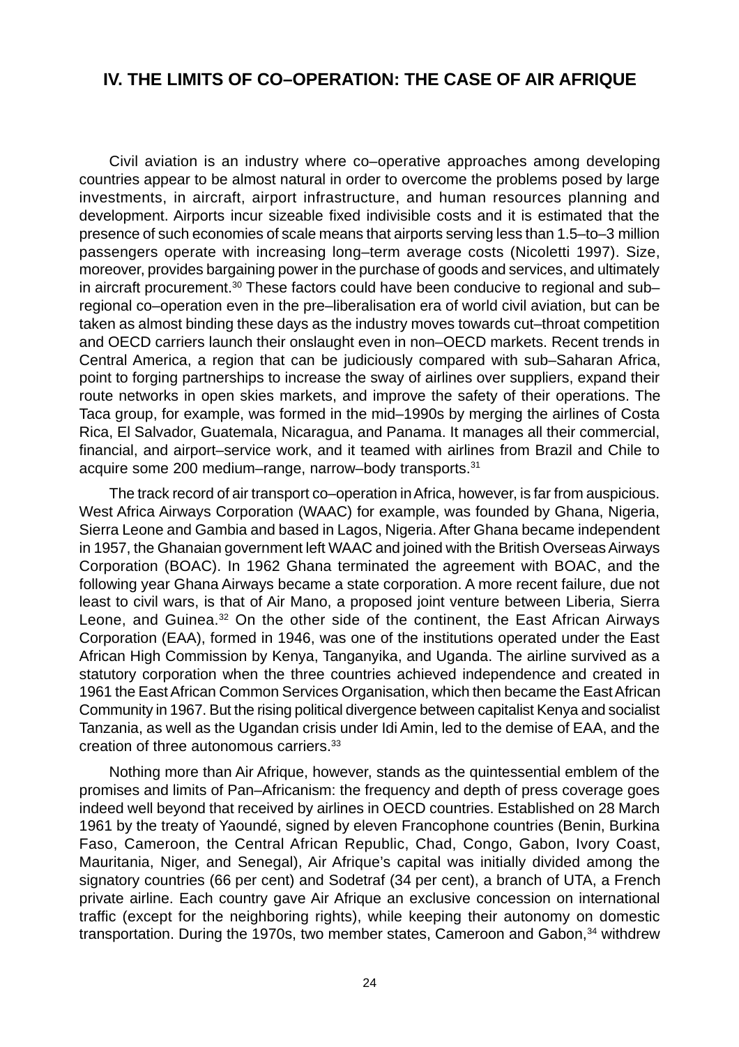## IV. THE LIMITS OF CO–OPERATION: THE CASE OF AIR AFRIQUE

Civil aviation is an industry where co–operative approaches among developing countries appear to be almost natural in order to overcome the problems posed by large investments, in aircraft, airport infrastructure, and human resources planning and development. Airports incur sizeable fixed indivisible costs and it is estimated that the presence of such economies of scale means that airports serving less than 1.5–to–3 million passengers operate with increasing long–term average costs (Nicoletti 1997). Size, moreover, provides bargaining power in the purchase of goods and services, and ultimately in aircraft procurement.[30] These factors could have been conducive to regional and sub–regional co–operation even in the pre–liberalisation era of world civil aviation, but can be taken as almost binding these days as the industry moves towards cut–throat competition and OECD carriers launch their onslaught even in non–OECD markets. Recent trends in Central America, a region that can be judiciously compared with sub–Saharan Africa, point to forging partnerships to increase the sway of airlines over suppliers, expand their route networks in open skies markets, and improve the safety of their operations. The Taca group, for example, was formed in the mid–1990s by merging the airlines of Costa Rica, El Salvador, Guatemala, Nicaragua, and Panama. It manages all their commercial, financial, and airport–service work, and it teamed with airlines from Brazil and Chile to acquire some 200 medium–range, narrow–body transports.[31]

The track record of air transport co–operation in Africa, however, is far from auspicious. West Africa Airways Corporation (WAAC) for example, was founded by Ghana, Nigeria, Sierra Leone and Gambia and based in Lagos, Nigeria. After Ghana became independent in 1957, the Ghanaian government left WAAC and joined with the British Overseas Airways Corporation (BOAC). In 1962 Ghana terminated the agreement with BOAC, and the following year Ghana Airways became a state corporation. A more recent failure, due not least to civil wars, is that of Air Mano, a proposed joint venture between Liberia, Sierra Leone, and Guinea.[32] On the other side of the continent, the East African Airways Corporation (EAA), formed in 1946, was one of the institutions operated under the East African High Commission by Kenya, Tanganyika, and Uganda. The airline survived as a statutory corporation when the three countries achieved independence and created in 1961 the East African Common Services Organisation, which then became the East African Community in 1967. But the rising political divergence between capitalist Kenya and socialist Tanzania, as well as the Ugandan crisis under Idi Amin, led to the demise of EAA, and the creation of three autonomous carriers.[33]

Nothing more than Air Afrique, however, stands as the quintessential emblem of the promises and limits of Pan–Africanism: the frequency and depth of press coverage goes indeed well beyond that received by airlines in OECD countries. Established on 28 March 1961 by the treaty of Yaoundé, signed by eleven Francophone countries (Benin, Burkina Faso, Cameroon, the Central African Republic, Chad, Congo, Gabon, Ivory Coast, Mauritania, Niger, and Senegal), Air Afrique's capital was initially divided among the signatory countries (66 per cent) and Sodetraf (34 per cent), a branch of UTA, a French private airline. Each country gave Air Afrique an exclusive concession on international traffic (except for the neighboring rights), while keeping their autonomy on domestic transportation. During the 1970s, two member states, Cameroon and Gabon,[34] withdrew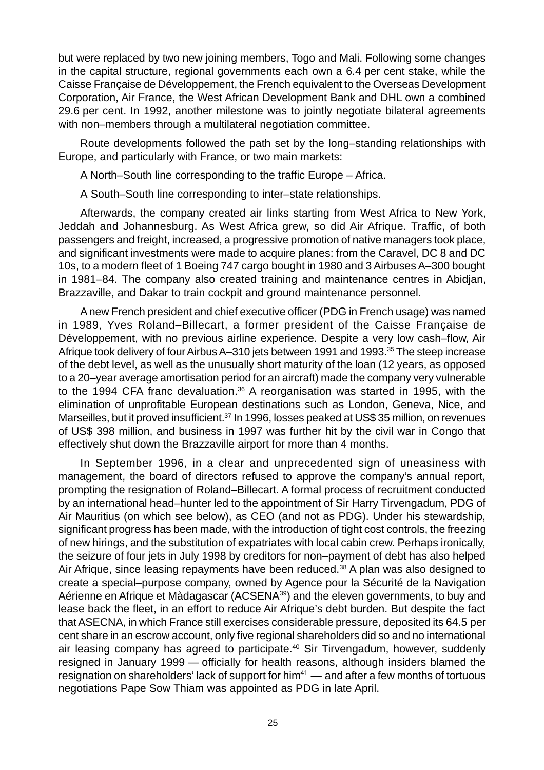but were replaced by two new joining members, Togo and Mali. Following some changes in the capital structure, regional governments each own a 6.4 per cent stake, while the Caisse Française de Développement, the French equivalent to the Overseas Development Corporation, Air France, the West African Development Bank and DHL own a combined 29.6 per cent. In 1992, another milestone was to jointly negotiate bilateral agreements with non–members through a multilateral negotiation committee.

Route developments followed the path set by the long–standing relationships with Europe, and particularly with France, or two main markets:

A North–South line corresponding to the traffic Europe – Africa.

A South–South line corresponding to inter–state relationships.

Afterwards, the company created air links starting from West Africa to New York, Jeddah and Johannesburg. As West Africa grew, so did Air Afrique. Traffic, of both passengers and freight, increased, a progressive promotion of native managers took place, and significant investments were made to acquire planes: from the Caravel, DC 8 and DC 10s, to a modern fleet of 1 Boeing 747 cargo bought in 1980 and 3 Airbuses A–300 bought in 1981–84. The company also created training and maintenance centres in Abidjan, Brazzaville, and Dakar to train cockpit and ground maintenance personnel.

A new French president and chief executive officer (PDG in French usage) was named in 1989, Yves Roland–Billecart, a former president of the Caisse Française de Développement, with no previous airline experience. Despite a very low cash–flow, Air Afrique took delivery of four Airbus A–310 jets between 1991 and 1993.[35] The steep increase of the debt level, as well as the unusually short maturity of the loan (12 years, as opposed to a 20–year average amortisation period for an aircraft) made the company very vulnerable to the 1994 CFA franc devaluation.[36] A reorganisation was started in 1995, with the elimination of unprofitable European destinations such as London, Geneva, Nice, and Marseilles, but it proved insufficient.[37] In 1996, losses peaked at US$ 35 million, on revenues of US$ 398 million, and business in 1997 was further hit by the civil war in Congo that effectively shut down the Brazzaville airport for more than 4 months.

In September 1996, in a clear and unprecedented sign of uneasiness with management, the board of directors refused to approve the company's annual report, prompting the resignation of Roland–Billecart. A formal process of recruitment conducted by an international head–hunter led to the appointment of Sir Harry Tirvengadum, PDG of Air Mauritius (on which see below), as CEO (and not as PDG). Under his stewardship, significant progress has been made, with the introduction of tight cost controls, the freezing of new hirings, and the substitution of expatriates with local cabin crew. Perhaps ironically, the seizure of four jets in July 1998 by creditors for non–payment of debt has also helped Air Afrique, since leasing repayments have been reduced.[38] A plan was also designed to create a special–purpose company, owned by Agence pour la Sécurité de la Navigation Aérienne en Afrique et Màdagascar (ACSENA[39]) and the eleven governments, to buy and lease back the fleet, in an effort to reduce Air Afrique's debt burden. But despite the fact that ASECNA, in which France still exercises considerable pressure, deposited its 64.5 per cent share in an escrow account, only five regional shareholders did so and no international air leasing company has agreed to participate.[40] Sir Tirvengadum, however, suddenly resigned in January 1999 — officially for health reasons, although insiders blamed the resignation on shareholders' lack of support for him[41] — and after a few months of tortuous negotiations Pape Sow Thiam was appointed as PDG in late April.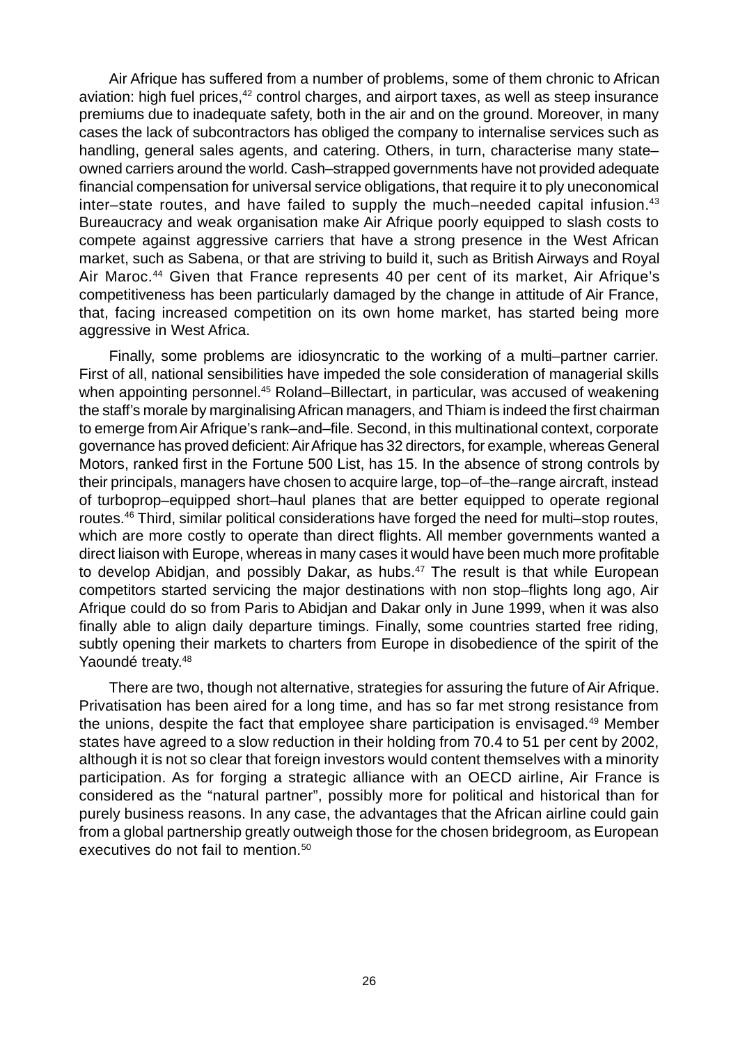Air Afrique has suffered from a number of problems, some of them chronic to African aviation: high fuel prices,[42] control charges, and airport taxes, as well as steep insurance premiums due to inadequate safety, both in the air and on the ground. Moreover, in many cases the lack of subcontractors has obliged the company to internalise services such as handling, general sales agents, and catering. Others, in turn, characterise many state–owned carriers around the world. Cash–strapped governments have not provided adequate financial compensation for universal service obligations, that require it to ply uneconomical inter–state routes, and have failed to supply the much–needed capital infusion.[43] Bureaucracy and weak organisation make Air Afrique poorly equipped to slash costs to compete against aggressive carriers that have a strong presence in the West African market, such as Sabena, or that are striving to build it, such as British Airways and Royal Air Maroc.[44] Given that France represents 40 per cent of its market, Air Afrique's competitiveness has been particularly damaged by the change in attitude of Air France, that, facing increased competition on its own home market, has started being more aggressive in West Africa.

Finally, some problems are idiosyncratic to the working of a multi–partner carrier. First of all, national sensibilities have impeded the sole consideration of managerial skills when appointing personnel.[45] Roland–Billectart, in particular, was accused of weakening the staff's morale by marginalising African managers, and Thiam is indeed the first chairman to emerge from Air Afrique's rank–and–file. Second, in this multinational context, corporate governance has proved deficient: Air Afrique has 32 directors, for example, whereas General Motors, ranked first in the Fortune 500 List, has 15. In the absence of strong controls by their principals, managers have chosen to acquire large, top–of–the–range aircraft, instead of turboprop–equipped short–haul planes that are better equipped to operate regional routes.[46] Third, similar political considerations have forged the need for multi–stop routes, which are more costly to operate than direct flights. All member governments wanted a direct liaison with Europe, whereas in many cases it would have been much more profitable to develop Abidjan, and possibly Dakar, as hubs.[47] The result is that while European competitors started servicing the major destinations with non stop–flights long ago, Air Afrique could do so from Paris to Abidjan and Dakar only in June 1999, when it was also finally able to align daily departure timings. Finally, some countries started free riding, subtly opening their markets to charters from Europe in disobedience of the spirit of the Yaoundé treaty.[48]

There are two, though not alternative, strategies for assuring the future of Air Afrique. Privatisation has been aired for a long time, and has so far met strong resistance from the unions, despite the fact that employee share participation is envisaged.[49] Member states have agreed to a slow reduction in their holding from 70.4 to 51 per cent by 2002, although it is not so clear that foreign investors would content themselves with a minority participation. As for forging a strategic alliance with an OECD airline, Air France is considered as the "natural partner", possibly more for political and historical than for purely business reasons. In any case, the advantages that the African airline could gain from a global partnership greatly outweigh those for the chosen bridegroom, as European executives do not fail to mention.[50]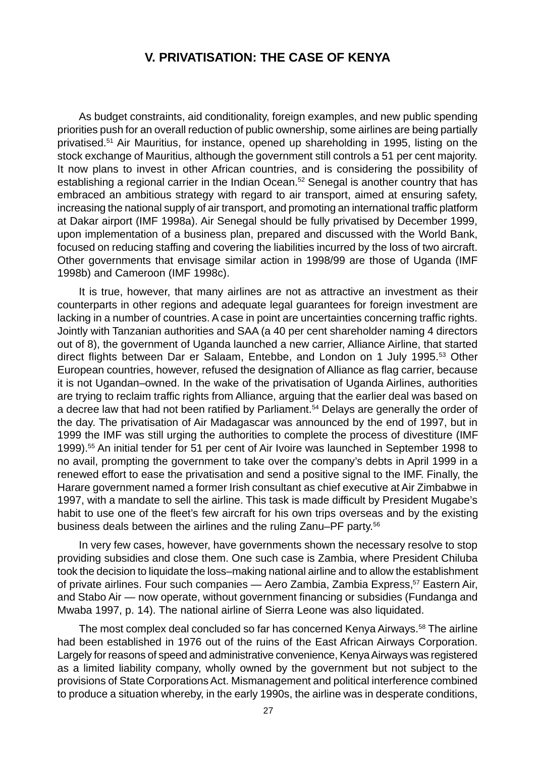## V. PRIVATISATION: THE CASE OF KENYA

As budget constraints, aid conditionality, foreign examples, and new public spending priorities push for an overall reduction of public ownership, some airlines are being partially privatised.[51] Air Mauritius, for instance, opened up shareholding in 1995, listing on the stock exchange of Mauritius, although the government still controls a 51 per cent majority. It now plans to invest in other African countries, and is considering the possibility of establishing a regional carrier in the Indian Ocean.[52] Senegal is another country that has embraced an ambitious strategy with regard to air transport, aimed at ensuring safety, increasing the national supply of air transport, and promoting an international traffic platform at Dakar airport (IMF 1998a). Air Senegal should be fully privatised by December 1999, upon implementation of a business plan, prepared and discussed with the World Bank, focused on reducing staffing and covering the liabilities incurred by the loss of two aircraft. Other governments that envisage similar action in 1998/99 are those of Uganda (IMF 1998b) and Cameroon (IMF 1998c).

It is true, however, that many airlines are not as attractive an investment as their counterparts in other regions and adequate legal guarantees for foreign investment are lacking in a number of countries. A case in point are uncertainties concerning traffic rights. Jointly with Tanzanian authorities and SAA (a 40 per cent shareholder naming 4 directors out of 8), the government of Uganda launched a new carrier, Alliance Airline, that started direct flights between Dar er Salaam, Entebbe, and London on 1 July 1995.[53] Other European countries, however, refused the designation of Alliance as flag carrier, because it is not Ugandan–owned. In the wake of the privatisation of Uganda Airlines, authorities are trying to reclaim traffic rights from Alliance, arguing that the earlier deal was based on a decree law that had not been ratified by Parliament.[54] Delays are generally the order of the day. The privatisation of Air Madagascar was announced by the end of 1997, but in 1999 the IMF was still urging the authorities to complete the process of divestiture (IMF 1999).[55] An initial tender for 51 per cent of Air Ivoire was launched in September 1998 to no avail, prompting the government to take over the company's debts in April 1999 in a renewed effort to ease the privatisation and send a positive signal to the IMF. Finally, the Harare government named a former Irish consultant as chief executive at Air Zimbabwe in 1997, with a mandate to sell the airline. This task is made difficult by President Mugabe's habit to use one of the fleet's few aircraft for his own trips overseas and by the existing business deals between the airlines and the ruling Zanu–PF party.[56]

In very few cases, however, have governments shown the necessary resolve to stop providing subsidies and close them. One such case is Zambia, where President Chiluba took the decision to liquidate the loss–making national airline and to allow the establishment of private airlines. Four such companies — Aero Zambia, Zambia Express,[57] Eastern Air, and Stabo Air — now operate, without government financing or subsidies (Fundanga and Mwaba 1997, p. 14). The national airline of Sierra Leone was also liquidated.

The most complex deal concluded so far has concerned Kenya Airways.[58] The airline had been established in 1976 out of the ruins of the East African Airways Corporation. Largely for reasons of speed and administrative convenience, Kenya Airways was registered as a limited liability company, wholly owned by the government but not subject to the provisions of State Corporations Act. Mismanagement and political interference combined to produce a situation whereby, in the early 1990s, the airline was in desperate conditions,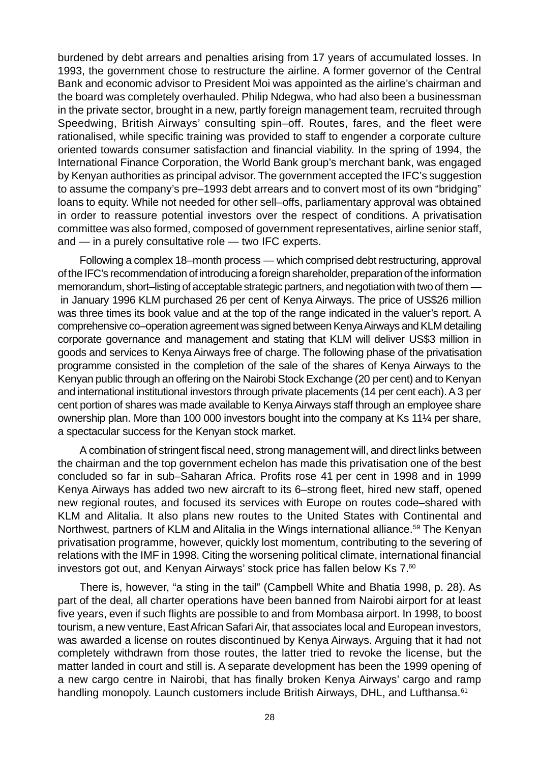burdened by debt arrears and penalties arising from 17 years of accumulated losses. In 1993, the government chose to restructure the airline. A former governor of the Central Bank and economic advisor to President Moi was appointed as the airline's chairman and the board was completely overhauled. Philip Ndegwa, who had also been a businessman in the private sector, brought in a new, partly foreign management team, recruited through Speedwing, British Airways' consulting spin–off. Routes, fares, and the fleet were rationalised, while specific training was provided to staff to engender a corporate culture oriented towards consumer satisfaction and financial viability. In the spring of 1994, the International Finance Corporation, the World Bank group's merchant bank, was engaged by Kenyan authorities as principal advisor. The government accepted the IFC's suggestion to assume the company's pre–1993 debt arrears and to convert most of its own "bridging" loans to equity. While not needed for other sell–offs, parliamentary approval was obtained in order to reassure potential investors over the respect of conditions. A privatisation committee was also formed, composed of government representatives, airline senior staff, and — in a purely consultative role — two IFC experts.

Following a complex 18–month process — which comprised debt restructuring, approval of the IFC's recommendation of introducing a foreign shareholder, preparation of the information memorandum, short–listing of acceptable strategic partners, and negotiation with two of them — in January 1996 KLM purchased 26 per cent of Kenya Airways. The price of US$26 million was three times its book value and at the top of the range indicated in the valuer's report. A comprehensive co–operation agreement was signed between Kenya Airways and KLM detailing corporate governance and management and stating that KLM will deliver US$3 million in goods and services to Kenya Airways free of charge. The following phase of the privatisation programme consisted in the completion of the sale of the shares of Kenya Airways to the Kenyan public through an offering on the Nairobi Stock Exchange (20 per cent) and to Kenyan and international institutional investors through private placements (14 per cent each). A 3 per cent portion of shares was made available to Kenya Airways staff through an employee share ownership plan. More than 100 000 investors bought into the company at Ks 11¼ per share, a spectacular success for the Kenyan stock market.

A combination of stringent fiscal need, strong management will, and direct links between the chairman and the top government echelon has made this privatisation one of the best concluded so far in sub–Saharan Africa. Profits rose 41 per cent in 1998 and in 1999 Kenya Airways has added two new aircraft to its 6–strong fleet, hired new staff, opened new regional routes, and focused its services with Europe on routes code–shared with KLM and Alitalia. It also plans new routes to the United States with Continental and Northwest, partners of KLM and Alitalia in the Wings international alliance.[59] The Kenyan privatisation programme, however, quickly lost momentum, contributing to the severing of relations with the IMF in 1998. Citing the worsening political climate, international financial investors got out, and Kenyan Airways' stock price has fallen below Ks 7.[60]

There is, however, "a sting in the tail" (Campbell White and Bhatia 1998, p. 28). As part of the deal, all charter operations have been banned from Nairobi airport for at least five years, even if such flights are possible to and from Mombasa airport. In 1998, to boost tourism, a new venture, East African Safari Air, that associates local and European investors, was awarded a license on routes discontinued by Kenya Airways. Arguing that it had not completely withdrawn from those routes, the latter tried to revoke the license, but the matter landed in court and still is. A separate development has been the 1999 opening of a new cargo centre in Nairobi, that has finally broken Kenya Airways' cargo and ramp handling monopoly. Launch customers include British Airways, DHL, and Lufthansa.[61]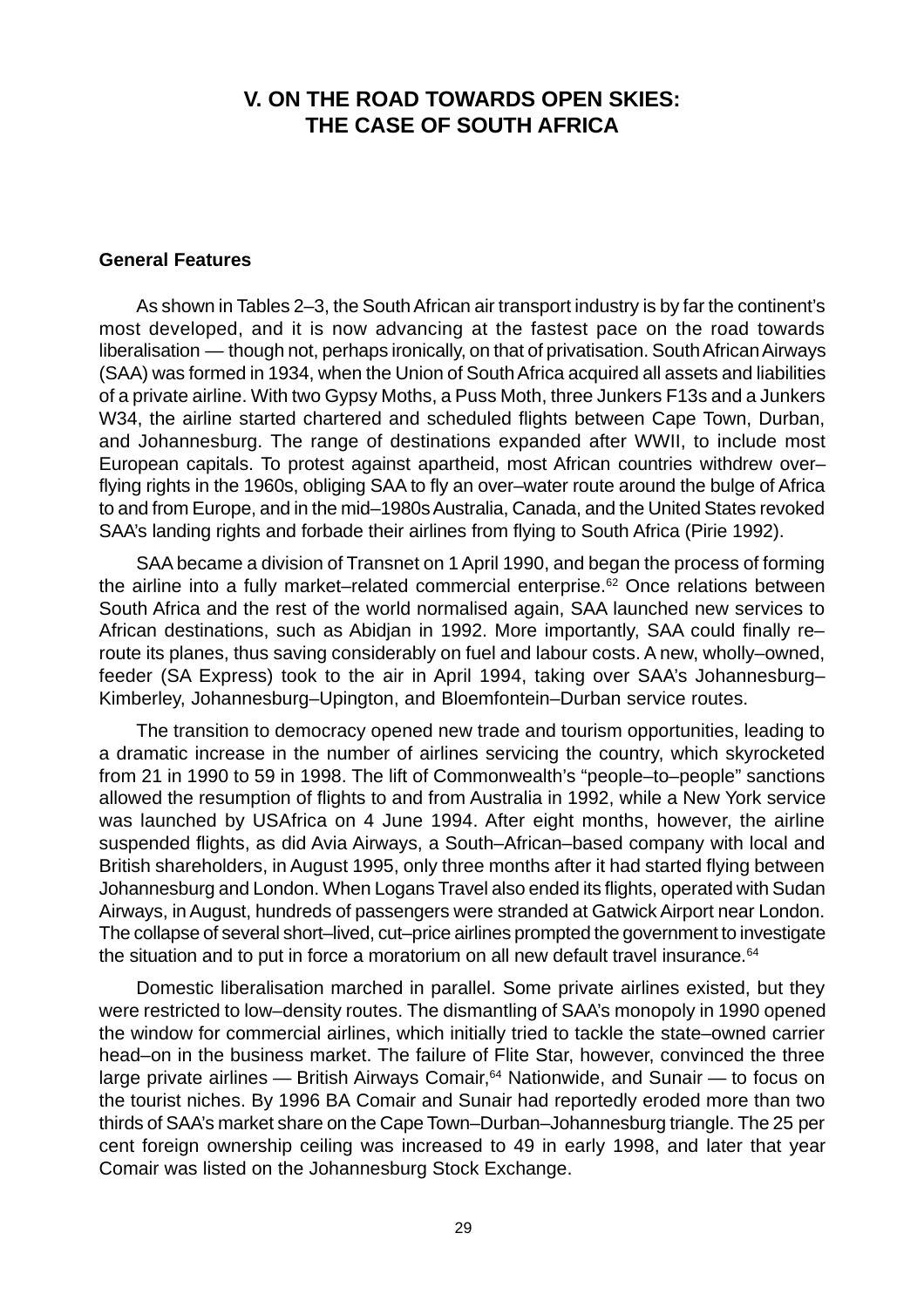# V. ON THE ROAD TOWARDS OPEN SKIES: THE CASE OF SOUTH AFRICA

## General Features

As shown in Tables 2–3, the South African air transport industry is by far the continent's most developed, and it is now advancing at the fastest pace on the road towards liberalisation — though not, perhaps ironically, on that of privatisation. South African Airways (SAA) was formed in 1934, when the Union of South Africa acquired all assets and liabilities of a private airline. With two Gypsy Moths, a Puss Moth, three Junkers F13s and a Junkers W34, the airline started chartered and scheduled flights between Cape Town, Durban, and Johannesburg. The range of destinations expanded after WWII, to include most European capitals. To protest against apartheid, most African countries withdrew over–flying rights in the 1960s, obliging SAA to fly an over–water route around the bulge of Africa to and from Europe, and in the mid–1980s Australia, Canada, and the United States revoked SAA's landing rights and forbade their airlines from flying to South Africa (Pirie 1992).

SAA became a division of Transnet on 1 April 1990, and began the process of forming the airline into a fully market–related commercial enterprise.[62] Once relations between South Africa and the rest of the world normalised again, SAA launched new services to African destinations, such as Abidjan in 1992. More importantly, SAA could finally re–route its planes, thus saving considerably on fuel and labour costs. A new, wholly–owned, feeder (SA Express) took to the air in April 1994, taking over SAA's Johannesburg–Kimberley, Johannesburg–Upington, and Bloemfontein–Durban service routes.

The transition to democracy opened new trade and tourism opportunities, leading to a dramatic increase in the number of airlines servicing the country, which skyrocketed from 21 in 1990 to 59 in 1998. The lift of Commonwealth's "people–to–people" sanctions allowed the resumption of flights to and from Australia in 1992, while a New York service was launched by USAfrica on 4 June 1994. After eight months, however, the airline suspended flights, as did Avia Airways, a South–African–based company with local and British shareholders, in August 1995, only three months after it had started flying between Johannesburg and London. When Logans Travel also ended its flights, operated with Sudan Airways, in August, hundreds of passengers were stranded at Gatwick Airport near London. The collapse of several short–lived, cut–price airlines prompted the government to investigate the situation and to put in force a moratorium on all new default travel insurance.[64]

Domestic liberalisation marched in parallel. Some private airlines existed, but they were restricted to low–density routes. The dismantling of SAA's monopoly in 1990 opened the window for commercial airlines, which initially tried to tackle the state–owned carrier head–on in the business market. The failure of Flite Star, however, convinced the three large private airlines — British Airways Comair,[64] Nationwide, and Sunair — to focus on the tourist niches. By 1996 BA Comair and Sunair had reportedly eroded more than two thirds of SAA's market share on the Cape Town–Durban–Johannesburg triangle. The 25 per cent foreign ownership ceiling was increased to 49 in early 1998, and later that year Comair was listed on the Johannesburg Stock Exchange.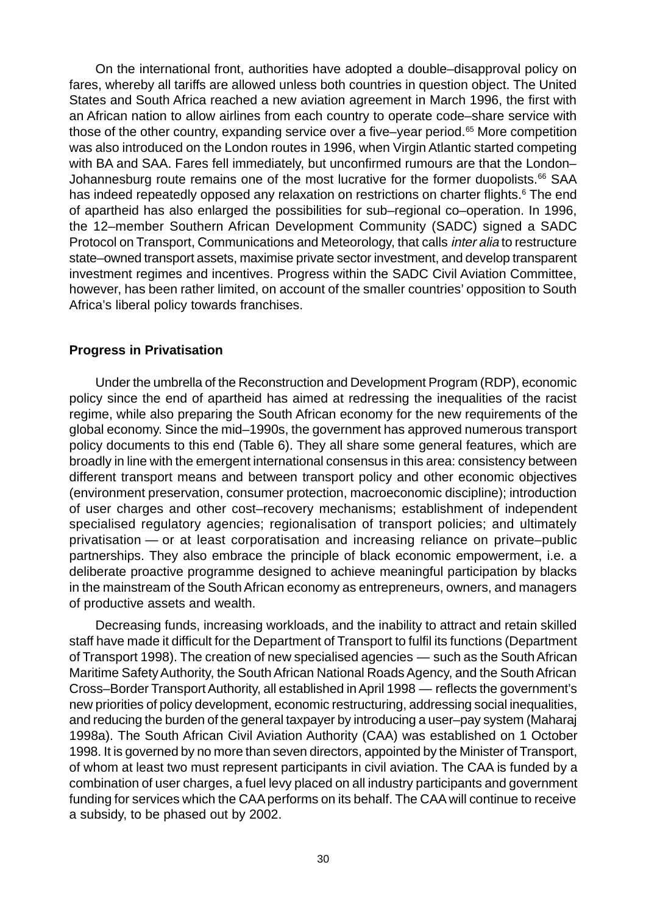On the international front, authorities have adopted a double–disapproval policy on fares, whereby all tariffs are allowed unless both countries in question object. The United States and South Africa reached a new aviation agreement in March 1996, the first with an African nation to allow airlines from each country to operate code–share service with those of the other country, expanding service over a five–year period.[65] More competition was also introduced on the London routes in 1996, when Virgin Atlantic started competing with BA and SAA. Fares fell immediately, but unconfirmed rumours are that the London–Johannesburg route remains one of the most lucrative for the former duopolists.[66] SAA has indeed repeatedly opposed any relaxation on restrictions on charter flights.[6] The end of apartheid has also enlarged the possibilities for sub–regional co–operation. In 1996, the 12–member Southern African Development Community (SADC) signed a SADC Protocol on Transport, Communications and Meteorology, that calls *inter alia* to restructure state–owned transport assets, maximise private sector investment, and develop transparent investment regimes and incentives. Progress within the SADC Civil Aviation Committee, however, has been rather limited, on account of the smaller countries' opposition to South Africa's liberal policy towards franchises.

### Progress in Privatisation

Under the umbrella of the Reconstruction and Development Program (RDP), economic policy since the end of apartheid has aimed at redressing the inequalities of the racist regime, while also preparing the South African economy for the new requirements of the global economy. Since the mid–1990s, the government has approved numerous transport policy documents to this end (Table 6). They all share some general features, which are broadly in line with the emergent international consensus in this area: consistency between different transport means and between transport policy and other economic objectives (environment preservation, consumer protection, macroeconomic discipline); introduction of user charges and other cost–recovery mechanisms; establishment of independent specialised regulatory agencies; regionalisation of transport policies; and ultimately privatisation — or at least corporatisation and increasing reliance on private–public partnerships. They also embrace the principle of black economic empowerment, i.e. a deliberate proactive programme designed to achieve meaningful participation by blacks in the mainstream of the South African economy as entrepreneurs, owners, and managers of productive assets and wealth.

Decreasing funds, increasing workloads, and the inability to attract and retain skilled staff have made it difficult for the Department of Transport to fulfil its functions (Department of Transport 1998). The creation of new specialised agencies — such as the South African Maritime Safety Authority, the South African National Roads Agency, and the South African Cross–Border Transport Authority, all established in April 1998 — reflects the government's new priorities of policy development, economic restructuring, addressing social inequalities, and reducing the burden of the general taxpayer by introducing a user–pay system (Maharaj 1998a). The South African Civil Aviation Authority (CAA) was established on 1 October 1998. It is governed by no more than seven directors, appointed by the Minister of Transport, of whom at least two must represent participants in civil aviation. The CAA is funded by a combination of user charges, a fuel levy placed on all industry participants and government funding for services which the CAA performs on its behalf. The CAA will continue to receive a subsidy, to be phased out by 2002.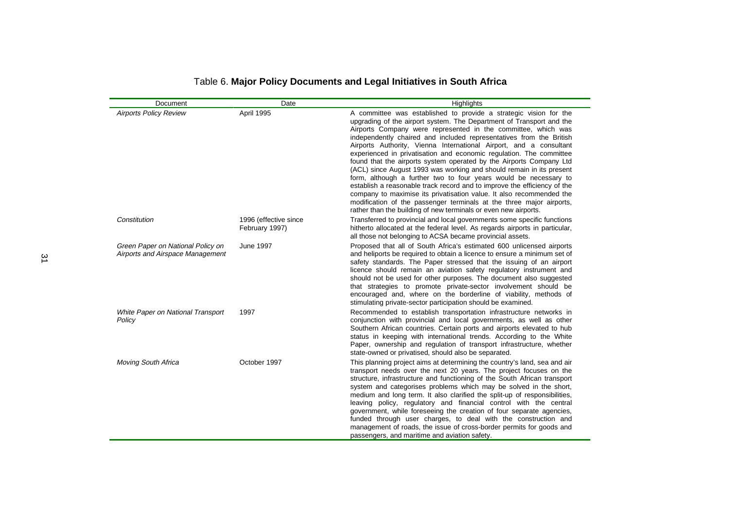Table 6. **Major Policy Documents and Legal Initiatives in South Africa**

| Document | Date | Highlights |
|---|---|---|
| *Airports Policy Review* | April 1995 | A committee was established to provide a strategic vision for the upgrading of the airport system. The Department of Transport and the Airports Company were represented in the committee, which was independently chaired and included representatives from the British Airports Authority, Vienna International Airport, and a consultant experienced in privatisation and economic regulation. The committee found that the airports system operated by the Airports Company Ltd (ACL) since August 1993 was working and should remain in its present form, although a further two to four years would be necessary to establish a reasonable track record and to improve the efficiency of the company to maximise its privatisation value. It also recommended the modification of the passenger terminals at the three major airports, rather than the building of new terminals or even new airports. |
| *Constitution* | 1996 (effective since February 1997) | Transferred to provincial and local governments some specific functions hitherto allocated at the federal level. As regards airports in particular, all those not belonging to ACSA became provincial assets. |
| *Green Paper on National Policy on Airports and Airspace Management* | June 1997 | Proposed that all of South Africa's estimated 600 unlicensed airports and heliports be required to obtain a licence to ensure a minimum set of safety standards. The Paper stressed that the issuing of an airport licence should remain an aviation safety regulatory instrument and should not be used for other purposes. The document also suggested that strategies to promote private-sector involvement should be encouraged and, where on the borderline of viability, methods of stimulating private-sector participation should be examined. |
| *White Paper on National Transport Policy* | 1997 | Recommended to establish transportation infrastructure networks in conjunction with provincial and local governments, as well as other Southern African countries. Certain ports and airports elevated to hub status in keeping with international trends. According to the White Paper, ownership and regulation of transport infrastructure, whether state-owned or privatised, should also be separated. |
| *Moving South Africa* | October 1997 | This planning project aims at determining the country's land, sea and air transport needs over the next 20 years. The project focuses on the structure, infrastructure and functioning of the South African transport system and categorises problems which may be solved in the short, medium and long term. It also clarified the split-up of responsibilities, leaving policy, regulatory and financial control with the central government, while foreseeing the creation of four separate agencies, funded through user charges, to deal with the construction and management of roads, the issue of cross-border permits for goods and passengers, and maritime and aviation safety. |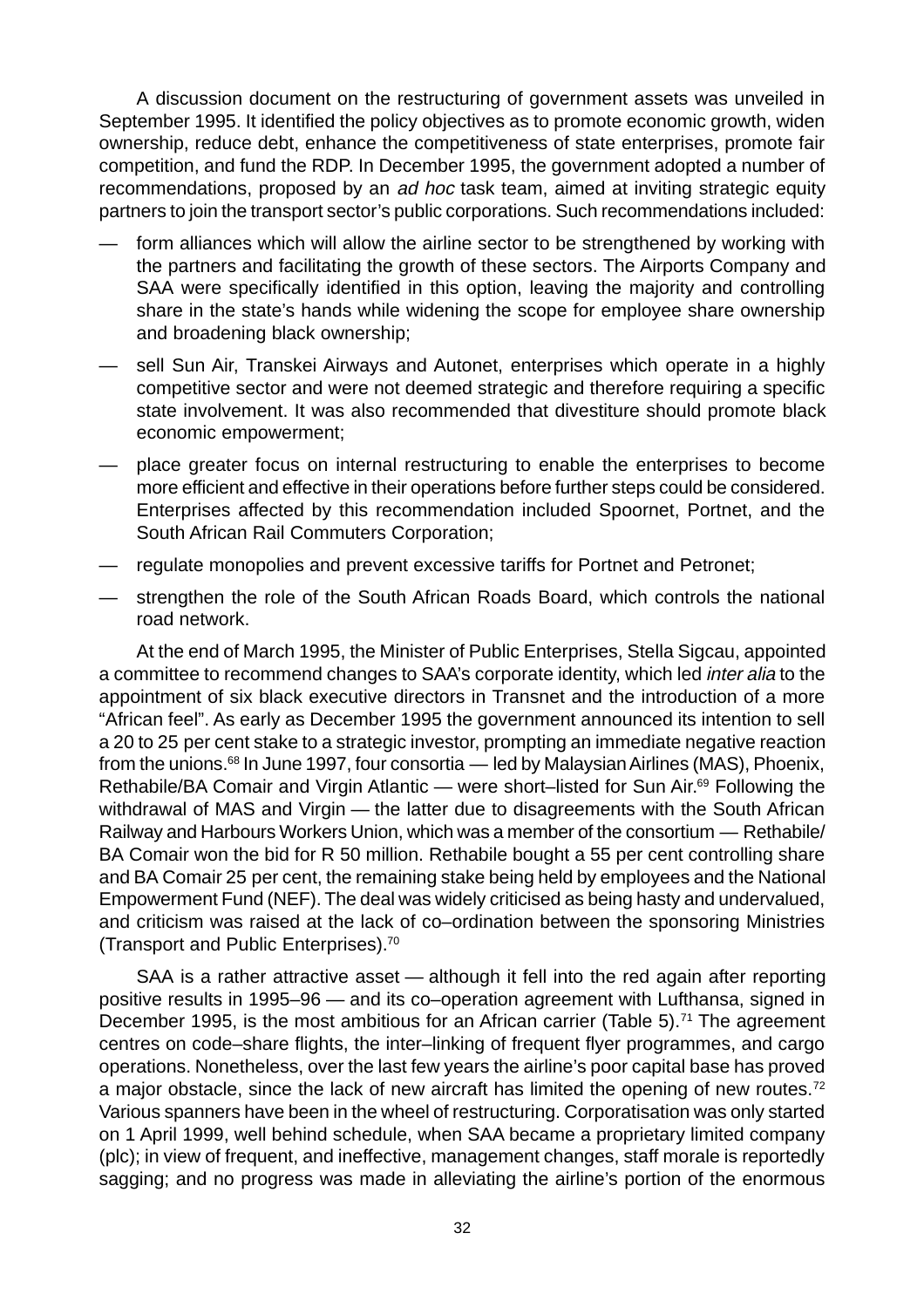A discussion document on the restructuring of government assets was unveiled in September 1995. It identified the policy objectives as to promote economic growth, widen ownership, reduce debt, enhance the competitiveness of state enterprises, promote fair competition, and fund the RDP. In December 1995, the government adopted a number of recommendations, proposed by an *ad hoc* task team, aimed at inviting strategic equity partners to join the transport sector's public corporations. Such recommendations included:

— form alliances which will allow the airline sector to be strengthened by working with the partners and facilitating the growth of these sectors. The Airports Company and SAA were specifically identified in this option, leaving the majority and controlling share in the state's hands while widening the scope for employee share ownership and broadening black ownership;

— sell Sun Air, Transkei Airways and Autonet, enterprises which operate in a highly competitive sector and were not deemed strategic and therefore requiring a specific state involvement. It was also recommended that divestiture should promote black economic empowerment;

— place greater focus on internal restructuring to enable the enterprises to become more efficient and effective in their operations before further steps could be considered. Enterprises affected by this recommendation included Spoornet, Portnet, and the South African Rail Commuters Corporation;

— regulate monopolies and prevent excessive tariffs for Portnet and Petronet;

— strengthen the role of the South African Roads Board, which controls the national road network.

At the end of March 1995, the Minister of Public Enterprises, Stella Sigcau, appointed a committee to recommend changes to SAA's corporate identity, which led *inter alia* to the appointment of six black executive directors in Transnet and the introduction of a more "African feel". As early as December 1995 the government announced its intention to sell a 20 to 25 per cent stake to a strategic investor, prompting an immediate negative reaction from the unions.[68] In June 1997, four consortia — led by Malaysian Airlines (MAS), Phoenix, Rethabile/BA Comair and Virgin Atlantic — were short–listed for Sun Air.[69] Following the withdrawal of MAS and Virgin — the latter due to disagreements with the South African Railway and Harbours Workers Union, which was a member of the consortium — Rethabile/ BA Comair won the bid for R 50 million. Rethabile bought a 55 per cent controlling share and BA Comair 25 per cent, the remaining stake being held by employees and the National Empowerment Fund (NEF). The deal was widely criticised as being hasty and undervalued, and criticism was raised at the lack of co–ordination between the sponsoring Ministries (Transport and Public Enterprises).[70]

SAA is a rather attractive asset — although it fell into the red again after reporting positive results in 1995–96 — and its co–operation agreement with Lufthansa, signed in December 1995, is the most ambitious for an African carrier (Table 5).[71] The agreement centres on code–share flights, the inter–linking of frequent flyer programmes, and cargo operations. Nonetheless, over the last few years the airline's poor capital base has proved a major obstacle, since the lack of new aircraft has limited the opening of new routes.[72] Various spanners have been in the wheel of restructuring. Corporatisation was only started on 1 April 1999, well behind schedule, when SAA became a proprietary limited company (plc); in view of frequent, and ineffective, management changes, staff morale is reportedly sagging; and no progress was made in alleviating the airline's portion of the enormous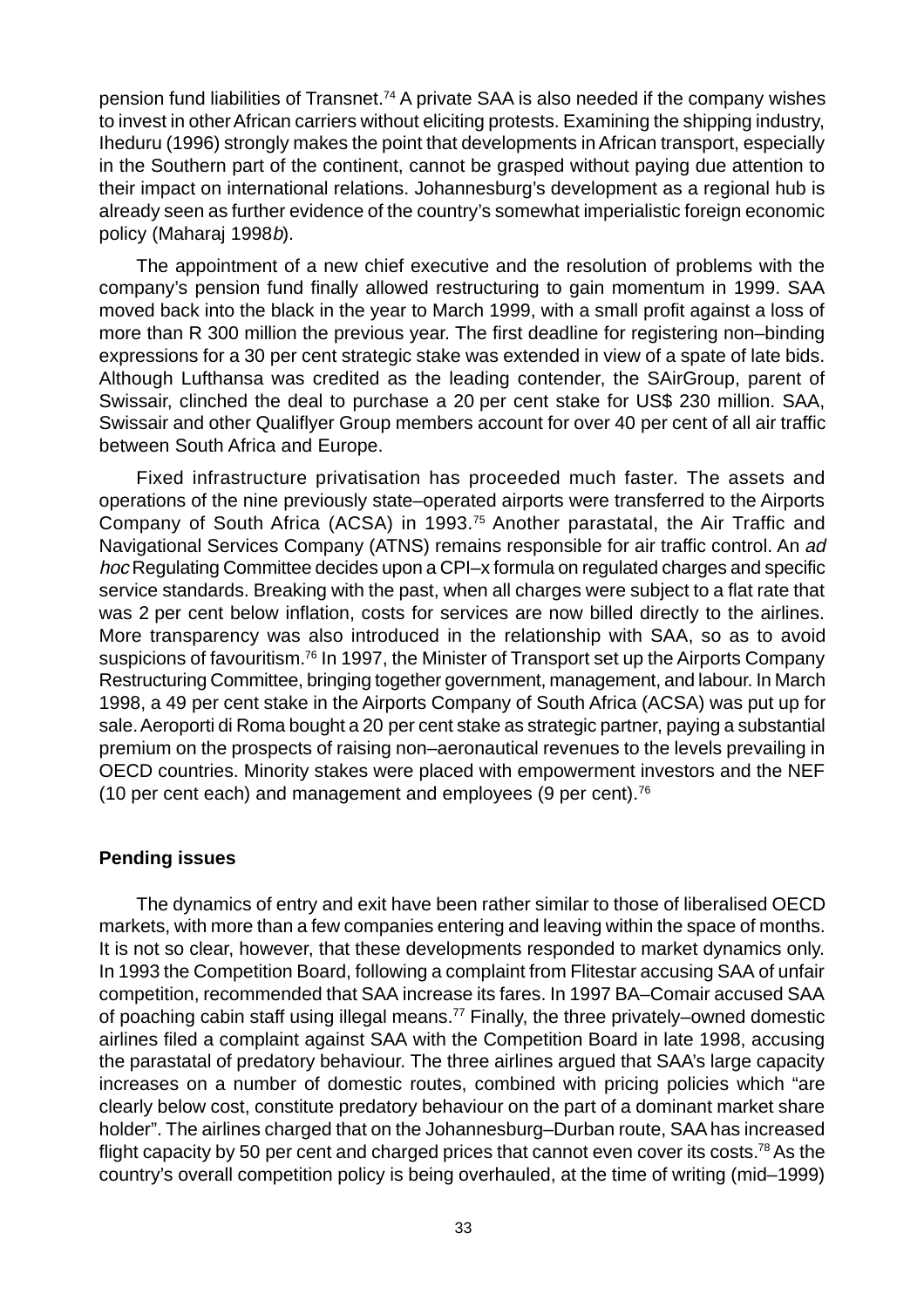pension fund liabilities of Transnet.[74] A private SAA is also needed if the company wishes to invest in other African carriers without eliciting protests. Examining the shipping industry, Iheduru (1996) strongly makes the point that developments in African transport, especially in the Southern part of the continent, cannot be grasped without paying due attention to their impact on international relations. Johannesburg's development as a regional hub is already seen as further evidence of the country's somewhat imperialistic foreign economic policy (Maharaj 1998*b*).

The appointment of a new chief executive and the resolution of problems with the company's pension fund finally allowed restructuring to gain momentum in 1999. SAA moved back into the black in the year to March 1999, with a small profit against a loss of more than R 300 million the previous year. The first deadline for registering non–binding expressions for a 30 per cent strategic stake was extended in view of a spate of late bids. Although Lufthansa was credited as the leading contender, the SAirGroup, parent of Swissair, clinched the deal to purchase a 20 per cent stake for US$ 230 million. SAA, Swissair and other Qualiflyer Group members account for over 40 per cent of all air traffic between South Africa and Europe.

Fixed infrastructure privatisation has proceeded much faster. The assets and operations of the nine previously state–operated airports were transferred to the Airports Company of South Africa (ACSA) in 1993.[75] Another parastatal, the Air Traffic and Navigational Services Company (ATNS) remains responsible for air traffic control. An *ad hoc* Regulating Committee decides upon a CPI–x formula on regulated charges and specific service standards. Breaking with the past, when all charges were subject to a flat rate that was 2 per cent below inflation, costs for services are now billed directly to the airlines. More transparency was also introduced in the relationship with SAA, so as to avoid suspicions of favouritism.[76] In 1997, the Minister of Transport set up the Airports Company Restructuring Committee, bringing together government, management, and labour. In March 1998, a 49 per cent stake in the Airports Company of South Africa (ACSA) was put up for sale. Aeroporti di Roma bought a 20 per cent stake as strategic partner, paying a substantial premium on the prospects of raising non–aeronautical revenues to the levels prevailing in OECD countries. Minority stakes were placed with empowerment investors and the NEF (10 per cent each) and management and employees (9 per cent).[76]

**Pending issues**

The dynamics of entry and exit have been rather similar to those of liberalised OECD markets, with more than a few companies entering and leaving within the space of months. It is not so clear, however, that these developments responded to market dynamics only. In 1993 the Competition Board, following a complaint from Flitestar accusing SAA of unfair competition, recommended that SAA increase its fares. In 1997 BA–Comair accused SAA of poaching cabin staff using illegal means.[77] Finally, the three privately–owned domestic airlines filed a complaint against SAA with the Competition Board in late 1998, accusing the parastatal of predatory behaviour. The three airlines argued that SAA's large capacity increases on a number of domestic routes, combined with pricing policies which "are clearly below cost, constitute predatory behaviour on the part of a dominant market share holder". The airlines charged that on the Johannesburg–Durban route, SAA has increased flight capacity by 50 per cent and charged prices that cannot even cover its costs.[78] As the country's overall competition policy is being overhauled, at the time of writing (mid–1999)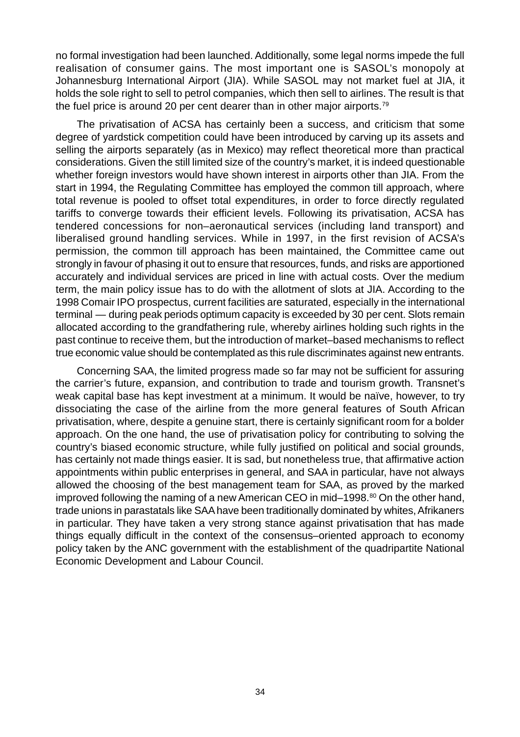no formal investigation had been launched. Additionally, some legal norms impede the full realisation of consumer gains. The most important one is SASOL's monopoly at Johannesburg International Airport (JIA). While SASOL may not market fuel at JIA, it holds the sole right to sell to petrol companies, which then sell to airlines. The result is that the fuel price is around 20 per cent dearer than in other major airports.[79]

The privatisation of ACSA has certainly been a success, and criticism that some degree of yardstick competition could have been introduced by carving up its assets and selling the airports separately (as in Mexico) may reflect theoretical more than practical considerations. Given the still limited size of the country's market, it is indeed questionable whether foreign investors would have shown interest in airports other than JIA. From the start in 1994, the Regulating Committee has employed the common till approach, where total revenue is pooled to offset total expenditures, in order to force directly regulated tariffs to converge towards their efficient levels. Following its privatisation, ACSA has tendered concessions for non–aeronautical services (including land transport) and liberalised ground handling services. While in 1997, in the first revision of ACSA's permission, the common till approach has been maintained, the Committee came out strongly in favour of phasing it out to ensure that resources, funds, and risks are apportioned accurately and individual services are priced in line with actual costs. Over the medium term, the main policy issue has to do with the allotment of slots at JIA. According to the 1998 Comair IPO prospectus, current facilities are saturated, especially in the international terminal — during peak periods optimum capacity is exceeded by 30 per cent. Slots remain allocated according to the grandfathering rule, whereby airlines holding such rights in the past continue to receive them, but the introduction of market–based mechanisms to reflect true economic value should be contemplated as this rule discriminates against new entrants.

Concerning SAA, the limited progress made so far may not be sufficient for assuring the carrier's future, expansion, and contribution to trade and tourism growth. Transnet's weak capital base has kept investment at a minimum. It would be naïve, however, to try dissociating the case of the airline from the more general features of South African privatisation, where, despite a genuine start, there is certainly significant room for a bolder approach. On the one hand, the use of privatisation policy for contributing to solving the country's biased economic structure, while fully justified on political and social grounds, has certainly not made things easier. It is sad, but nonetheless true, that affirmative action appointments within public enterprises in general, and SAA in particular, have not always allowed the choosing of the best management team for SAA, as proved by the marked improved following the naming of a new American CEO in mid–1998.[80] On the other hand, trade unions in parastatals like SAA have been traditionally dominated by whites, Afrikaners in particular. They have taken a very strong stance against privatisation that has made things equally difficult in the context of the consensus–oriented approach to economy policy taken by the ANC government with the establishment of the quadripartite National Economic Development and Labour Council.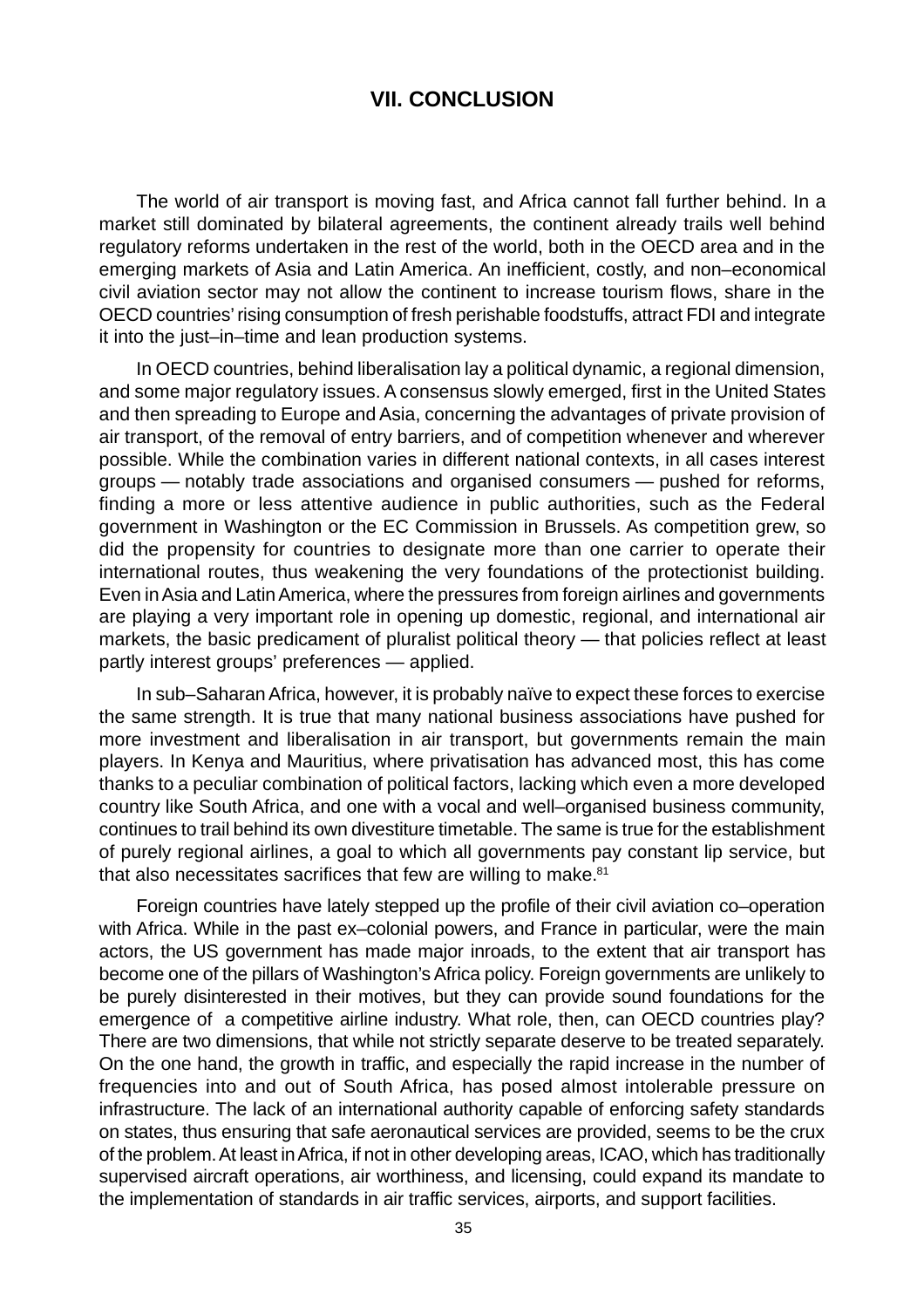# VII. CONCLUSION

The world of air transport is moving fast, and Africa cannot fall further behind. In a market still dominated by bilateral agreements, the continent already trails well behind regulatory reforms undertaken in the rest of the world, both in the OECD area and in the emerging markets of Asia and Latin America. An inefficient, costly, and non–economical civil aviation sector may not allow the continent to increase tourism flows, share in the OECD countries' rising consumption of fresh perishable foodstuffs, attract FDI and integrate it into the just–in–time and lean production systems.

In OECD countries, behind liberalisation lay a political dynamic, a regional dimension, and some major regulatory issues. A consensus slowly emerged, first in the United States and then spreading to Europe and Asia, concerning the advantages of private provision of air transport, of the removal of entry barriers, and of competition whenever and wherever possible. While the combination varies in different national contexts, in all cases interest groups — notably trade associations and organised consumers — pushed for reforms, finding a more or less attentive audience in public authorities, such as the Federal government in Washington or the EC Commission in Brussels. As competition grew, so did the propensity for countries to designate more than one carrier to operate their international routes, thus weakening the very foundations of the protectionist building. Even in Asia and Latin America, where the pressures from foreign airlines and governments are playing a very important role in opening up domestic, regional, and international air markets, the basic predicament of pluralist political theory — that policies reflect at least partly interest groups' preferences — applied.

In sub–Saharan Africa, however, it is probably naïve to expect these forces to exercise the same strength. It is true that many national business associations have pushed for more investment and liberalisation in air transport, but governments remain the main players. In Kenya and Mauritius, where privatisation has advanced most, this has come thanks to a peculiar combination of political factors, lacking which even a more developed country like South Africa, and one with a vocal and well–organised business community, continues to trail behind its own divestiture timetable. The same is true for the establishment of purely regional airlines, a goal to which all governments pay constant lip service, but that also necessitates sacrifices that few are willing to make.[81]

Foreign countries have lately stepped up the profile of their civil aviation co–operation with Africa. While in the past ex–colonial powers, and France in particular, were the main actors, the US government has made major inroads, to the extent that air transport has become one of the pillars of Washington's Africa policy. Foreign governments are unlikely to be purely disinterested in their motives, but they can provide sound foundations for the emergence of a competitive airline industry. What role, then, can OECD countries play? There are two dimensions, that while not strictly separate deserve to be treated separately. On the one hand, the growth in traffic, and especially the rapid increase in the number of frequencies into and out of South Africa, has posed almost intolerable pressure on infrastructure. The lack of an international authority capable of enforcing safety standards on states, thus ensuring that safe aeronautical services are provided, seems to be the crux of the problem. At least in Africa, if not in other developing areas, ICAO, which has traditionally supervised aircraft operations, air worthiness, and licensing, could expand its mandate to the implementation of standards in air traffic services, airports, and support facilities.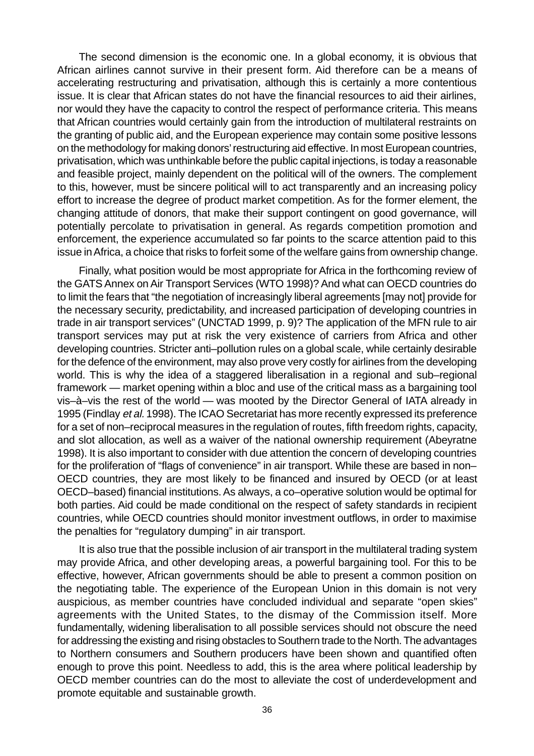The second dimension is the economic one. In a global economy, it is obvious that African airlines cannot survive in their present form. Aid therefore can be a means of accelerating restructuring and privatisation, although this is certainly a more contentious issue. It is clear that African states do not have the financial resources to aid their airlines, nor would they have the capacity to control the respect of performance criteria. This means that African countries would certainly gain from the introduction of multilateral restraints on the granting of public aid, and the European experience may contain some positive lessons on the methodology for making donors' restructuring aid effective. In most European countries, privatisation, which was unthinkable before the public capital injections, is today a reasonable and feasible project, mainly dependent on the political will of the owners. The complement to this, however, must be sincere political will to act transparently and an increasing policy effort to increase the degree of product market competition. As for the former element, the changing attitude of donors, that make their support contingent on good governance, will potentially percolate to privatisation in general. As regards competition promotion and enforcement, the experience accumulated so far points to the scarce attention paid to this issue in Africa, a choice that risks to forfeit some of the welfare gains from ownership change.

Finally, what position would be most appropriate for Africa in the forthcoming review of the GATS Annex on Air Transport Services (WTO 1998)? And what can OECD countries do to limit the fears that "the negotiation of increasingly liberal agreements [may not] provide for the necessary security, predictability, and increased participation of developing countries in trade in air transport services" (UNCTAD 1999, p. 9)? The application of the MFN rule to air transport services may put at risk the very existence of carriers from Africa and other developing countries. Stricter anti–pollution rules on a global scale, while certainly desirable for the defence of the environment, may also prove very costly for airlines from the developing world. This is why the idea of a staggered liberalisation in a regional and sub–regional framework — market opening within a bloc and use of the critical mass as a bargaining tool vis–à–vis the rest of the world — was mooted by the Director General of IATA already in 1995 (Findlay *et al.* 1998). The ICAO Secretariat has more recently expressed its preference for a set of non–reciprocal measures in the regulation of routes, fifth freedom rights, capacity, and slot allocation, as well as a waiver of the national ownership requirement (Abeyratne 1998). It is also important to consider with due attention the concern of developing countries for the proliferation of "flags of convenience" in air transport. While these are based in non–OECD countries, they are most likely to be financed and insured by OECD (or at least OECD–based) financial institutions. As always, a co–operative solution would be optimal for both parties. Aid could be made conditional on the respect of safety standards in recipient countries, while OECD countries should monitor investment outflows, in order to maximise the penalties for "regulatory dumping" in air transport.

It is also true that the possible inclusion of air transport in the multilateral trading system may provide Africa, and other developing areas, a powerful bargaining tool. For this to be effective, however, African governments should be able to present a common position on the negotiating table. The experience of the European Union in this domain is not very auspicious, as member countries have concluded individual and separate "open skies" agreements with the United States, to the dismay of the Commission itself. More fundamentally, widening liberalisation to all possible services should not obscure the need for addressing the existing and rising obstacles to Southern trade to the North. The advantages to Northern consumers and Southern producers have been shown and quantified often enough to prove this point. Needless to add, this is the area where political leadership by OECD member countries can do the most to alleviate the cost of underdevelopment and promote equitable and sustainable growth.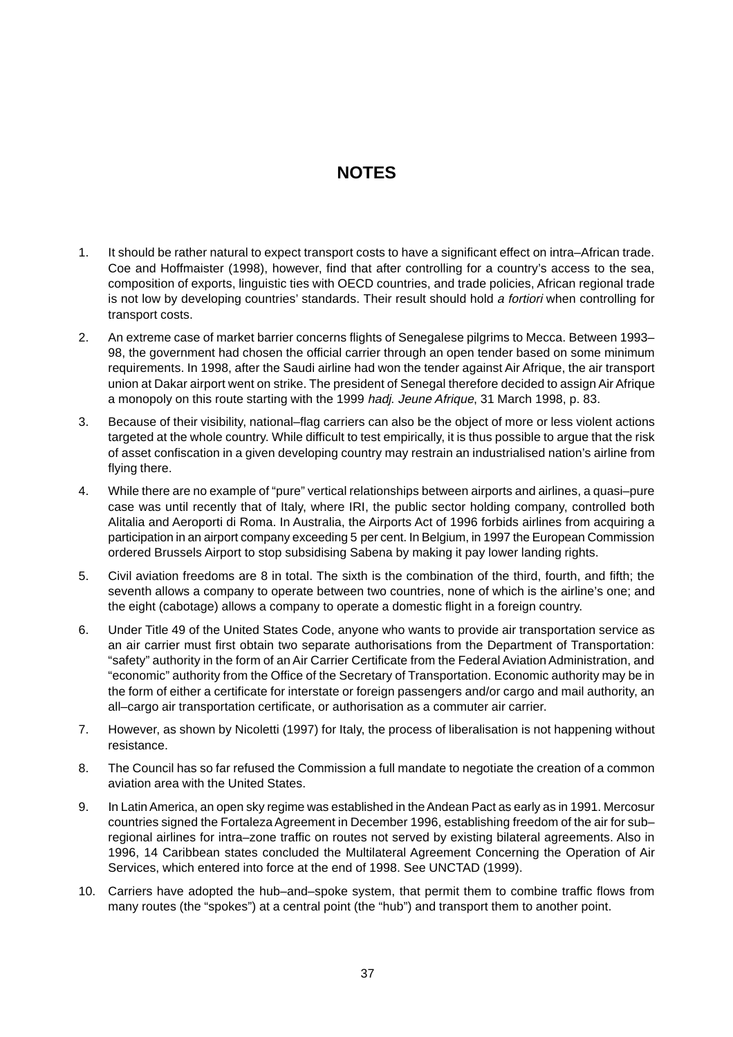## NOTES

1. It should be rather natural to expect transport costs to have a significant effect on intra–African trade. Coe and Hoffmaister (1998), however, find that after controlling for a country's access to the sea, composition of exports, linguistic ties with OECD countries, and trade policies, African regional trade is not low by developing countries' standards. Their result should hold *a fortiori* when controlling for transport costs.

2. An extreme case of market barrier concerns flights of Senegalese pilgrims to Mecca. Between 1993–98, the government had chosen the official carrier through an open tender based on some minimum requirements. In 1998, after the Saudi airline had won the tender against Air Afrique, the air transport union at Dakar airport went on strike. The president of Senegal therefore decided to assign Air Afrique a monopoly on this route starting with the 1999 *hadj. Jeune Afrique*, 31 March 1998, p. 83.

3. Because of their visibility, national–flag carriers can also be the object of more or less violent actions targeted at the whole country. While difficult to test empirically, it is thus possible to argue that the risk of asset confiscation in a given developing country may restrain an industrialised nation's airline from flying there.

4. While there are no example of "pure" vertical relationships between airports and airlines, a quasi–pure case was until recently that of Italy, where IRI, the public sector holding company, controlled both Alitalia and Aeroporti di Roma. In Australia, the Airports Act of 1996 forbids airlines from acquiring a participation in an airport company exceeding 5 per cent. In Belgium, in 1997 the European Commission ordered Brussels Airport to stop subsidising Sabena by making it pay lower landing rights.

5. Civil aviation freedoms are 8 in total. The sixth is the combination of the third, fourth, and fifth; the seventh allows a company to operate between two countries, none of which is the airline's one; and the eight (cabotage) allows a company to operate a domestic flight in a foreign country.

6. Under Title 49 of the United States Code, anyone who wants to provide air transportation service as an air carrier must first obtain two separate authorisations from the Department of Transportation: "safety" authority in the form of an Air Carrier Certificate from the Federal Aviation Administration, and "economic" authority from the Office of the Secretary of Transportation. Economic authority may be in the form of either a certificate for interstate or foreign passengers and/or cargo and mail authority, an all–cargo air transportation certificate, or authorisation as a commuter air carrier.

7. However, as shown by Nicoletti (1997) for Italy, the process of liberalisation is not happening without resistance.

8. The Council has so far refused the Commission a full mandate to negotiate the creation of a common aviation area with the United States.

9. In Latin America, an open sky regime was established in the Andean Pact as early as in 1991. Mercosur countries signed the Fortaleza Agreement in December 1996, establishing freedom of the air for sub–regional airlines for intra–zone traffic on routes not served by existing bilateral agreements. Also in 1996, 14 Caribbean states concluded the Multilateral Agreement Concerning the Operation of Air Services, which entered into force at the end of 1998. See UNCTAD (1999).

10. Carriers have adopted the hub–and–spoke system, that permit them to combine traffic flows from many routes (the "spokes") at a central point (the "hub") and transport them to another point.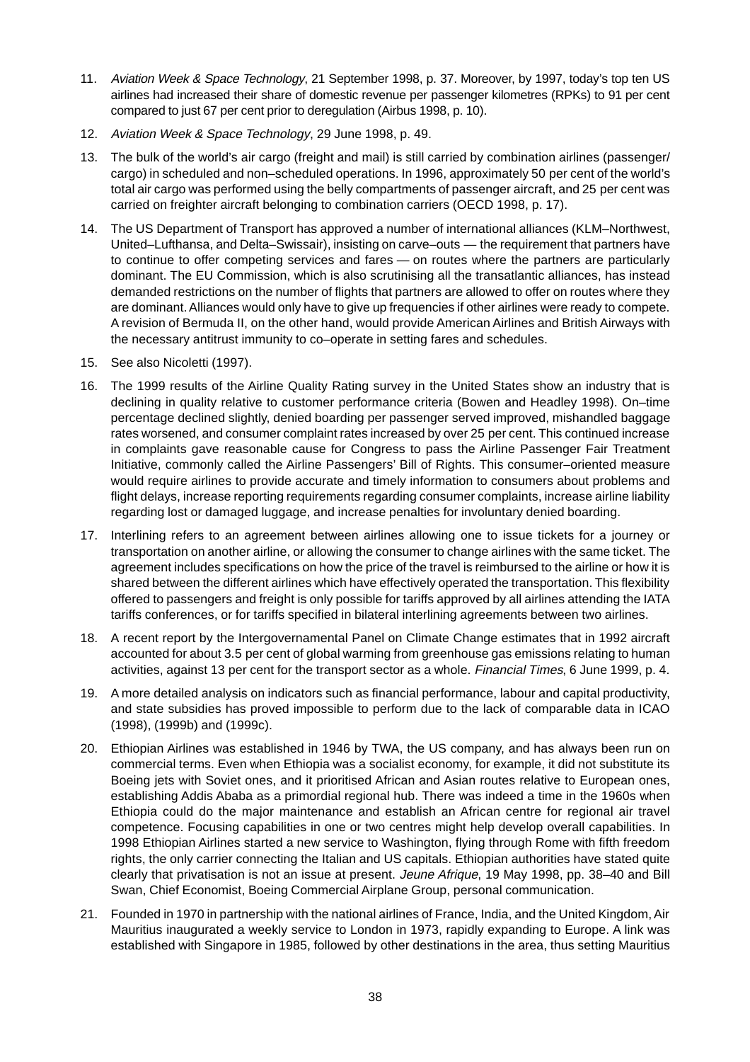11. *Aviation Week & Space Technology*, 21 September 1998, p. 37. Moreover, by 1997, today's top ten US airlines had increased their share of domestic revenue per passenger kilometres (RPKs) to 91 per cent compared to just 67 per cent prior to deregulation (Airbus 1998, p. 10).

12. *Aviation Week & Space Technology*, 29 June 1998, p. 49.

13. The bulk of the world's air cargo (freight and mail) is still carried by combination airlines (passenger/cargo) in scheduled and non–scheduled operations. In 1996, approximately 50 per cent of the world's total air cargo was performed using the belly compartments of passenger aircraft, and 25 per cent was carried on freighter aircraft belonging to combination carriers (OECD 1998, p. 17).

14. The US Department of Transport has approved a number of international alliances (KLM–Northwest, United–Lufthansa, and Delta–Swissair), insisting on carve–outs — the requirement that partners have to continue to offer competing services and fares — on routes where the partners are particularly dominant. The EU Commission, which is also scrutinising all the transatlantic alliances, has instead demanded restrictions on the number of flights that partners are allowed to offer on routes where they are dominant. Alliances would only have to give up frequencies if other airlines were ready to compete. A revision of Bermuda II, on the other hand, would provide American Airlines and British Airways with the necessary antitrust immunity to co–operate in setting fares and schedules.

15. See also Nicoletti (1997).

16. The 1999 results of the Airline Quality Rating survey in the United States show an industry that is declining in quality relative to customer performance criteria (Bowen and Headley 1998). On–time percentage declined slightly, denied boarding per passenger served improved, mishandled baggage rates worsened, and consumer complaint rates increased by over 25 per cent. This continued increase in complaints gave reasonable cause for Congress to pass the Airline Passenger Fair Treatment Initiative, commonly called the Airline Passengers' Bill of Rights. This consumer–oriented measure would require airlines to provide accurate and timely information to consumers about problems and flight delays, increase reporting requirements regarding consumer complaints, increase airline liability regarding lost or damaged luggage, and increase penalties for involuntary denied boarding.

17. Interlining refers to an agreement between airlines allowing one to issue tickets for a journey or transportation on another airline, or allowing the consumer to change airlines with the same ticket. The agreement includes specifications on how the price of the travel is reimbursed to the airline or how it is shared between the different airlines which have effectively operated the transportation. This flexibility offered to passengers and freight is only possible for tariffs approved by all airlines attending the IATA tariffs conferences, or for tariffs specified in bilateral interlining agreements between two airlines.

18. A recent report by the Intergovernamental Panel on Climate Change estimates that in 1992 aircraft accounted for about 3.5 per cent of global warming from greenhouse gas emissions relating to human activities, against 13 per cent for the transport sector as a whole. *Financial Times*, 6 June 1999, p. 4.

19. A more detailed analysis on indicators such as financial performance, labour and capital productivity, and state subsidies has proved impossible to perform due to the lack of comparable data in ICAO (1998), (1999b) and (1999c).

20. Ethiopian Airlines was established in 1946 by TWA, the US company, and has always been run on commercial terms. Even when Ethiopia was a socialist economy, for example, it did not substitute its Boeing jets with Soviet ones, and it prioritised African and Asian routes relative to European ones, establishing Addis Ababa as a primordial regional hub. There was indeed a time in the 1960s when Ethiopia could do the major maintenance and establish an African centre for regional air travel competence. Focusing capabilities in one or two centres might help develop overall capabilities. In 1998 Ethiopian Airlines started a new service to Washington, flying through Rome with fifth freedom rights, the only carrier connecting the Italian and US capitals. Ethiopian authorities have stated quite clearly that privatisation is not an issue at present. *Jeune Afrique*, 19 May 1998, pp. 38–40 and Bill Swan, Chief Economist, Boeing Commercial Airplane Group, personal communication.

21. Founded in 1970 in partnership with the national airlines of France, India, and the United Kingdom, Air Mauritius inaugurated a weekly service to London in 1973, rapidly expanding to Europe. A link was established with Singapore in 1985, followed by other destinations in the area, thus setting Mauritius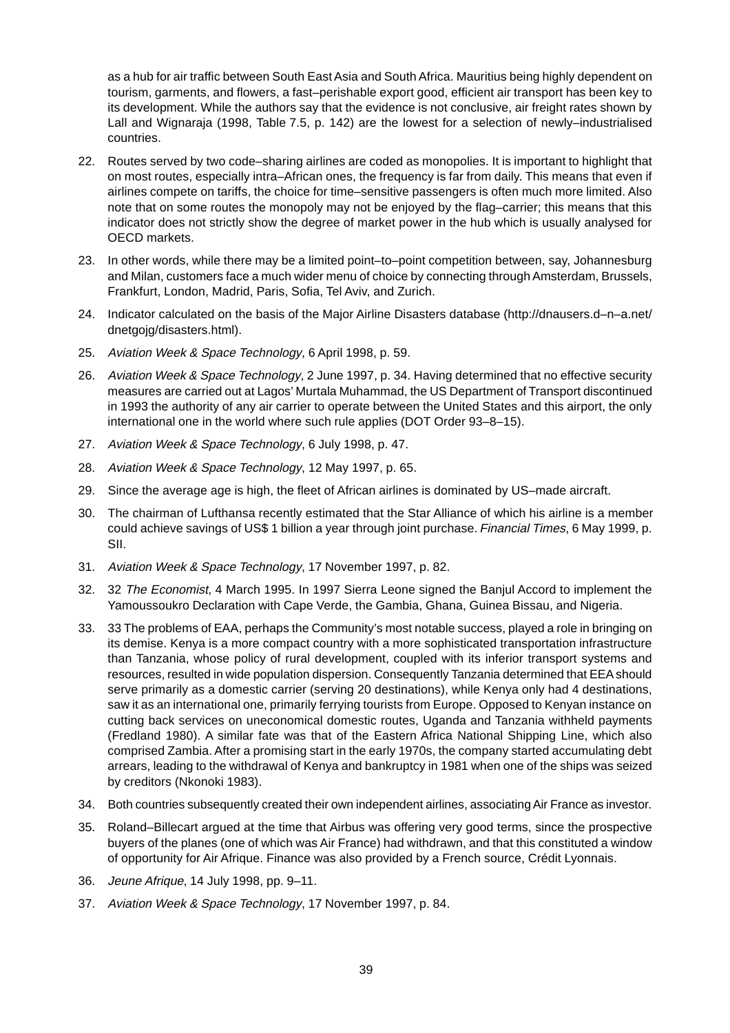as a hub for air traffic between South East Asia and South Africa. Mauritius being highly dependent on tourism, garments, and flowers, a fast–perishable export good, efficient air transport has been key to its development. While the authors say that the evidence is not conclusive, air freight rates shown by Lall and Wignaraja (1998, Table 7.5, p. 142) are the lowest for a selection of newly–industrialised countries.

22. Routes served by two code–sharing airlines are coded as monopolies. It is important to highlight that on most routes, especially intra–African ones, the frequency is far from daily. This means that even if airlines compete on tariffs, the choice for time–sensitive passengers is often much more limited. Also note that on some routes the monopoly may not be enjoyed by the flag–carrier; this means that this indicator does not strictly show the degree of market power in the hub which is usually analysed for OECD markets.

23. In other words, while there may be a limited point–to–point competition between, say, Johannesburg and Milan, customers face a much wider menu of choice by connecting through Amsterdam, Brussels, Frankfurt, London, Madrid, Paris, Sofia, Tel Aviv, and Zurich.

24. Indicator calculated on the basis of the Major Airline Disasters database (http://dnausers.d–n–a.net/dnetgojg/disasters.html).

25. *Aviation Week & Space Technology*, 6 April 1998, p. 59.

26. *Aviation Week & Space Technology*, 2 June 1997, p. 34. Having determined that no effective security measures are carried out at Lagos' Murtala Muhammad, the US Department of Transport discontinued in 1993 the authority of any air carrier to operate between the United States and this airport, the only international one in the world where such rule applies (DOT Order 93–8–15).

27. *Aviation Week & Space Technology*, 6 July 1998, p. 47.

28. *Aviation Week & Space Technology*, 12 May 1997, p. 65.

29. Since the average age is high, the fleet of African airlines is dominated by US–made aircraft.

30. The chairman of Lufthansa recently estimated that the Star Alliance of which his airline is a member could achieve savings of US$ 1 billion a year through joint purchase. *Financial Times*, 6 May 1999, p. SII.

31. *Aviation Week & Space Technology*, 17 November 1997, p. 82.

32. 32 *The Economist*, 4 March 1995. In 1997 Sierra Leone signed the Banjul Accord to implement the Yamoussoukro Declaration with Cape Verde, the Gambia, Ghana, Guinea Bissau, and Nigeria.

33. 33 The problems of EAA, perhaps the Community's most notable success, played a role in bringing on its demise. Kenya is a more compact country with a more sophisticated transportation infrastructure than Tanzania, whose policy of rural development, coupled with its inferior transport systems and resources, resulted in wide population dispersion. Consequently Tanzania determined that EEA should serve primarily as a domestic carrier (serving 20 destinations), while Kenya only had 4 destinations, saw it as an international one, primarily ferrying tourists from Europe. Opposed to Kenyan instance on cutting back services on uneconomical domestic routes, Uganda and Tanzania withheld payments (Fredland 1980). A similar fate was that of the Eastern Africa National Shipping Line, which also comprised Zambia. After a promising start in the early 1970s, the company started accumulating debt arrears, leading to the withdrawal of Kenya and bankruptcy in 1981 when one of the ships was seized by creditors (Nkonoki 1983).

34. Both countries subsequently created their own independent airlines, associating Air France as investor.

35. Roland–Billecart argued at the time that Airbus was offering very good terms, since the prospective buyers of the planes (one of which was Air France) had withdrawn, and that this constituted a window of opportunity for Air Afrique. Finance was also provided by a French source, Crédit Lyonnais.

36. *Jeune Afrique*, 14 July 1998, pp. 9–11.

37. *Aviation Week & Space Technology*, 17 November 1997, p. 84.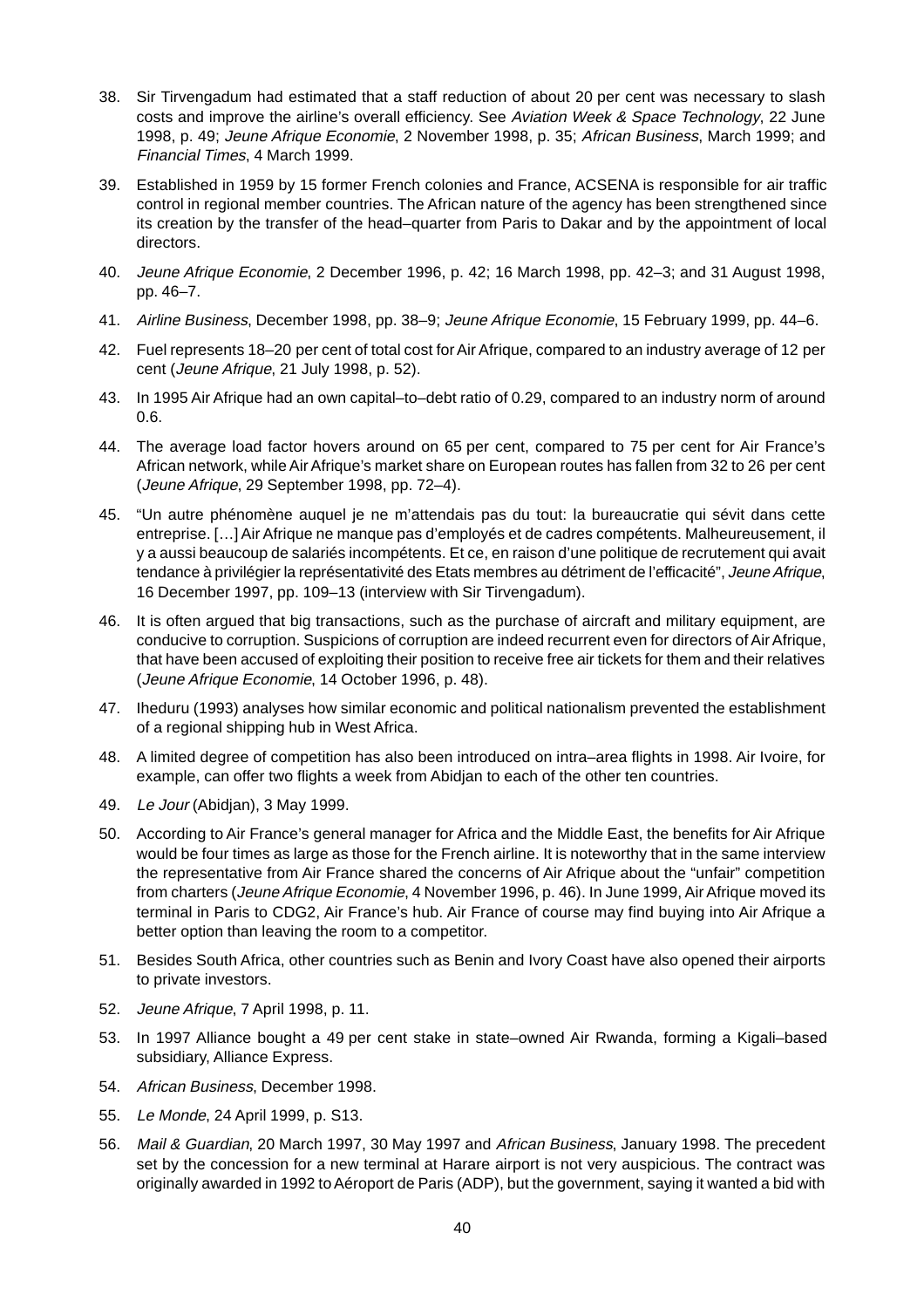38. Sir Tirvengadum had estimated that a staff reduction of about 20 per cent was necessary to slash costs and improve the airline's overall efficiency. See *Aviation Week & Space Technology*, 22 June 1998, p. 49; *Jeune Afrique Economie*, 2 November 1998, p. 35; *African Business*, March 1999; and *Financial Times*, 4 March 1999.

39. Established in 1959 by 15 former French colonies and France, ACSENA is responsible for air traffic control in regional member countries. The African nature of the agency has been strengthened since its creation by the transfer of the head–quarter from Paris to Dakar and by the appointment of local directors.

40. *Jeune Afrique Economie*, 2 December 1996, p. 42; 16 March 1998, pp. 42–3; and 31 August 1998, pp. 46–7.

41. *Airline Business*, December 1998, pp. 38–9; *Jeune Afrique Economie*, 15 February 1999, pp. 44–6.

42. Fuel represents 18–20 per cent of total cost for Air Afrique, compared to an industry average of 12 per cent (*Jeune Afrique*, 21 July 1998, p. 52).

43. In 1995 Air Afrique had an own capital–to–debt ratio of 0.29, compared to an industry norm of around 0.6.

44. The average load factor hovers around on 65 per cent, compared to 75 per cent for Air France's African network, while Air Afrique's market share on European routes has fallen from 32 to 26 per cent (*Jeune Afrique*, 29 September 1998, pp. 72–4).

45. "Un autre phénomène auquel je ne m'attendais pas du tout: la bureaucratie qui sévit dans cette entreprise. […] Air Afrique ne manque pas d'employés et de cadres compétents. Malheureusement, il y a aussi beaucoup de salariés incompétents. Et ce, en raison d'une politique de recrutement qui avait tendance à privilégier la représentativité des Etats membres au détriment de l'efficacité", *Jeune Afrique*, 16 December 1997, pp. 109–13 (interview with Sir Tirvengadum).

46. It is often argued that big transactions, such as the purchase of aircraft and military equipment, are conducive to corruption. Suspicions of corruption are indeed recurrent even for directors of Air Afrique, that have been accused of exploiting their position to receive free air tickets for them and their relatives (*Jeune Afrique Economie*, 14 October 1996, p. 48).

47. Iheduru (1993) analyses how similar economic and political nationalism prevented the establishment of a regional shipping hub in West Africa.

48. A limited degree of competition has also been introduced on intra–area flights in 1998. Air Ivoire, for example, can offer two flights a week from Abidjan to each of the other ten countries.

49. *Le Jour* (Abidjan), 3 May 1999.

50. According to Air France's general manager for Africa and the Middle East, the benefits for Air Afrique would be four times as large as those for the French airline. It is noteworthy that in the same interview the representative from Air France shared the concerns of Air Afrique about the "unfair" competition from charters (*Jeune Afrique Economie*, 4 November 1996, p. 46). In June 1999, Air Afrique moved its terminal in Paris to CDG2, Air France's hub. Air France of course may find buying into Air Afrique a better option than leaving the room to a competitor.

51. Besides South Africa, other countries such as Benin and Ivory Coast have also opened their airports to private investors.

52. *Jeune Afrique*, 7 April 1998, p. 11.

53. In 1997 Alliance bought a 49 per cent stake in state–owned Air Rwanda, forming a Kigali–based subsidiary, Alliance Express.

54. *African Business*, December 1998.

55. *Le Monde*, 24 April 1999, p. S13.

56. *Mail & Guardian*, 20 March 1997, 30 May 1997 and *African Business*, January 1998. The precedent set by the concession for a new terminal at Harare airport is not very auspicious. The contract was originally awarded in 1992 to Aéroport de Paris (ADP), but the government, saying it wanted a bid with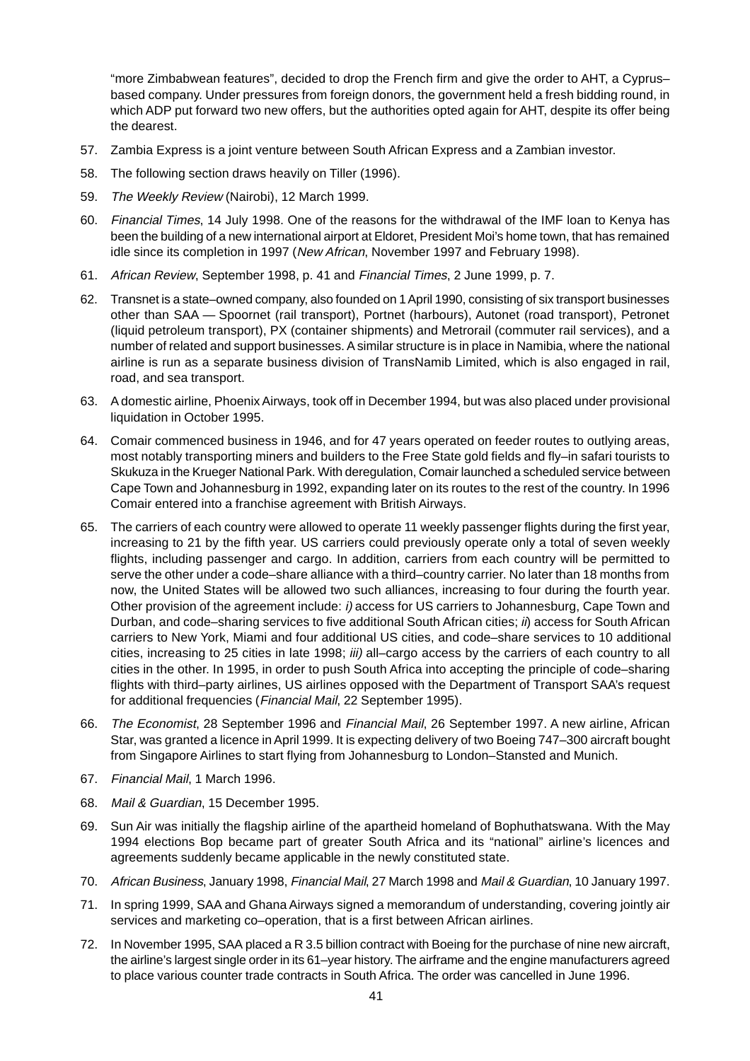"more Zimbabwean features", decided to drop the French firm and give the order to AHT, a Cyprus–based company. Under pressures from foreign donors, the government held a fresh bidding round, in which ADP put forward two new offers, but the authorities opted again for AHT, despite its offer being the dearest.

57. Zambia Express is a joint venture between South African Express and a Zambian investor.

58. The following section draws heavily on Tiller (1996).

59. *The Weekly Review* (Nairobi), 12 March 1999.

60. *Financial Times*, 14 July 1998. One of the reasons for the withdrawal of the IMF loan to Kenya has been the building of a new international airport at Eldoret, President Moi's home town, that has remained idle since its completion in 1997 (*New African*, November 1997 and February 1998).

61. *African Review*, September 1998, p. 41 and *Financial Times*, 2 June 1999, p. 7.

62. Transnet is a state–owned company, also founded on 1 April 1990, consisting of six transport businesses other than SAA — Spoornet (rail transport), Portnet (harbours), Autonet (road transport), Petronet (liquid petroleum transport), PX (container shipments) and Metrorail (commuter rail services), and a number of related and support businesses. A similar structure is in place in Namibia, where the national airline is run as a separate business division of TransNamib Limited, which is also engaged in rail, road, and sea transport.

63. A domestic airline, Phoenix Airways, took off in December 1994, but was also placed under provisional liquidation in October 1995.

64. Comair commenced business in 1946, and for 47 years operated on feeder routes to outlying areas, most notably transporting miners and builders to the Free State gold fields and fly–in safari tourists to Skukuza in the Krueger National Park. With deregulation, Comair launched a scheduled service between Cape Town and Johannesburg in 1992, expanding later on its routes to the rest of the country. In 1996 Comair entered into a franchise agreement with British Airways.

65. The carriers of each country were allowed to operate 11 weekly passenger flights during the first year, increasing to 21 by the fifth year. US carriers could previously operate only a total of seven weekly flights, including passenger and cargo. In addition, carriers from each country will be permitted to serve the other under a code–share alliance with a third–country carrier. No later than 18 months from now, the United States will be allowed two such alliances, increasing to four during the fourth year. Other provision of the agreement include: *i)* access for US carriers to Johannesburg, Cape Town and Durban, and code–sharing services to five additional South African cities; *ii*) access for South African carriers to New York, Miami and four additional US cities, and code–share services to 10 additional cities, increasing to 25 cities in late 1998; *iii)* all–cargo access by the carriers of each country to all cities in the other. In 1995, in order to push South Africa into accepting the principle of code–sharing flights with third–party airlines, US airlines opposed with the Department of Transport SAA's request for additional frequencies (*Financial Mail*, 22 September 1995).

66. *The Economist*, 28 September 1996 and *Financial Mail*, 26 September 1997. A new airline, African Star, was granted a licence in April 1999. It is expecting delivery of two Boeing 747–300 aircraft bought from Singapore Airlines to start flying from Johannesburg to London–Stansted and Munich.

67. *Financial Mail*, 1 March 1996.

68. *Mail & Guardian*, 15 December 1995.

69. Sun Air was initially the flagship airline of the apartheid homeland of Bophuthatswana. With the May 1994 elections Bop became part of greater South Africa and its "national" airline's licences and agreements suddenly became applicable in the newly constituted state.

70. *African Business*, January 1998, *Financial Mail*, 27 March 1998 and *Mail & Guardian*, 10 January 1997.

71. In spring 1999, SAA and Ghana Airways signed a memorandum of understanding, covering jointly air services and marketing co–operation, that is a first between African airlines.

72. In November 1995, SAA placed a R 3.5 billion contract with Boeing for the purchase of nine new aircraft, the airline's largest single order in its 61–year history. The airframe and the engine manufacturers agreed to place various counter trade contracts in South Africa. The order was cancelled in June 1996.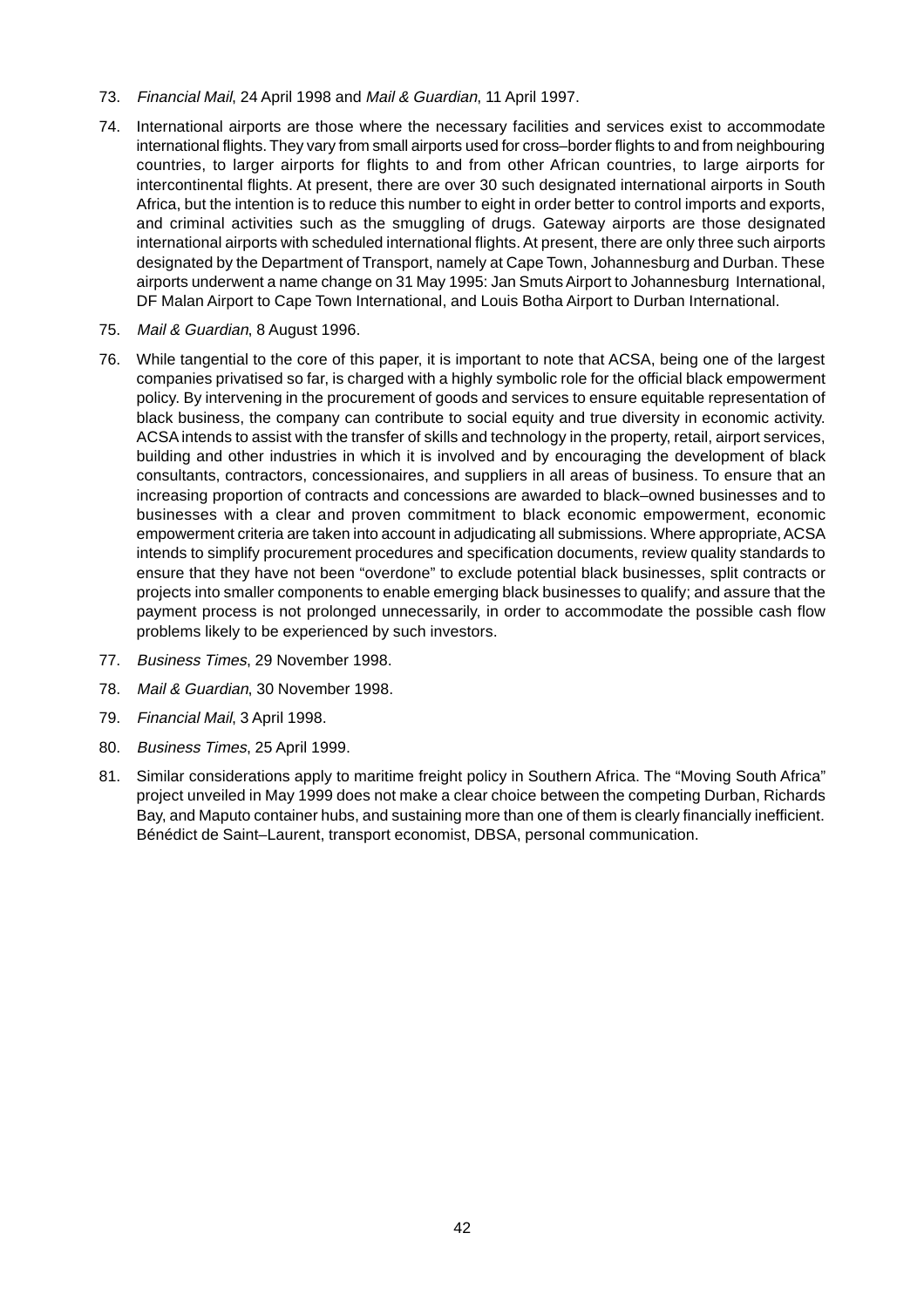73. *Financial Mail*, 24 April 1998 and *Mail & Guardian*, 11 April 1997.

74. International airports are those where the necessary facilities and services exist to accommodate international flights. They vary from small airports used for cross–border flights to and from neighbouring countries, to larger airports for flights to and from other African countries, to large airports for intercontinental flights. At present, there are over 30 such designated international airports in South Africa, but the intention is to reduce this number to eight in order better to control imports and exports, and criminal activities such as the smuggling of drugs. Gateway airports are those designated international airports with scheduled international flights. At present, there are only three such airports designated by the Department of Transport, namely at Cape Town, Johannesburg and Durban. These airports underwent a name change on 31 May 1995: Jan Smuts Airport to Johannesburg International, DF Malan Airport to Cape Town International, and Louis Botha Airport to Durban International.

75. *Mail & Guardian*, 8 August 1996.

76. While tangential to the core of this paper, it is important to note that ACSA, being one of the largest companies privatised so far, is charged with a highly symbolic role for the official black empowerment policy. By intervening in the procurement of goods and services to ensure equitable representation of black business, the company can contribute to social equity and true diversity in economic activity. ACSA intends to assist with the transfer of skills and technology in the property, retail, airport services, building and other industries in which it is involved and by encouraging the development of black consultants, contractors, concessionaires, and suppliers in all areas of business. To ensure that an increasing proportion of contracts and concessions are awarded to black–owned businesses and to businesses with a clear and proven commitment to black economic empowerment, economic empowerment criteria are taken into account in adjudicating all submissions. Where appropriate, ACSA intends to simplify procurement procedures and specification documents, review quality standards to ensure that they have not been "overdone" to exclude potential black businesses, split contracts or projects into smaller components to enable emerging black businesses to qualify; and assure that the payment process is not prolonged unnecessarily, in order to accommodate the possible cash flow problems likely to be experienced by such investors.

77. *Business Times*, 29 November 1998.

78. *Mail & Guardian*, 30 November 1998.

79. *Financial Mail*, 3 April 1998.

80. *Business Times*, 25 April 1999.

81. Similar considerations apply to maritime freight policy in Southern Africa. The "Moving South Africa" project unveiled in May 1999 does not make a clear choice between the competing Durban, Richards Bay, and Maputo container hubs, and sustaining more than one of them is clearly financially inefficient. Bénédict de Saint–Laurent, transport economist, DBSA, personal communication.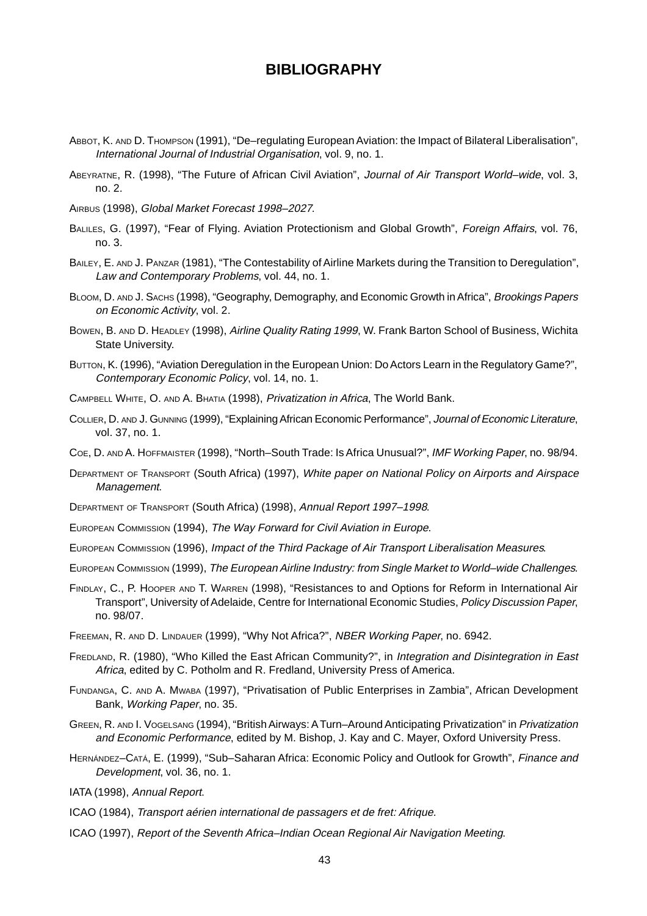# BIBLIOGRAPHY

Abbot, K. and D. Thompson (1991), "De–regulating European Aviation: the Impact of Bilateral Liberalisation", *International Journal of Industrial Organisation*, vol. 9, no. 1.

Abeyratne, R. (1998), "The Future of African Civil Aviation", *Journal of Air Transport World–wide*, vol. 3, no. 2.

Airbus (1998), *Global Market Forecast 1998–2027.*

Baliles, G. (1997), "Fear of Flying. Aviation Protectionism and Global Growth", *Foreign Affairs*, vol. 76, no. 3.

Bailey, E. and J. Panzar (1981), "The Contestability of Airline Markets during the Transition to Deregulation", *Law and Contemporary Problems*, vol. 44, no. 1.

Bloom, D. and J. Sachs (1998), "Geography, Demography, and Economic Growth in Africa", *Brookings Papers on Economic Activity*, vol. 2.

Bowen, B. and D. Headley (1998), *Airline Quality Rating 1999*, W. Frank Barton School of Business, Wichita State University.

Button, K. (1996), "Aviation Deregulation in the European Union: Do Actors Learn in the Regulatory Game?", *Contemporary Economic Policy*, vol. 14, no. 1.

Campbell White, O. and A. Bhatia (1998), *Privatization in Africa*, The World Bank.

Collier, D. and J. Gunning (1999), "Explaining African Economic Performance", *Journal of Economic Literature*, vol. 37, no. 1.

Coe, D. and A. Hoffmaister (1998), "North–South Trade: Is Africa Unusual?", *IMF Working Paper*, no. 98/94.

Department of Transport (South Africa) (1997), *White paper on National Policy on Airports and Airspace Management.*

Department of Transport (South Africa) (1998), *Annual Report 1997–1998.*

European Commission (1994), *The Way Forward for Civil Aviation in Europe*.

European Commission (1996), *Impact of the Third Package of Air Transport Liberalisation Measures.*

European Commission (1999), *The European Airline Industry: from Single Market to World–wide Challenges.*

Findlay, C., P. Hooper and T. Warren (1998), "Resistances to and Options for Reform in International Air Transport", University of Adelaide, Centre for International Economic Studies, *Policy Discussion Paper*, no. 98/07.

Freeman, R. and D. Lindauer (1999), "Why Not Africa?", *NBER Working Paper*, no. 6942.

Fredland, R. (1980), "Who Killed the East African Community?", in *Integration and Disintegration in East Africa*, edited by C. Potholm and R. Fredland, University Press of America.

Fundanga, C. and A. Mwaba (1997), "Privatisation of Public Enterprises in Zambia", African Development Bank, *Working Paper*, no. 35.

Green, R. and I. Vogelsang (1994), "British Airways: A Turn–Around Anticipating Privatization" in *Privatization and Economic Performance*, edited by M. Bishop, J. Kay and C. Mayer, Oxford University Press.

Hernández–Catá, E. (1999), "Sub–Saharan Africa: Economic Policy and Outlook for Growth", *Finance and Development*, vol. 36, no. 1.

IATA (1998), *Annual Report.*

ICAO (1984), *Transport aérien international de passagers et de fret: Afrique.*

ICAO (1997), *Report of the Seventh Africa–Indian Ocean Regional Air Navigation Meeting*.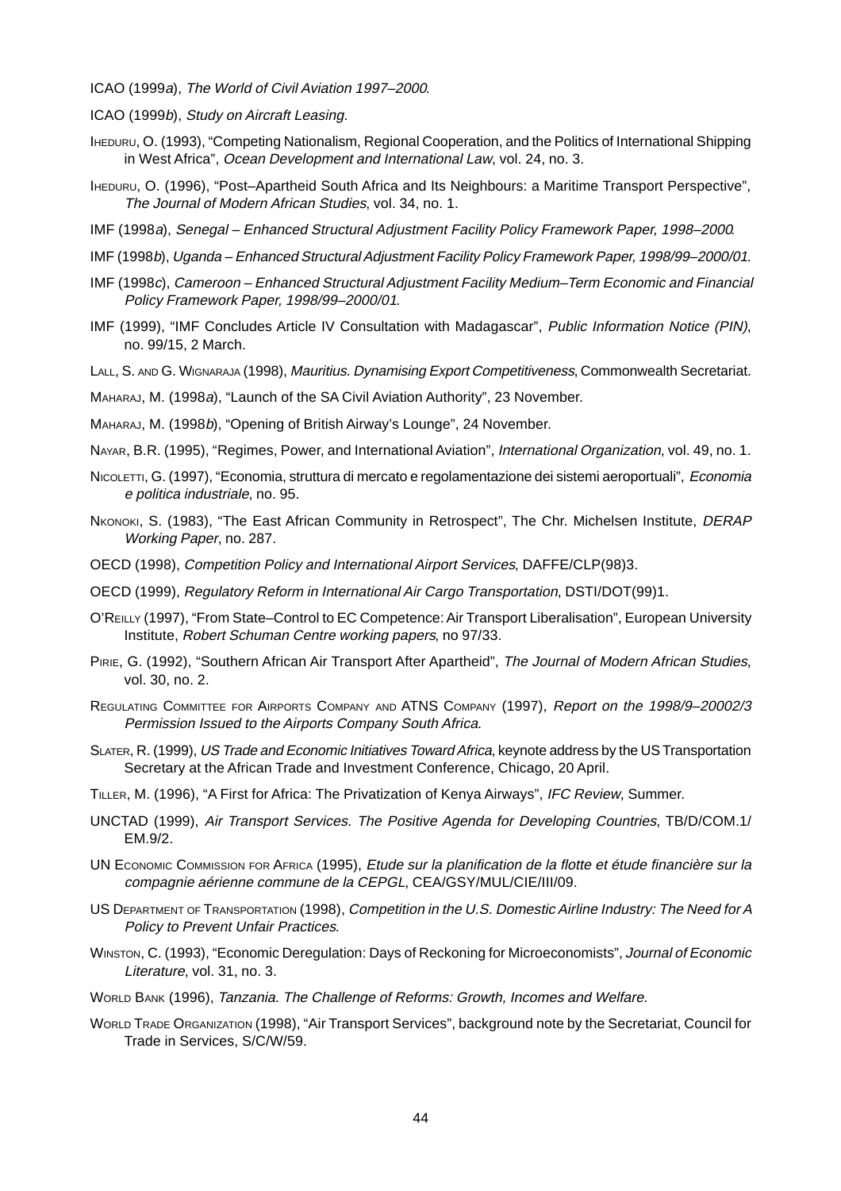ICAO (1999*a*), *The World of Civil Aviation 1997–2000*.

ICAO (1999*b*), *Study on Aircraft Leasing*.

Iheduru, O. (1993), "Competing Nationalism, Regional Cooperation, and the Politics of International Shipping in West Africa", *Ocean Development and International Law*, vol. 24, no. 3.

Iheduru, O. (1996), "Post–Apartheid South Africa and Its Neighbours: a Maritime Transport Perspective", *The Journal of Modern African Studies*, vol. 34, no. 1.

IMF (1998*a*), *Senegal – Enhanced Structural Adjustment Facility Policy Framework Paper, 1998–2000*.

IMF (1998*b*), *Uganda – Enhanced Structural Adjustment Facility Policy Framework Paper, 1998/99–2000/01*.

IMF (1998*c*), *Cameroon – Enhanced Structural Adjustment Facility Medium–Term Economic and Financial Policy Framework Paper, 1998/99–2000/01*.

IMF (1999), "IMF Concludes Article IV Consultation with Madagascar", *Public Information Notice (PIN)*, no. 99/15, 2 March.

Lall, S. and G. Wignaraja (1998), *Mauritius. Dynamising Export Competitiveness*, Commonwealth Secretariat.

Maharaj, M. (1998*a*), "Launch of the SA Civil Aviation Authority", 23 November.

Maharaj, M. (1998*b*), "Opening of British Airway's Lounge", 24 November.

Nayar, B.R. (1995), "Regimes, Power, and International Aviation", *International Organization*, vol. 49, no. 1.

Nicoletti, G. (1997), "Economia, struttura di mercato e regolamentazione dei sistemi aeroportuali", *Economia e politica industriale*, no. 95.

Nkonoki, S. (1983), "The East African Community in Retrospect", The Chr. Michelsen Institute, *DERAP Working Paper*, no. 287.

OECD (1998), *Competition Policy and International Airport Services*, DAFFE/CLP(98)3.

OECD (1999), *Regulatory Reform in International Air Cargo Transportation*, DSTI/DOT(99)1.

O'Reilly (1997), "From State–Control to EC Competence: Air Transport Liberalisation", European University Institute, *Robert Schuman Centre working papers*, no 97/33.

Pirie, G. (1992), "Southern African Air Transport After Apartheid", *The Journal of Modern African Studies*, vol. 30, no. 2.

Regulating Committee for Airports Company and ATNS Company (1997), *Report on the 1998/9–20002/3 Permission Issued to the Airports Company South Africa*.

Slater, R. (1999), *US Trade and Economic Initiatives Toward Africa*, keynote address by the US Transportation Secretary at the African Trade and Investment Conference, Chicago, 20 April.

Tiller, M. (1996), "A First for Africa: The Privatization of Kenya Airways", *IFC Review*, Summer.

UNCTAD (1999), *Air Transport Services. The Positive Agenda for Developing Countries*, TB/D/COM.1/EM.9/2.

UN Economic Commission for Africa (1995), *Etude sur la planification de la flotte et étude financière sur la compagnie aérienne commune de la CEPGL*, CEA/GSY/MUL/CIE/III/09.

US Department of Transportation (1998), *Competition in the U.S. Domestic Airline Industry: The Need for A Policy to Prevent Unfair Practices*.

Winston, C. (1993), "Economic Deregulation: Days of Reckoning for Microeconomists", *Journal of Economic Literature*, vol. 31, no. 3.

World Bank (1996), *Tanzania. The Challenge of Reforms: Growth, Incomes and Welfare*.

World Trade Organization (1998), "Air Transport Services", background note by the Secretariat, Council for Trade in Services, S/C/W/59.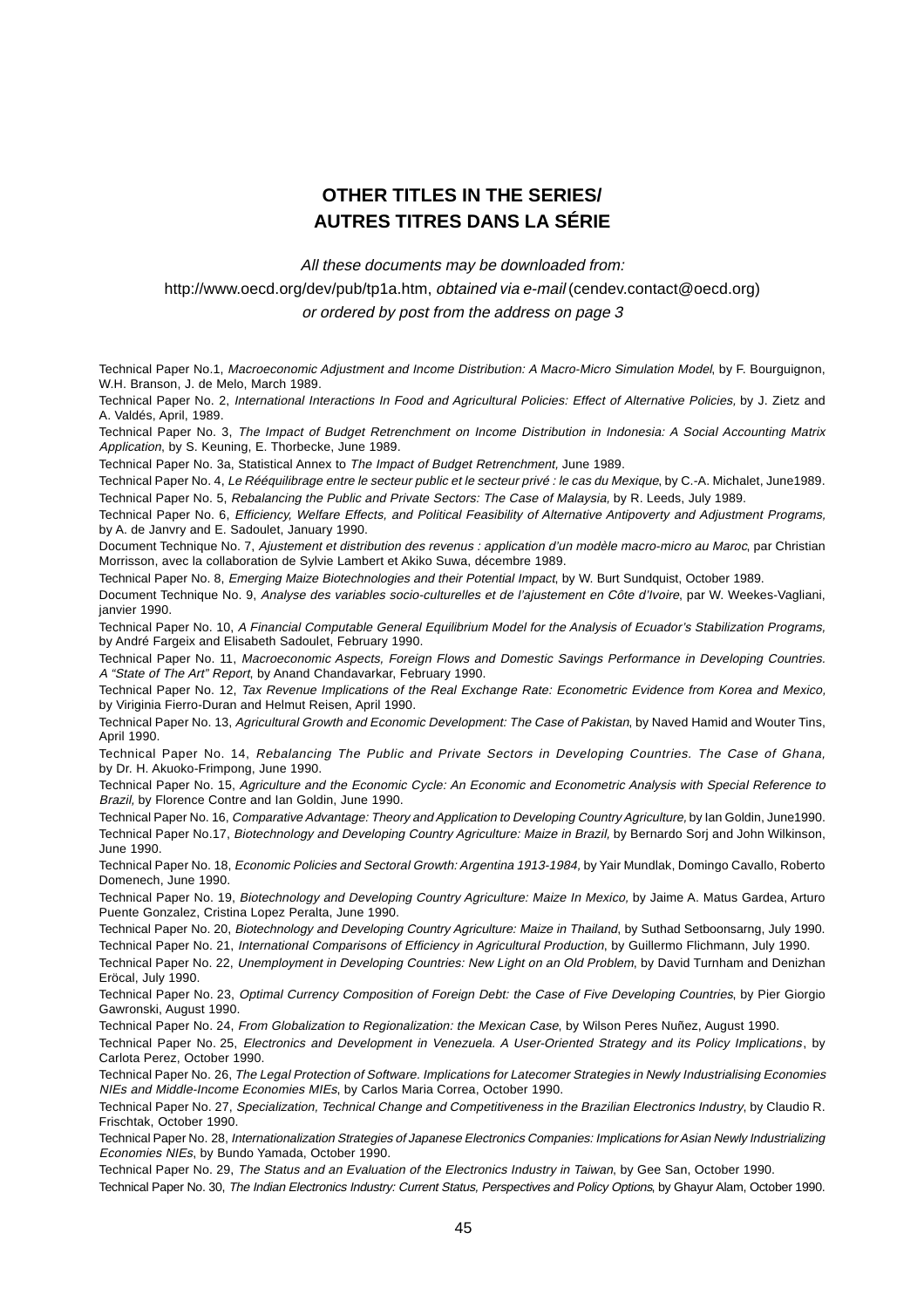## OTHER TITLES IN THE SERIES/
## AUTRES TITRES DANS LA SÉRIE

*All these documents may be downloaded from:*

http://www.oecd.org/dev/pub/tp1a.htm, *obtained via e-mail* (cendev.contact@oecd.org)

*or ordered by post from the address on page 3*

Technical Paper No.1, *Macroeconomic Adjustment and Income Distribution: A Macro-Micro Simulation Model*, by F. Bourguignon, W.H. Branson, J. de Melo, March 1989.

Technical Paper No. 2, *International Interactions In Food and Agricultural Policies: Effect of Alternative Policies,* by J. Zietz and A. Valdés, April, 1989.

Technical Paper No. 3, *The Impact of Budget Retrenchment on Income Distribution in Indonesia: A Social Accounting Matrix Application*, by S. Keuning, E. Thorbecke, June 1989.

Technical Paper No. 3a, Statistical Annex to *The Impact of Budget Retrenchment*, June 1989.

Technical Paper No. 4, *Le Rééquilibrage entre le secteur public et le secteur privé : le cas du Mexique*, by C.-A. Michalet, June1989.

Technical Paper No. 5, *Rebalancing the Public and Private Sectors: The Case of Malaysia*, by R. Leeds, July 1989.

Technical Paper No. 6, *Efficiency, Welfare Effects, and Political Feasibility of Alternative Antipoverty and Adjustment Programs,* by A. de Janvry and E. Sadoulet, January 1990.

Document Technique No. 7, *Ajustement et distribution des revenus : application d'un modèle macro-micro au Maroc*, par Christian Morrisson, avec la collaboration de Sylvie Lambert et Akiko Suwa, décembre 1989.

Technical Paper No. 8, *Emerging Maize Biotechnologies and their Potential Impact*, by W. Burt Sundquist, October 1989.

Document Technique No. 9, *Analyse des variables socio-culturelles et de l'ajustement en Côte d'Ivoire*, par W. Weekes-Vagliani, janvier 1990.

Technical Paper No. 10, *A Financial Computable General Equilibrium Model for the Analysis of Ecuador's Stabilization Programs,* by André Fargeix and Elisabeth Sadoulet, February 1990.

Technical Paper No. 11, *Macroeconomic Aspects, Foreign Flows and Domestic Savings Performance in Developing Countries. A "State of The Art" Report*, by Anand Chandavarkar, February 1990.

Technical Paper No. 12, *Tax Revenue Implications of the Real Exchange Rate: Econometric Evidence from Korea and Mexico,* by Viriginia Fierro-Duran and Helmut Reisen, April 1990.

Technical Paper No. 13, *Agricultural Growth and Economic Development: The Case of Pakistan*, by Naved Hamid and Wouter Tins, April 1990.

Technical Paper No. 14, *Rebalancing The Public and Private Sectors in Developing Countries. The Case of Ghana,* by Dr. H. Akuoko-Frimpong, June 1990.

Technical Paper No. 15, *Agriculture and the Economic Cycle: An Economic and Econometric Analysis with Special Reference to Brazil,* by Florence Contre and Ian Goldin, June 1990.

Technical Paper No. 16, *Comparative Advantage: Theory and Application to Developing Country Agriculture,* by Ian Goldin, June1990.

Technical Paper No.17, *Biotechnology and Developing Country Agriculture: Maize in Brazil,* by Bernardo Sorj and John Wilkinson, June 1990.

Technical Paper No. 18, *Economic Policies and Sectoral Growth: Argentina 1913-1984,* by Yair Mundlak, Domingo Cavallo, Roberto Domenech, June 1990.

Technical Paper No. 19, *Biotechnology and Developing Country Agriculture: Maize In Mexico,* by Jaime A. Matus Gardea, Arturo Puente Gonzalez, Cristina Lopez Peralta, June 1990.

Technical Paper No. 20, *Biotechnology and Developing Country Agriculture: Maize in Thailand*, by Suthad Setboonsarng, July 1990.

Technical Paper No. 21, *International Comparisons of Efficiency in Agricultural Production*, by Guillermo Flichmann, July 1990.

Technical Paper No. 22, *Unemployment in Developing Countries: New Light on an Old Problem*, by David Turnham and Denizhan Eröcal, July 1990.

Technical Paper No. 23, *Optimal Currency Composition of Foreign Debt: the Case of Five Developing Countries*, by Pier Giorgio Gawronski, August 1990.

Technical Paper No. 24, *From Globalization to Regionalization: the Mexican Case*, by Wilson Peres Nuñez, August 1990.

Technical Paper No. 25, *Electronics and Development in Venezuela. A User-Oriented Strategy and its Policy Implications*, by Carlota Perez, October 1990.

Technical Paper No. 26, *The Legal Protection of Software. Implications for Latecomer Strategies in Newly Industrialising Economies NIEs and Middle-Income Economies MIEs*, by Carlos Maria Correa, October 1990.

Technical Paper No. 27, *Specialization, Technical Change and Competitiveness in the Brazilian Electronics Industry*, by Claudio R. Frischtak, October 1990.

Technical Paper No. 28, *Internationalization Strategies of Japanese Electronics Companies: Implications for Asian Newly Industrializing Economies NIEs*, by Bundo Yamada, October 1990.

Technical Paper No. 29, *The Status and an Evaluation of the Electronics Industry in Taiwan*, by Gee San, October 1990.

Technical Paper No. 30, *The Indian Electronics Industry: Current Status, Perspectives and Policy Options*, by Ghayur Alam, October 1990.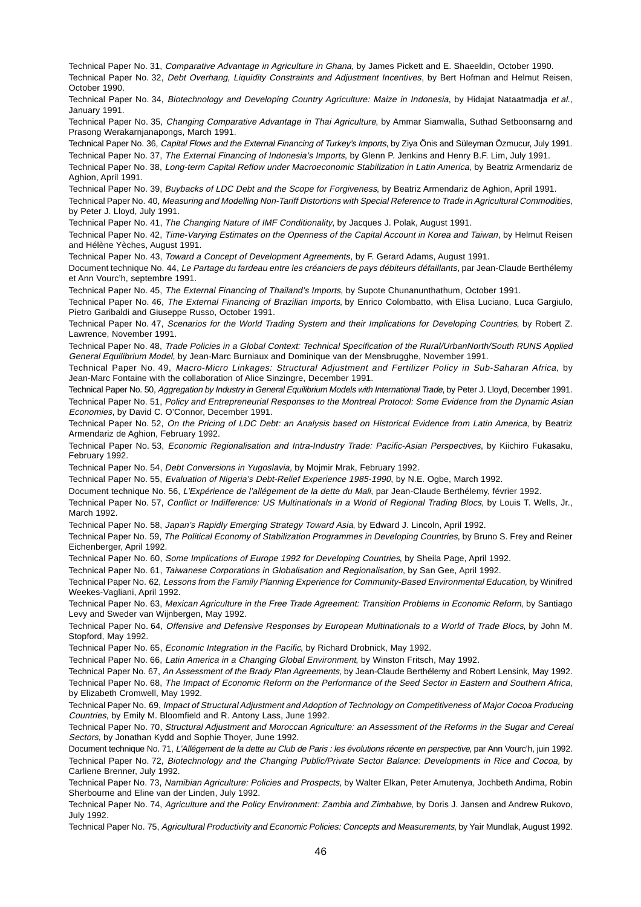Technical Paper No. 31, *Comparative Advantage in Agriculture in Ghana*, by James Pickett and E. Shaeeldin, October 1990.

Technical Paper No. 32, *Debt Overhang, Liquidity Constraints and Adjustment Incentives*, by Bert Hofman and Helmut Reisen, October 1990.

Technical Paper No. 34, *Biotechnology and Developing Country Agriculture: Maize in Indonesia*, by Hidajat Nataatmadja *et al.*, January 1991.

Technical Paper No. 35, *Changing Comparative Advantage in Thai Agriculture*, by Ammar Siamwalla, Suthad Setboonsarng and Prasong Werakarnjanapongs, March 1991.

Technical Paper No. 36, *Capital Flows and the External Financing of Turkey's Imports*, by Ziya Önis and Süleyman Özmucur, July 1991.

Technical Paper No. 37, *The External Financing of Indonesia's Imports*, by Glenn P. Jenkins and Henry B.F. Lim, July 1991.

Technical Paper No. 38, *Long-term Capital Reflow under Macroeconomic Stabilization in Latin America*, by Beatriz Armendariz de Aghion, April 1991.

Technical Paper No. 39, *Buybacks of LDC Debt and the Scope for Forgiveness*, by Beatriz Armendariz de Aghion, April 1991.

Technical Paper No. 40, *Measuring and Modelling Non-Tariff Distortions with Special Reference to Trade in Agricultural Commodities*, by Peter J. Lloyd, July 1991.

Technical Paper No. 41, *The Changing Nature of IMF Conditionality*, by Jacques J. Polak, August 1991.

Technical Paper No. 42, *Time-Varying Estimates on the Openness of the Capital Account in Korea and Taiwan*, by Helmut Reisen and Hélène Yèches, August 1991.

Technical Paper No. 43, *Toward a Concept of Development Agreements*, by F. Gerard Adams, August 1991.

Document technique No. 44, *Le Partage du fardeau entre les créanciers de pays débiteurs défaillants*, par Jean-Claude Berthélemy et Ann Vourc'h, septembre 1991.

Technical Paper No. 45, *The External Financing of Thailand's Imports*, by Supote Chunanunthathum, October 1991.

Technical Paper No. 46, *The External Financing of Brazilian Imports*, by Enrico Colombatto, with Elisa Luciano, Luca Gargiulo, Pietro Garibaldi and Giuseppe Russo, October 1991.

Technical Paper No. 47, *Scenarios for the World Trading System and their Implications for Developing Countries*, by Robert Z. Lawrence, November 1991.

Technical Paper No. 48, *Trade Policies in a Global Context: Technical Specification of the Rural/UrbanNorth/South RUNS Applied General Equilibrium Model*, by Jean-Marc Burniaux and Dominique van der Mensbrugghe, November 1991.

Technical Paper No. 49, *Macro-Micro Linkages: Structural Adjustment and Fertilizer Policy in Sub-Saharan Africa*, by Jean-Marc Fontaine with the collaboration of Alice Sinzingre, December 1991.

Technical Paper No. 50, *Aggregation by Industry in General Equilibrium Models with International Trade*, by Peter J. Lloyd, December 1991.

Technical Paper No. 51, *Policy and Entrepreneurial Responses to the Montreal Protocol: Some Evidence from the Dynamic Asian Economies*, by David C. O'Connor, December 1991.

Technical Paper No. 52, *On the Pricing of LDC Debt: an Analysis based on Historical Evidence from Latin America*, by Beatriz Armendariz de Aghion, February 1992.

Technical Paper No. 53, *Economic Regionalisation and Intra-Industry Trade: Pacific-Asian Perspectives*, by Kiichiro Fukasaku, February 1992.

Technical Paper No. 54, *Debt Conversions in Yugoslavia,* by Mojmir Mrak, February 1992.

Technical Paper No. 55, *Evaluation of Nigeria's Debt-Relief Experience 1985-1990*, by N.E. Ogbe, March 1992.

Document technique No. 56, *L'Expérience de l'allégement de la dette du Mali*, par Jean-Claude Berthélemy, février 1992.

Technical Paper No. 57, *Conflict or Indifference: US Multinationals in a World of Regional Trading Blocs*, by Louis T. Wells, Jr., March 1992.

Technical Paper No. 58, *Japan's Rapidly Emerging Strategy Toward Asia*, by Edward J. Lincoln, April 1992.

Technical Paper No. 59, *The Political Economy of Stabilization Programmes in Developing Countries*, by Bruno S. Frey and Reiner Eichenberger, April 1992.

Technical Paper No. 60, *Some Implications of Europe 1992 for Developing Countries*, by Sheila Page, April 1992.

Technical Paper No. 61, *Taiwanese Corporations in Globalisation and Regionalisation*, by San Gee, April 1992.

Technical Paper No. 62, *Lessons from the Family Planning Experience for Community-Based Environmental Education*, by Winifred Weekes-Vagliani, April 1992.

Technical Paper No. 63, *Mexican Agriculture in the Free Trade Agreement: Transition Problems in Economic Reform*, by Santiago Levy and Sweder van Wijnbergen, May 1992.

Technical Paper No. 64, *Offensive and Defensive Responses by European Multinationals to a World of Trade Blocs*, by John M. Stopford, May 1992.

Technical Paper No. 65, *Economic Integration in the Pacific*, by Richard Drobnick, May 1992.

Technical Paper No. 66, *Latin America in a Changing Global Environment*, by Winston Fritsch, May 1992.

Technical Paper No. 67, *An Assessment of the Brady Plan Agreements,* by Jean-Claude Berthélemy and Robert Lensink, May 1992.

Technical Paper No. 68, *The Impact of Economic Reform on the Performance of the Seed Sector in Eastern and Southern Africa*, by Elizabeth Cromwell, May 1992.

Technical Paper No. 69, *Impact of Structural Adjustment and Adoption of Technology on Competitiveness of Major Cocoa Producing Countries,* by Emily M. Bloomfield and R. Antony Lass, June 1992.

Technical Paper No. 70, *Structural Adjustment and Moroccan Agriculture: an Assessment of the Reforms in the Sugar and Cereal Sectors*, by Jonathan Kydd and Sophie Thoyer, June 1992.

Document technique No. 71, *L'Allégement de la dette au Club de Paris : les évolutions récente en perspective*, par Ann Vourc'h, juin 1992.

Technical Paper No. 72, *Biotechnology and the Changing Public/Private Sector Balance: Developments in Rice and Cocoa,* by Carliene Brenner, July 1992.

Technical Paper No. 73, *Namibian Agriculture: Policies and Prospects*, by Walter Elkan, Peter Amutenya, Jochbeth Andima, Robin Sherbourne and Eline van der Linden, July 1992.

Technical Paper No. 74, *Agriculture and the Policy Environment: Zambia and Zimbabwe*, by Doris J. Jansen and Andrew Rukovo, July 1992.

Technical Paper No. 75, *Agricultural Productivity and Economic Policies: Concepts and Measurements*, by Yair Mundlak, August 1992.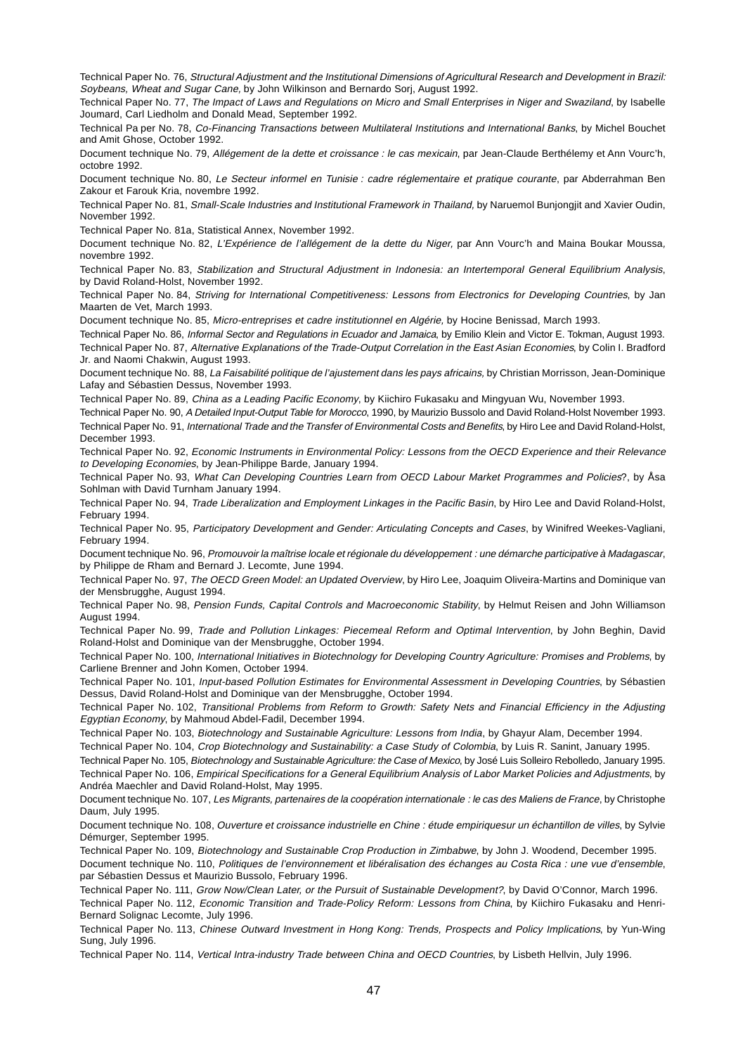Technical Paper No. 76, *Structural Adjustment and the Institutional Dimensions of Agricultural Research and Development in Brazil: Soybeans, Wheat and Sugar Cane,* by John Wilkinson and Bernardo Sorj, August 1992.

Technical Paper No. 77, *The Impact of Laws and Regulations on Micro and Small Enterprises in Niger and Swaziland*, by Isabelle Joumard, Carl Liedholm and Donald Mead, September 1992.

Technical Pa per No. 78, *Co-Financing Transactions between Multilateral Institutions and International Banks*, by Michel Bouchet and Amit Ghose, October 1992.

Document technique No. 79, *Allégement de la dette et croissance : le cas mexicain*, par Jean-Claude Berthélemy et Ann Vourc'h, octobre 1992.

Document technique No. 80, *Le Secteur informel en Tunisie : cadre réglementaire et pratique courante*, par Abderrahman Ben Zakour et Farouk Kria, novembre 1992.

Technical Paper No. 81, *Small-Scale Industries and Institutional Framework in Thailand,* by Naruemol Bunjongjit and Xavier Oudin, November 1992.

Technical Paper No. 81a, Statistical Annex, November 1992.

Document technique No. 82, *L'Expérience de l'allégement de la dette du Niger,* par Ann Vourc'h and Maina Boukar Moussa, novembre 1992.

Technical Paper No. 83, *Stabilization and Structural Adjustment in Indonesia: an Intertemporal General Equilibrium Analysis*, by David Roland-Holst, November 1992.

Technical Paper No. 84, *Striving for International Competitiveness: Lessons from Electronics for Developing Countries*, by Jan Maarten de Vet, March 1993.

Document technique No. 85, *Micro-entreprises et cadre institutionnel en Algérie,* by Hocine Benissad, March 1993.

Technical Paper No. 86, *Informal Sector and Regulations in Ecuador and Jamaica*, by Emilio Klein and Victor E. Tokman, August 1993.

Technical Paper No. 87, *Alternative Explanations of the Trade-Output Correlation in the East Asian Economies*, by Colin I. Bradford Jr. and Naomi Chakwin, August 1993.

Document technique No. 88, *La Faisabilité politique de l'ajustement dans les pays africains,* by Christian Morrisson, Jean-Dominique Lafay and Sébastien Dessus, November 1993.

Technical Paper No. 89, *China as a Leading Pacific Economy*, by Kiichiro Fukasaku and Mingyuan Wu, November 1993.

Technical Paper No. 90, *A Detailed Input-Output Table for Morocco*, 1990, by Maurizio Bussolo and David Roland-Holst November 1993.

Technical Paper No. 91, *International Trade and the Transfer of Environmental Costs and Benefits*, by Hiro Lee and David Roland-Holst, December 1993.

Technical Paper No. 92, *Economic Instruments in Environmental Policy: Lessons from the OECD Experience and their Relevance to Developing Economies*, by Jean-Philippe Barde, January 1994.

Technical Paper No. 93, *What Can Developing Countries Learn from OECD Labour Market Programmes and Policies*?, by Åsa Sohlman with David Turnham January 1994.

Technical Paper No. 94, *Trade Liberalization and Employment Linkages in the Pacific Basin*, by Hiro Lee and David Roland-Holst, February 1994.

Technical Paper No. 95, *Participatory Development and Gender: Articulating Concepts and Cases*, by Winifred Weekes-Vagliani, February 1994.

Document technique No. 96, *Promouvoir la maîtrise locale et régionale du développement : une démarche participative à Madagascar*, by Philippe de Rham and Bernard J. Lecomte, June 1994.

Technical Paper No. 97, *The OECD Green Model: an Updated Overview*, by Hiro Lee, Joaquim Oliveira-Martins and Dominique van der Mensbrugghe, August 1994.

Technical Paper No. 98, *Pension Funds, Capital Controls and Macroeconomic Stability*, by Helmut Reisen and John Williamson August 1994.

Technical Paper No. 99, *Trade and Pollution Linkages: Piecemeal Reform and Optimal Intervention*, by John Beghin, David Roland-Holst and Dominique van der Mensbrugghe, October 1994.

Technical Paper No. 100, *International Initiatives in Biotechnology for Developing Country Agriculture: Promises and Problems*, by Carliene Brenner and John Komen, October 1994.

Technical Paper No. 101, *Input-based Pollution Estimates for Environmental Assessment in Developing Countries*, by Sébastien Dessus, David Roland-Holst and Dominique van der Mensbrugghe, October 1994.

Technical Paper No. 102, *Transitional Problems from Reform to Growth: Safety Nets and Financial Efficiency in the Adjusting Egyptian Economy*, by Mahmoud Abdel-Fadil, December 1994.

Technical Paper No. 103, *Biotechnology and Sustainable Agriculture: Lessons from India*, by Ghayur Alam, December 1994.

Technical Paper No. 104, *Crop Biotechnology and Sustainability: a Case Study of Colombia*, by Luis R. Sanint, January 1995.

Technical Paper No. 105, *Biotechnology and Sustainable Agriculture: the Case of Mexico*, by José Luis Solleiro Rebolledo, January 1995.

Technical Paper No. 106, *Empirical Specifications for a General Equilibrium Analysis of Labor Market Policies and Adjustments*, by Andréa Maechler and David Roland-Holst, May 1995.

Document technique No. 107, *Les Migrants, partenaires de la coopération internationale : le cas des Maliens de France*, by Christophe Daum, July 1995.

Document technique No. 108, *Ouverture et croissance industrielle en Chine : étude empiriquesur un échantillon de villes*, by Sylvie Démurger, September 1995.

Technical Paper No. 109, *Biotechnology and Sustainable Crop Production in Zimbabwe*, by John J. Woodend, December 1995.

Document technique No. 110, *Politiques de l'environnement et libéralisation des échanges au Costa Rica : une vue d'ensemble*, par Sébastien Dessus et Maurizio Bussolo, February 1996.

Technical Paper No. 111, *Grow Now/Clean Later, or the Pursuit of Sustainable Development?*, by David O'Connor, March 1996.

Technical Paper No. 112, *Economic Transition and Trade-Policy Reform: Lessons from China*, by Kiichiro Fukasaku and Henri-Bernard Solignac Lecomte, July 1996.

Technical Paper No. 113, *Chinese Outward Investment in Hong Kong: Trends, Prospects and Policy Implications*, by Yun-Wing Sung, July 1996.

Technical Paper No. 114, *Vertical Intra-industry Trade between China and OECD Countries*, by Lisbeth Hellvin, July 1996.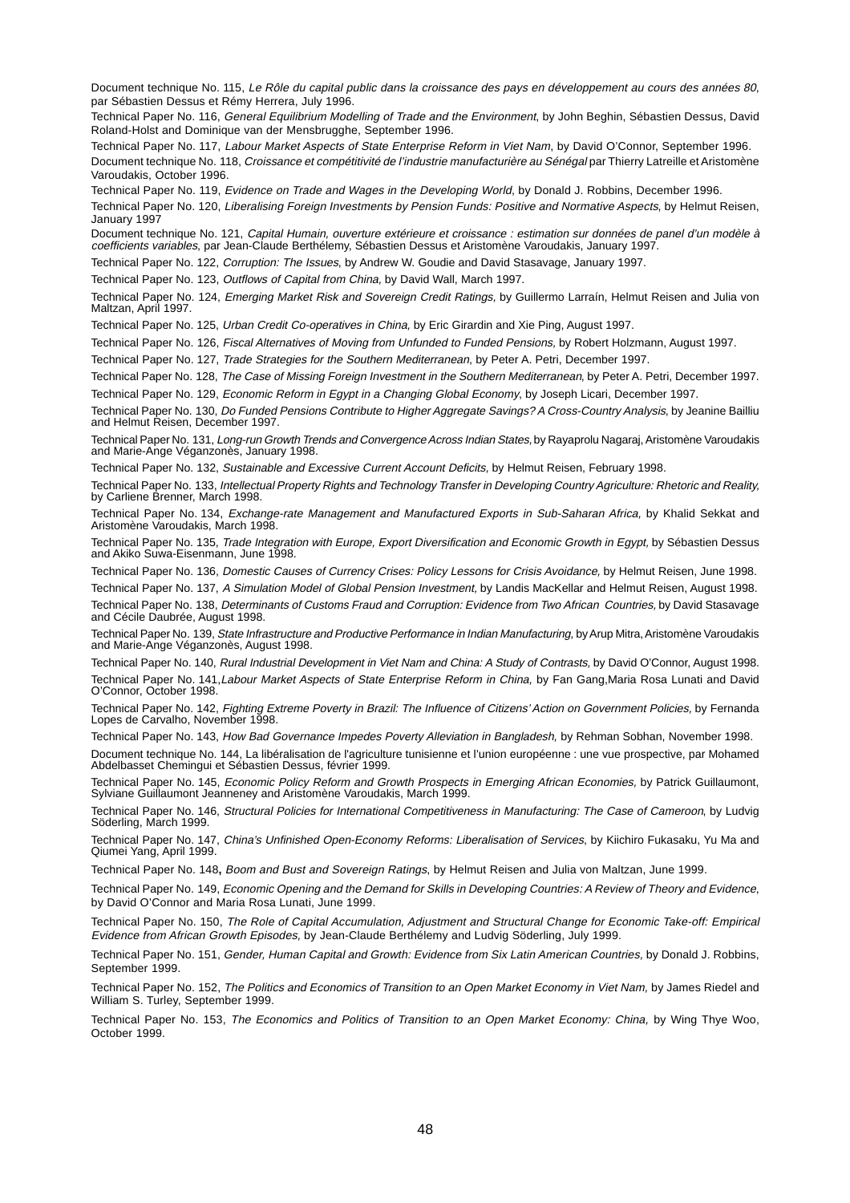Document technique No. 115, *Le Rôle du capital public dans la croissance des pays en développement au cours des années 80*, par Sébastien Dessus et Rémy Herrera, July 1996.

Technical Paper No. 116, *General Equilibrium Modelling of Trade and the Environment*, by John Beghin, Sébastien Dessus, David Roland-Holst and Dominique van der Mensbrugghe, September 1996.

Technical Paper No. 117, *Labour Market Aspects of State Enterprise Reform in Viet Nam*, by David O'Connor, September 1996.

Document technique No. 118, *Croissance et compétitivité de l'industrie manufacturière au Sénégal* par Thierry Latreille et Aristomène Varoudakis, October 1996.

Technical Paper No. 119, *Evidence on Trade and Wages in the Developing World*, by Donald J. Robbins, December 1996.

Technical Paper No. 120, *Liberalising Foreign Investments by Pension Funds: Positive and Normative Aspects*, by Helmut Reisen, January 1997

Document technique No. 121, *Capital Humain, ouverture extérieure et croissance : estimation sur données de panel d'un modèle à coefficients variables*, par Jean-Claude Berthélemy, Sébastien Dessus et Aristomène Varoudakis, January 1997.

Technical Paper No. 122, *Corruption: The Issues*, by Andrew W. Goudie and David Stasavage, January 1997.

Technical Paper No. 123, *Outflows of Capital from China,* by David Wall, March 1997.

Technical Paper No. 124, *Emerging Market Risk and Sovereign Credit Ratings,* by Guillermo Larraín, Helmut Reisen and Julia von Maltzan, April 1997.

Technical Paper No. 125, *Urban Credit Co-operatives in China,* by Eric Girardin and Xie Ping, August 1997.

Technical Paper No. 126, *Fiscal Alternatives of Moving from Unfunded to Funded Pensions,* by Robert Holzmann, August 1997.

Technical Paper No. 127, *Trade Strategies for the Southern Mediterranean*, by Peter A. Petri, December 1997.

Technical Paper No. 128, *The Case of Missing Foreign Investment in the Southern Mediterranean*, by Peter A. Petri, December 1997.

Technical Paper No. 129, *Economic Reform in Egypt in a Changing Global Economy*, by Joseph Licari, December 1997.

Technical Paper No. 130, *Do Funded Pensions Contribute to Higher Aggregate Savings? A Cross-Country Analysis*, by Jeanine Bailliu and Helmut Reisen, December 1997.

Technical Paper No. 131, *Long-run Growth Trends and Convergence Across Indian States,* by Rayaprolu Nagaraj, Aristomène Varoudakis and Marie-Ange Véganzonès, January 1998.

Technical Paper No. 132, *Sustainable and Excessive Current Account Deficits,* by Helmut Reisen, February 1998.

Technical Paper No. 133, *Intellectual Property Rights and Technology Transfer in Developing Country Agriculture: Rhetoric and Reality,* by Carliene Brenner, March 1998.

Technical Paper No. 134, *Exchange-rate Management and Manufactured Exports in Sub-Saharan Africa,* by Khalid Sekkat and Aristomène Varoudakis, March 1998.

Technical Paper No. 135, *Trade Integration with Europe, Export Diversification and Economic Growth in Egypt,* by Sébastien Dessus and Akiko Suwa-Eisenmann, June 1998.

Technical Paper No. 136, *Domestic Causes of Currency Crises: Policy Lessons for Crisis Avoidance,* by Helmut Reisen, June 1998.

Technical Paper No. 137, *A Simulation Model of Global Pension Investment,* by Landis MacKellar and Helmut Reisen, August 1998.

Technical Paper No. 138, *Determinants of Customs Fraud and Corruption: Evidence from Two African Countries,* by David Stasavage and Cécile Daubrée, August 1998.

Technical Paper No. 139, *State Infrastructure and Productive Performance in Indian Manufacturing,* by Arup Mitra, Aristomène Varoudakis and Marie-Ange Véganzonès, August 1998.

Technical Paper No. 140, *Rural Industrial Development in Viet Nam and China: A Study of Contrasts,* by David O'Connor, August 1998.

Technical Paper No. 141,*Labour Market Aspects of State Enterprise Reform in China,* by Fan Gang,Maria Rosa Lunati and David O'Connor, October 1998.

Technical Paper No. 142, *Fighting Extreme Poverty in Brazil: The Influence of Citizens' Action on Government Policies,* by Fernanda Lopes de Carvalho, November 1998.

Technical Paper No. 143, *How Bad Governance Impedes Poverty Alleviation in Bangladesh,* by Rehman Sobhan, November 1998.

Document technique No. 144, La libéralisation de l'agriculture tunisienne et l'union européenne : une vue prospective, par Mohamed Abdelbasset Chemingui et Sébastien Dessus, février 1999.

Technical Paper No. 145, *Economic Policy Reform and Growth Prospects in Emerging African Economies,* by Patrick Guillaumont, Sylviane Guillaumont Jeanneney and Aristomène Varoudakis, March 1999.

Technical Paper No. 146, *Structural Policies for International Competitiveness in Manufacturing: The Case of Cameroon*, by Ludvig Söderling, March 1999.

Technical Paper No. 147, *China's Unfinished Open-Economy Reforms: Liberalisation of Services*, by Kiichiro Fukasaku, Yu Ma and Qiumei Yang, April 1999.

Technical Paper No. 148, *Boom and Bust and Sovereign Ratings*, by Helmut Reisen and Julia von Maltzan, June 1999.

Technical Paper No. 149, *Economic Opening and the Demand for Skills in Developing Countries: A Review of Theory and Evidence*, by David O'Connor and Maria Rosa Lunati, June 1999.

Technical Paper No. 150, *The Role of Capital Accumulation, Adjustment and Structural Change for Economic Take-off: Empirical Evidence from African Growth Episodes,* by Jean-Claude Berthélemy and Ludvig Söderling, July 1999.

Technical Paper No. 151, *Gender, Human Capital and Growth: Evidence from Six Latin American Countries,* by Donald J. Robbins, September 1999.

Technical Paper No. 152, *The Politics and Economics of Transition to an Open Market Economy in Viet Nam,* by James Riedel and William S. Turley, September 1999.

Technical Paper No. 153, *The Economics and Politics of Transition to an Open Market Economy: China,* by Wing Thye Woo, October 1999.